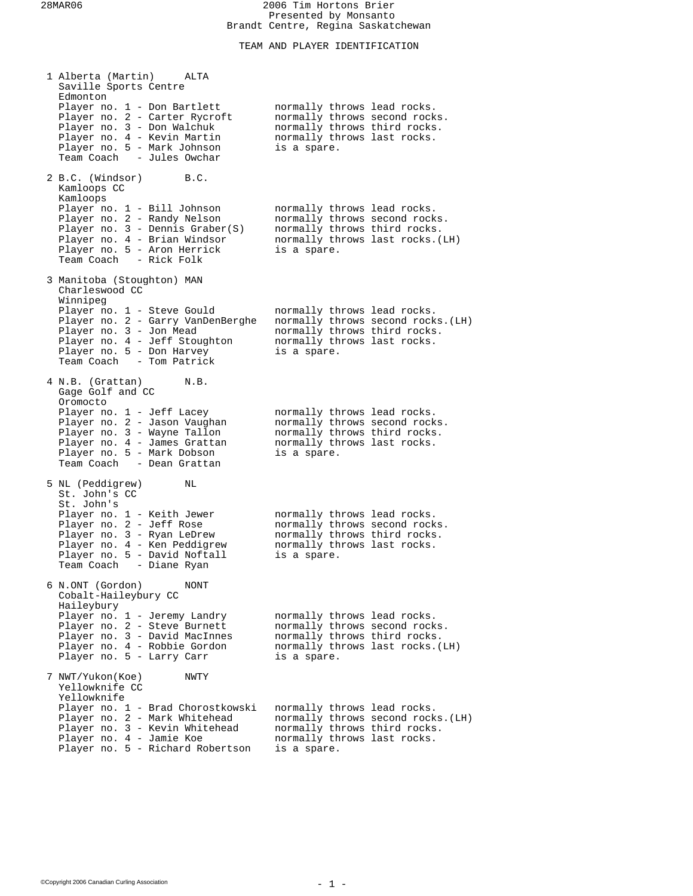2006 Tim Hortons Brier
Presented by Monsanto
Brandt Centre, Regina Saskatchewan

## TEAM AND PLAYER IDENTIFICATION

```
 1 Alberta (Martin)     ALTA
   Saville Sports Centre
   Edmonton
   Player no. 1 - Don Bartlett          normally throws lead rocks.
   Player no. 2 - Carter Rycroft        normally throws second rocks.
   Player no. 3 - Don Walchuk           normally throws third rocks.
   Player no. 4 - Kevin Martin          normally throws last rocks.
   Player no. 5 - Mark Johnson          is a spare.
   Team Coach   - Jules Owchar

 2 B.C. (Windsor)       B.C.
   Kamloops CC
   Kamloops
   Player no. 1 - Bill Johnson          normally throws lead rocks.
   Player no. 2 - Randy Nelson          normally throws second rocks.
   Player no. 3 - Dennis Graber(S)      normally throws third rocks.
   Player no. 4 - Brian Windsor         normally throws last rocks.(LH)
   Player no. 5 - Aron Herrick          is a spare.
   Team Coach   - Rick Folk

 3 Manitoba (Stoughton) MAN
   Charleswood CC
   Winnipeg
   Player no. 1 - Steve Gould           normally throws lead rocks.
   Player no. 2 - Garry VanDenBerghe    normally throws second rocks.(LH)
   Player no. 3 - Jon Mead              normally throws third rocks.
   Player no. 4 - Jeff Stoughton        normally throws last rocks.
   Player no. 5 - Don Harvey            is a spare.
   Team Coach   - Tom Patrick

 4 N.B. (Grattan)       N.B.
   Gage Golf and CC
   Oromocto
   Player no. 1 - Jeff Lacey            normally throws lead rocks.
   Player no. 2 - Jason Vaughan         normally throws second rocks.
   Player no. 3 - Wayne Tallon          normally throws third rocks.
   Player no. 4 - James Grattan         normally throws last rocks.
   Player no. 5 - Mark Dobson           is a spare.
   Team Coach   - Dean Grattan

 5 NL (Peddigrew)       NL
   St. John's CC
   St. John's
   Player no. 1 - Keith Jewer           normally throws lead rocks.
   Player no. 2 - Jeff Rose             normally throws second rocks.
   Player no. 3 - Ryan LeDrew           normally throws third rocks.
   Player no. 4 - Ken Peddigrew         normally throws last rocks.
   Player no. 5 - David Noftall         is a spare.
   Team Coach   - Diane Ryan

 6 N.ONT (Gordon)       NONT
   Cobalt-Haileybury CC
   Haileybury
   Player no. 1 - Jeremy Landry         normally throws lead rocks.
   Player no. 2 - Steve Burnett         normally throws second rocks.
   Player no. 3 - David MacInnes        normally throws third rocks.
   Player no. 4 - Robbie Gordon         normally throws last rocks.(LH)
   Player no. 5 - Larry Carr            is a spare.

 7 NWT/Yukon(Koe)       NWTY
   Yellowknife CC
   Yellowknife
   Player no. 1 - Brad Chorostkowski    normally throws lead rocks.
   Player no. 2 - Mark Whitehead        normally throws second rocks.(LH)
   Player no. 3 - Kevin Whitehead       normally throws third rocks.
   Player no. 4 - Jamie Koe             normally throws last rocks.
   Player no. 5 - Richard Robertson     is a spare.
```

©Copyright 2006 Canadian Curling Association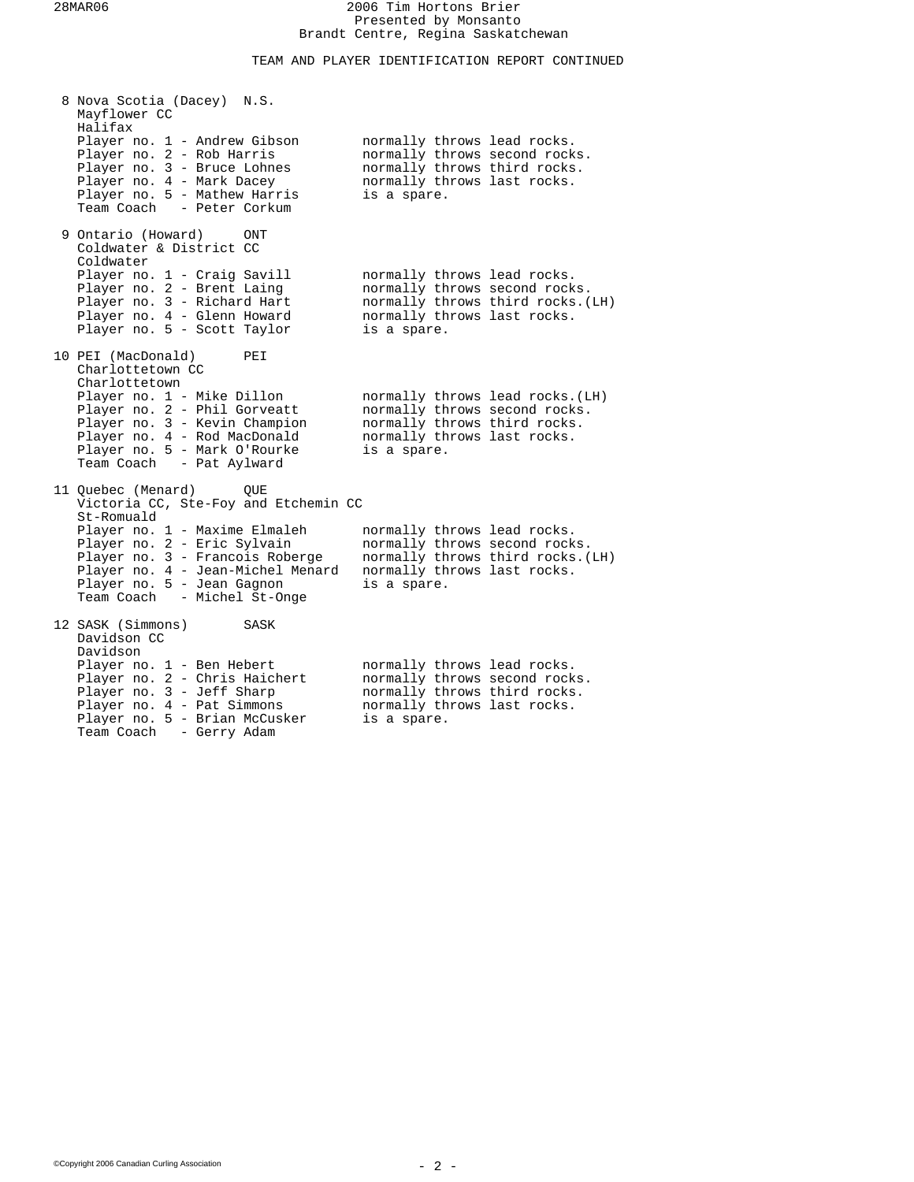## TEAM AND PLAYER IDENTIFICATION REPORT CONTINUED

**8 Nova Scotia (Dacey) N.S.**
Mayflower CC
Halifax

| | |
|---|---|
| Player no. 1 - Andrew Gibson | normally throws lead rocks. |
| Player no. 2 - Rob Harris | normally throws second rocks. |
| Player no. 3 - Bruce Lohnes | normally throws third rocks. |
| Player no. 4 - Mark Dacey | normally throws last rocks. |
| Player no. 5 - Mathew Harris | is a spare. |
| Team Coach - Peter Corkum | |

**9 Ontario (Howard) ONT**
Coldwater & District CC
Coldwater

| | |
|---|---|
| Player no. 1 - Craig Savill | normally throws lead rocks. |
| Player no. 2 - Brent Laing | normally throws second rocks. |
| Player no. 3 - Richard Hart | normally throws third rocks.(LH) |
| Player no. 4 - Glenn Howard | normally throws last rocks. |
| Player no. 5 - Scott Taylor | is a spare. |

**10 PEI (MacDonald) PEI**
Charlottetown CC
Charlottetown

| | |
|---|---|
| Player no. 1 - Mike Dillon | normally throws lead rocks.(LH) |
| Player no. 2 - Phil Gorveatt | normally throws second rocks. |
| Player no. 3 - Kevin Champion | normally throws third rocks. |
| Player no. 4 - Rod MacDonald | normally throws last rocks. |
| Player no. 5 - Mark O'Rourke | is a spare. |
| Team Coach - Pat Aylward | |

**11 Quebec (Menard) QUE**
Victoria CC, Ste-Foy and Etchemin CC
St-Romuald

| | |
|---|---|
| Player no. 1 - Maxime Elmaleh | normally throws lead rocks. |
| Player no. 2 - Eric Sylvain | normally throws second rocks. |
| Player no. 3 - Francois Roberge | normally throws third rocks.(LH) |
| Player no. 4 - Jean-Michel Menard | normally throws last rocks. |
| Player no. 5 - Jean Gagnon | is a spare. |
| Team Coach - Michel St-Onge | |

**12 SASK (Simmons) SASK**
Davidson CC
Davidson

| | |
|---|---|
| Player no. 1 - Ben Hebert | normally throws lead rocks. |
| Player no. 2 - Chris Haichert | normally throws second rocks. |
| Player no. 3 - Jeff Sharp | normally throws third rocks. |
| Player no. 4 - Pat Simmons | normally throws last rocks. |
| Player no. 5 - Brian McCusker | is a spare. |
| Team Coach - Gerry Adam | |

©Copyright 2006 Canadian Curling Association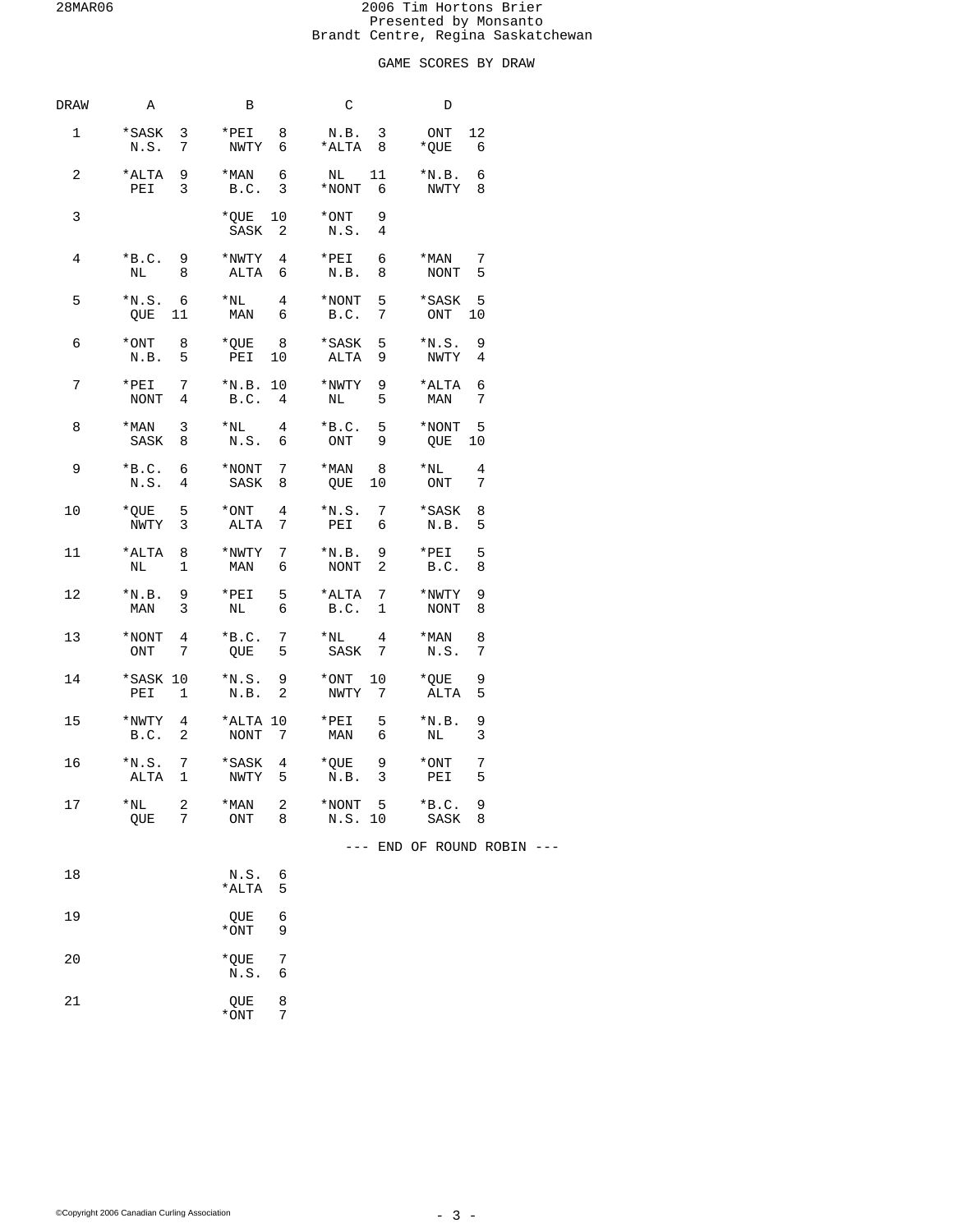# 2006 Tim Hortons Brier
Presented by Monsanto
Brandt Centre, Regina Saskatchewan

## GAME SCORES BY DRAW

| DRAW | A | | B | | C | | D | |
|---|---|---|---|---|---|---|---|---|
| 1 | *SASK | 3 | *PEI | 8 | N.B. | 3 | ONT | 12 |
| | N.S. | 7 | NWTY | 6 | *ALTA | 8 | *QUE | 6 |
| 2 | *ALTA | 9 | *MAN | 6 | NL | 11 | *N.B. | 6 |
| | PEI | 3 | B.C. | 3 | *NONT | 6 | NWTY | 8 |
| 3 | | | *QUE | 10 | *ONT | 9 | | |
| | | | SASK | 2 | N.S. | 4 | | |
| 4 | *B.C. | 9 | *NWTY | 4 | *PEI | 6 | *MAN | 7 |
| | NL | 8 | ALTA | 6 | N.B. | 8 | NONT | 5 |
| 5 | *N.S. | 6 | *NL | 4 | *NONT | 5 | *SASK | 5 |
| | QUE | 11 | MAN | 6 | B.C. | 7 | ONT | 10 |
| 6 | *ONT | 8 | *QUE | 8 | *SASK | 5 | *N.S. | 9 |
| | N.B. | 5 | PEI | 10 | ALTA | 9 | NWTY | 4 |
| 7 | *PEI | 7 | *N.B. | 10 | *NWTY | 9 | *ALTA | 6 |
| | NONT | 4 | B.C. | 4 | NL | 5 | MAN | 7 |
| 8 | *MAN | 3 | *NL | 4 | *B.C. | 5 | *NONT | 5 |
| | SASK | 8 | N.S. | 6 | ONT | 9 | QUE | 10 |
| 9 | *B.C. | 6 | *NONT | 7 | *MAN | 8 | *NL | 4 |
| | N.S. | 4 | SASK | 8 | QUE | 10 | ONT | 7 |
| 10 | *QUE | 5 | *ONT | 4 | *N.S. | 7 | *SASK | 8 |
| | NWTY | 3 | ALTA | 7 | PEI | 6 | N.B. | 5 |
| 11 | *ALTA | 8 | *NWTY | 7 | *N.B. | 9 | *PEI | 5 |
| | NL | 1 | MAN | 6 | NONT | 2 | B.C. | 8 |
| 12 | *N.B. | 9 | *PEI | 5 | *ALTA | 7 | *NWTY | 9 |
| | MAN | 3 | NL | 6 | B.C. | 1 | NONT | 8 |
| 13 | *NONT | 4 | *B.C. | 7 | *NL | 4 | *MAN | 8 |
| | ONT | 7 | QUE | 5 | SASK | 7 | N.S. | 7 |
| 14 | *SASK | 10 | *N.S. | 9 | *ONT | 10 | *QUE | 9 |
| | PEI | 1 | N.B. | 2 | NWTY | 7 | ALTA | 5 |
| 15 | *NWTY | 4 | *ALTA | 10 | *PEI | 5 | *N.B. | 9 |
| | B.C. | 2 | NONT | 7 | MAN | 6 | NL | 3 |
| 16 | *N.S. | 7 | *SASK | 4 | *QUE | 9 | *ONT | 7 |
| | ALTA | 1 | NWTY | 5 | N.B. | 3 | PEI | 5 |
| 17 | *NL | 2 | *MAN | 2 | *NONT | 5 | *B.C. | 9 |
| | QUE | 7 | ONT | 8 | N.S. | 10 | SASK | 8 |

--- END OF ROUND ROBIN ---

| DRAW | B | |
|---|---|---|
| 18 | N.S. | 6 |
| | *ALTA | 5 |
| 19 | QUE | 6 |
| | *ONT | 9 |
| 20 | *QUE | 7 |
| | N.S. | 6 |
| 21 | QUE | 8 |
| | *ONT | 7 |

©Copyright 2006 Canadian Curling Association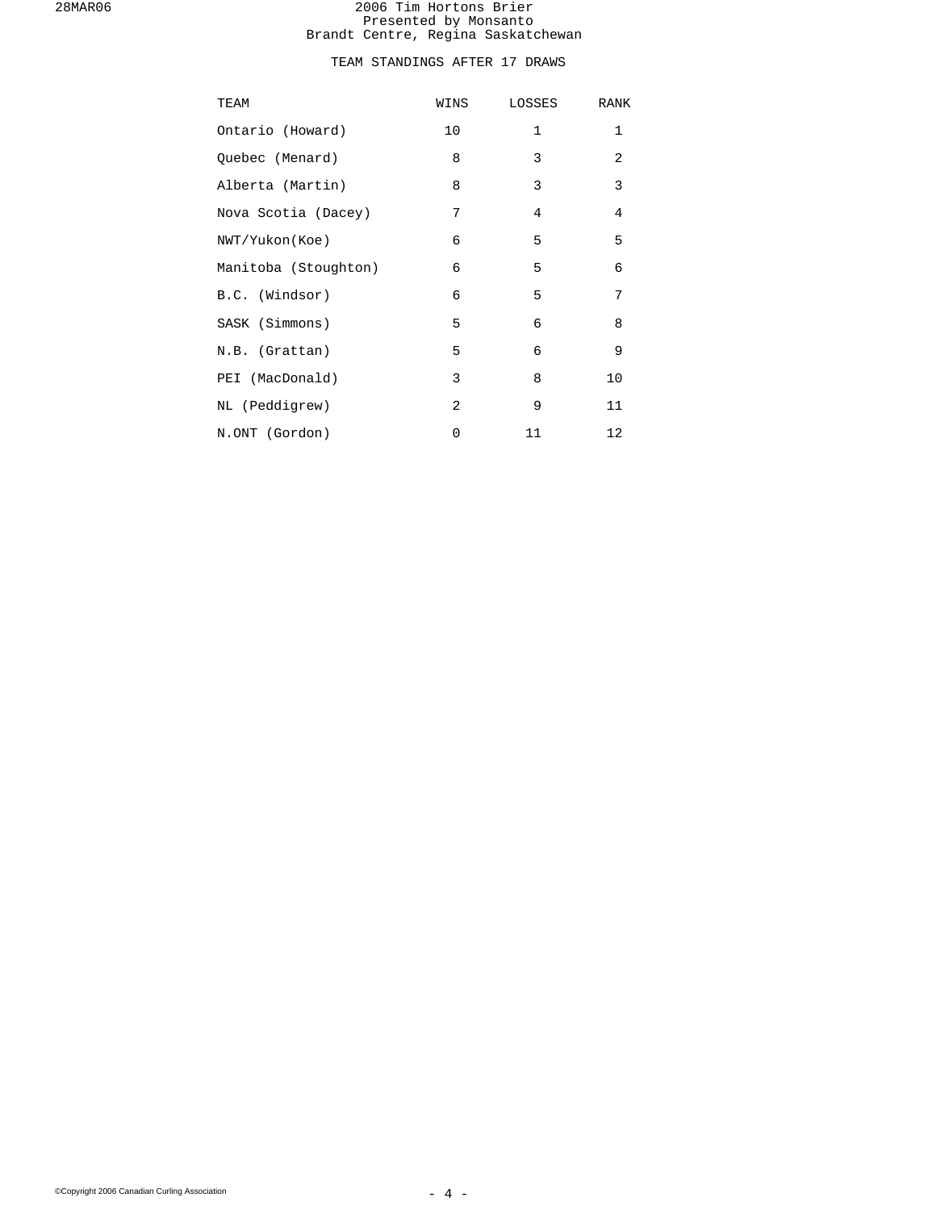# 2006 Tim Hortons Brier
Presented by Monsanto
Brandt Centre, Regina Saskatchewan

## TEAM STANDINGS AFTER 17 DRAWS

| TEAM | WINS | LOSSES | RANK |
|---|---|---|---|
| Ontario (Howard) | 10 | 1 | 1 |
| Quebec (Menard) | 8 | 3 | 2 |
| Alberta (Martin) | 8 | 3 | 3 |
| Nova Scotia (Dacey) | 7 | 4 | 4 |
| NWT/Yukon(Koe) | 6 | 5 | 5 |
| Manitoba (Stoughton) | 6 | 5 | 6 |
| B.C. (Windsor) | 6 | 5 | 7 |
| SASK (Simmons) | 5 | 6 | 8 |
| N.B. (Grattan) | 5 | 6 | 9 |
| PEI (MacDonald) | 3 | 8 | 10 |
| NL (Peddigrew) | 2 | 9 | 11 |
| N.ONT (Gordon) | 0 | 11 | 12 |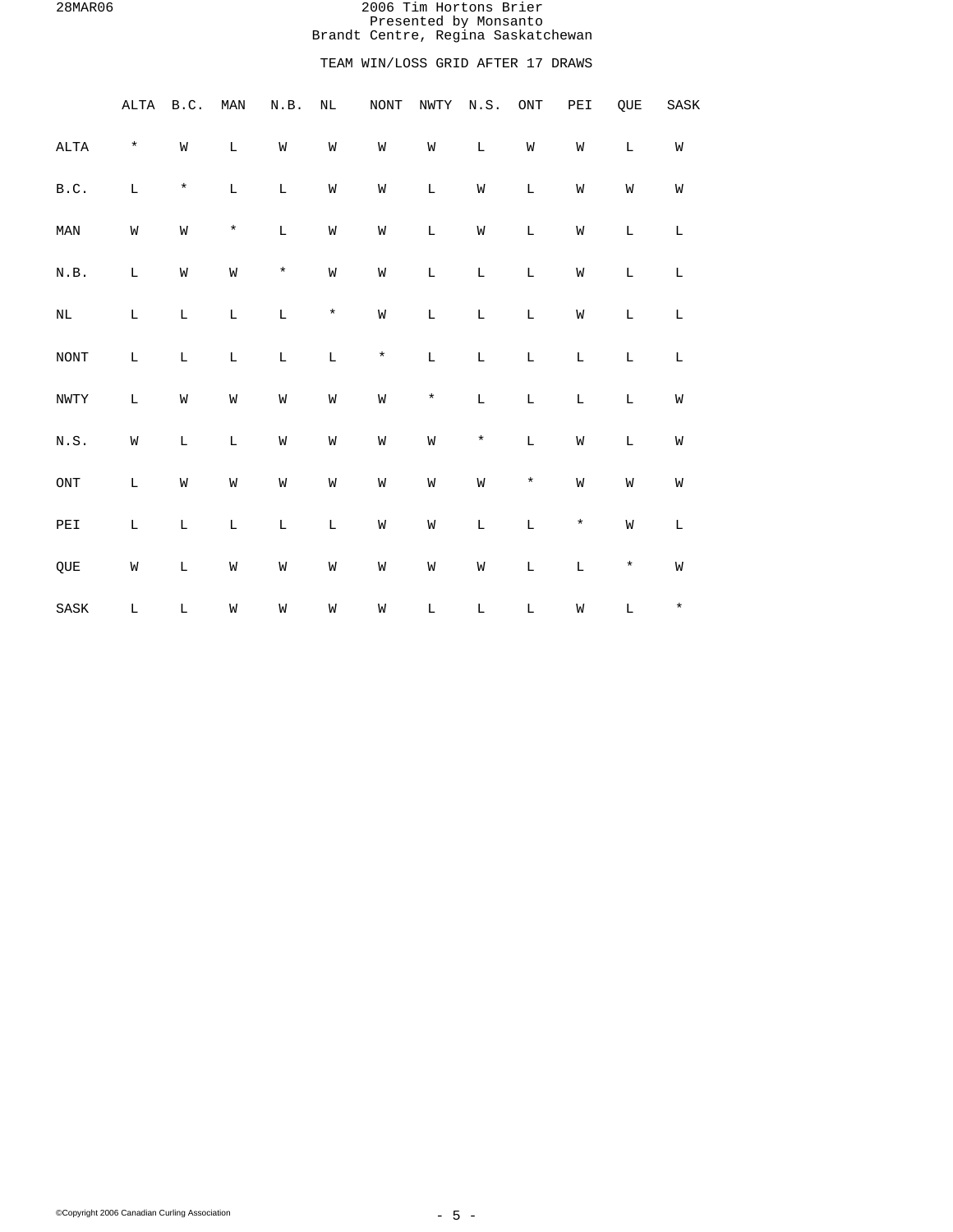2006 Tim Hortons Brier
Presented by Monsanto
Brandt Centre, Regina Saskatchewan

TEAM WIN/LOSS GRID AFTER 17 DRAWS

| | ALTA | B.C. | MAN | N.B. | NL | NONT | NWTY | N.S. | ONT | PEI | QUE | SASK |
|---|---|---|---|---|---|---|---|---|---|---|---|---|
| ALTA | * | W | L | W | W | W | W | L | W | W | L | W |
| B.C. | L | * | L | L | W | W | L | W | L | W | W | W |
| MAN | W | W | * | L | W | W | L | W | L | W | L | L |
| N.B. | L | W | W | * | W | W | L | L | L | W | L | L |
| NL | L | L | L | L | * | W | L | L | L | W | L | L |
| NONT | L | L | L | L | L | * | L | L | L | L | L | L |
| NWTY | L | W | W | W | W | W | * | L | L | L | L | W |
| N.S. | W | L | L | W | W | W | W | * | L | W | L | W |
| ONT | L | W | W | W | W | W | W | W | * | W | W | W |
| PEI | L | L | L | L | L | W | W | L | L | * | W | L |
| QUE | W | L | W | W | W | W | W | W | L | L | * | W |
| SASK | L | L | W | W | W | W | L | L | L | W | L | * |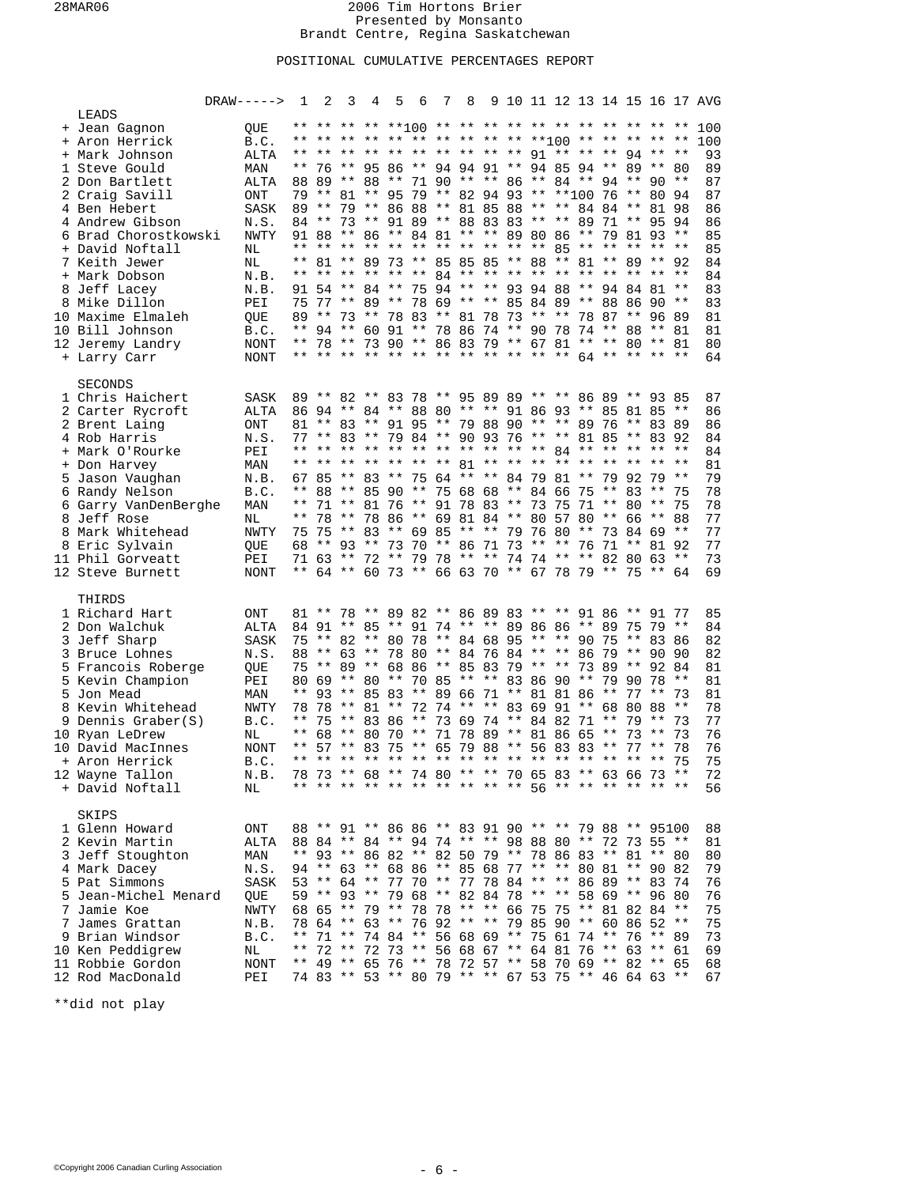28MAR06

# 2006 Tim Hortons Brier
Presented by Monsanto
Brandt Centre, Regina Saskatchewan

## POSITIONAL CUMULATIVE PERCENTAGES REPORT

| | | DRAW-----> | 1 | 2 | 3 | 4 | 5 | 6 | 7 | 8 | 9 | 10 | 11 | 12 | 13 | 14 | 15 | 16 | 17 | AVG |
|---|---|---|---|---|---|---|---|---|---|---|---|---|---|---|---|---|---|---|---|---|
| **LEADS** | | | | | | | | | | | | | | | | | | | | |
| + | Jean Gagnon | QUE | ** | ** | ** | ** | **100 | ** | ** | ** | ** | ** | ** | ** | ** | ** | ** | ** | ** | 100 |
| + | Aron Herrick | B.C. | ** | ** | ** | ** | ** | ** | ** | ** | ** | ** | **100 | ** | ** | ** | ** | ** | ** | 100 |
| + | Mark Johnson | ALTA | ** | ** | ** | ** | ** | ** | ** | ** | ** | ** | 91 | ** | ** | ** | 94 | ** | ** | 93 |
| 1 | Steve Gould | MAN | ** | 76 | ** | 95 | 86 | ** | 94 | 94 | 91 | ** | 94 | 85 | 94 | ** | 89 | ** | 80 | 89 |
| 2 | Don Bartlett | ALTA | 88 | 89 | ** | 88 | ** | 71 | 90 | ** | ** | 86 | ** | 84 | ** | 94 | ** | 90 | ** | 87 |
| 2 | Craig Savill | ONT | 79 | ** | 81 | ** | 95 | 79 | ** | 82 | 94 | 93 | ** | **100 | 76 | ** | 80 | 94 | | 87 |
| 4 | Ben Hebert | SASK | 89 | ** | 79 | ** | 86 | 88 | ** | 81 | 85 | 88 | ** | ** | 84 | 84 | ** | 81 | 98 | 86 |
| 4 | Andrew Gibson | N.S. | 84 | ** | 73 | ** | 91 | 89 | ** | 88 | 83 | 83 | ** | ** | 89 | 71 | ** | 95 | 94 | 86 |
| 6 | Brad Chorostkowski | NWTY | 91 | 88 | ** | 86 | ** | 84 | 81 | ** | ** | 89 | 80 | 86 | ** | 79 | 81 | 93 | ** | 85 |
| + | David Noftall | NL | ** | ** | ** | ** | ** | ** | ** | ** | ** | ** | ** | 85 | ** | ** | ** | ** | ** | 85 |
| 7 | Keith Jewer | NL | ** | 81 | ** | 89 | 73 | ** | 85 | 85 | 85 | ** | 88 | ** | 81 | ** | 89 | ** | 92 | 84 |
| + | Mark Dobson | N.B. | ** | ** | ** | ** | ** | ** | 84 | ** | ** | ** | ** | ** | ** | ** | ** | ** | ** | 84 |
| 8 | Jeff Lacey | N.B. | 91 | 54 | ** | 84 | ** | 75 | 94 | ** | ** | 93 | 94 | 88 | ** | 94 | 84 | 81 | ** | 83 |
| 8 | Mike Dillon | PEI | 75 | 77 | ** | 89 | ** | 78 | 69 | ** | ** | 85 | 84 | 89 | ** | 88 | 86 | 90 | ** | 83 |
| 10 | Maxime Elmaleh | QUE | 89 | ** | 73 | ** | 78 | 83 | ** | 81 | 78 | 73 | ** | ** | 78 | 87 | ** | 96 | 89 | 81 |
| 10 | Bill Johnson | B.C. | ** | 94 | ** | 60 | 91 | ** | 78 | 86 | 74 | ** | 90 | 78 | 74 | ** | 88 | ** | 81 | 81 |
| 12 | Jeremy Landry | NONT | ** | 78 | ** | 73 | 90 | ** | 86 | 83 | 79 | ** | 67 | 81 | ** | ** | 80 | ** | 81 | 80 |
| + | Larry Carr | NONT | ** | ** | ** | ** | ** | ** | ** | ** | ** | ** | ** | ** | 64 | ** | ** | ** | ** | 64 |
| **SECONDS** | | | | | | | | | | | | | | | | | | | | |
| 1 | Chris Haichert | SASK | 89 | ** | 82 | ** | 83 | 78 | ** | 95 | 89 | 89 | ** | ** | 86 | 89 | ** | 93 | 85 | 87 |
| 2 | Carter Rycroft | ALTA | 86 | 94 | ** | 84 | ** | 88 | 80 | ** | ** | 91 | 86 | 93 | ** | 85 | 81 | 85 | ** | 86 |
| 2 | Brent Laing | ONT | 81 | ** | 83 | ** | 91 | 95 | ** | 79 | 88 | 90 | ** | ** | 89 | 76 | ** | 83 | 89 | 86 |
| 4 | Rob Harris | N.S. | 77 | ** | 83 | ** | 79 | 84 | ** | 90 | 93 | 76 | ** | ** | 81 | 85 | ** | 83 | 92 | 84 |
| + | Mark O'Rourke | PEI | ** | ** | ** | ** | ** | ** | ** | ** | ** | ** | ** | 84 | ** | ** | ** | ** | ** | 84 |
| + | Don Harvey | MAN | ** | ** | ** | ** | ** | ** | ** | 81 | ** | ** | ** | ** | ** | ** | ** | ** | ** | 81 |
| 5 | Jason Vaughan | N.B. | 67 | 85 | ** | 83 | ** | 75 | 64 | ** | ** | 84 | 79 | 81 | ** | 79 | 92 | 79 | ** | 79 |
| 6 | Randy Nelson | B.C. | ** | 88 | ** | 85 | 90 | ** | 75 | 68 | 68 | ** | 84 | 66 | 75 | ** | 83 | ** | 75 | 78 |
| 6 | Garry VanDenBerghe | MAN | ** | 71 | ** | 81 | 76 | ** | 91 | 78 | 83 | ** | 73 | 75 | 71 | ** | 80 | ** | 75 | 78 |
| 8 | Jeff Rose | NL | ** | 78 | ** | 78 | 86 | ** | 69 | 81 | 84 | ** | 80 | 57 | 80 | ** | 66 | ** | 88 | 77 |
| 8 | Mark Whitehead | NWTY | 75 | 75 | ** | 83 | ** | 69 | 85 | ** | ** | 79 | 76 | 80 | ** | 73 | 84 | 69 | ** | 77 |
| 8 | Eric Sylvain | QUE | 68 | ** | 93 | ** | 73 | 70 | ** | 86 | 71 | 73 | ** | ** | 76 | 71 | ** | 81 | 92 | 77 |
| 11 | Phil Gorveatt | PEI | 71 | 63 | ** | 72 | ** | 79 | 78 | ** | ** | 74 | 74 | ** | ** | 82 | 80 | 63 | ** | 73 |
| 12 | Steve Burnett | NONT | ** | 64 | ** | 60 | 73 | ** | 66 | 63 | 70 | ** | 67 | 78 | 79 | ** | 75 | ** | 64 | 69 |
| **THIRDS** | | | | | | | | | | | | | | | | | | | | |
| 1 | Richard Hart | ONT | 81 | ** | 78 | ** | 89 | 82 | ** | 86 | 89 | 83 | ** | ** | 91 | 86 | ** | 91 | 77 | 85 |
| 2 | Don Walchuk | ALTA | 84 | 91 | ** | 85 | ** | 91 | 74 | ** | ** | 89 | 86 | 86 | ** | 89 | 75 | 79 | ** | 84 |
| 3 | Jeff Sharp | SASK | 75 | ** | 82 | ** | 80 | 78 | ** | 84 | 68 | 95 | ** | ** | 90 | 75 | ** | 83 | 86 | 82 |
| 3 | Bruce Lohnes | N.S. | 88 | ** | 63 | ** | 78 | 80 | ** | 84 | 76 | 84 | ** | ** | 86 | 79 | ** | 90 | 90 | 82 |
| 5 | Francois Roberge | QUE | 75 | ** | 89 | ** | 68 | 86 | ** | 85 | 83 | 79 | ** | ** | 73 | 89 | ** | 92 | 84 | 81 |
| 5 | Kevin Champion | PEI | 80 | 69 | ** | 80 | ** | 70 | 85 | ** | ** | 83 | 86 | 90 | ** | 79 | 90 | 78 | ** | 81 |
| 5 | Jon Mead | MAN | ** | 93 | ** | 85 | 83 | ** | 89 | 66 | 71 | ** | 81 | 81 | 86 | ** | 77 | ** | 73 | 81 |
| 8 | Kevin Whitehead | NWTY | 78 | 78 | ** | 81 | ** | 72 | 74 | ** | ** | 83 | 69 | 91 | ** | 68 | 80 | 88 | ** | 78 |
| 9 | Dennis Graber(S) | B.C. | ** | 75 | ** | 83 | 86 | ** | 73 | 69 | 74 | ** | 84 | 82 | 71 | ** | 79 | ** | 73 | 77 |
| 10 | Ryan LeDrew | NL | ** | 68 | ** | 80 | 70 | ** | 71 | 78 | 89 | ** | 81 | 86 | 65 | ** | 73 | ** | 73 | 76 |
| 10 | David MacInnes | NONT | ** | 57 | ** | 83 | 75 | ** | 65 | 79 | 88 | ** | 56 | 83 | 83 | ** | 77 | ** | 78 | 76 |
| + | Aron Herrick | B.C. | ** | ** | ** | ** | ** | ** | ** | ** | ** | ** | ** | ** | ** | ** | ** | ** | 75 | 75 |
| 12 | Wayne Tallon | N.B. | 78 | 73 | ** | 68 | ** | 74 | 80 | ** | ** | 70 | 65 | 83 | ** | 63 | 66 | 73 | ** | 72 |
| + | David Noftall | NL | ** | ** | ** | ** | ** | ** | ** | ** | ** | ** | 56 | ** | ** | ** | ** | ** | ** | 56 |
| **SKIPS** | | | | | | | | | | | | | | | | | | | | |
| 1 | Glenn Howard | ONT | 88 | ** | 91 | ** | 86 | 86 | ** | 83 | 91 | 90 | ** | ** | 79 | 88 | ** | 95 | 100 | 88 |
| 2 | Kevin Martin | ALTA | 88 | 84 | ** | 84 | ** | 94 | 74 | ** | ** | 98 | 88 | 80 | ** | 72 | 73 | 55 | ** | 81 |
| 3 | Jeff Stoughton | MAN | ** | 93 | ** | 86 | 82 | ** | 82 | 50 | 79 | ** | 78 | 86 | 83 | ** | 81 | ** | 80 | 80 |
| 4 | Mark Dacey | N.S. | 94 | ** | 63 | ** | 68 | 86 | ** | 85 | 68 | 77 | ** | ** | 80 | 81 | ** | 90 | 82 | 79 |
| 5 | Pat Simmons | SASK | 53 | ** | 64 | ** | 77 | 70 | ** | 77 | 78 | 84 | ** | ** | 86 | 89 | ** | 83 | 74 | 76 |
| 5 | Jean-Michel Menard | QUE | 59 | ** | 93 | ** | 79 | 68 | ** | 82 | 84 | 78 | ** | ** | 58 | 69 | ** | 96 | 80 | 76 |
| 7 | Jamie Koe | NWTY | 68 | 65 | ** | 79 | ** | 78 | 78 | ** | ** | 66 | 75 | 75 | ** | 81 | 82 | 84 | ** | 75 |
| 7 | James Grattan | N.B. | 78 | 64 | ** | 63 | ** | 76 | 92 | ** | ** | 79 | 85 | 90 | ** | 60 | 86 | 52 | ** | 75 |
| 9 | Brian Windsor | B.C. | ** | 71 | ** | 74 | 84 | ** | 56 | 68 | 69 | ** | 75 | 61 | 74 | ** | 76 | ** | 89 | 73 |
| 10 | Ken Peddigrew | NL | ** | 72 | ** | 72 | 73 | ** | 56 | 68 | 67 | ** | 64 | 81 | 76 | ** | 63 | ** | 61 | 69 |
| 11 | Robbie Gordon | NONT | ** | 49 | ** | 65 | 76 | ** | 78 | 72 | 57 | ** | 58 | 70 | 69 | ** | 82 | ** | 65 | 68 |
| 12 | Rod MacDonald | PEI | 74 | 83 | ** | 53 | ** | 80 | 79 | ** | ** | 67 | 53 | 75 | ** | 46 | 64 | 63 | ** | 67 |

**did not play

©Copyright 2006 Canadian Curling Association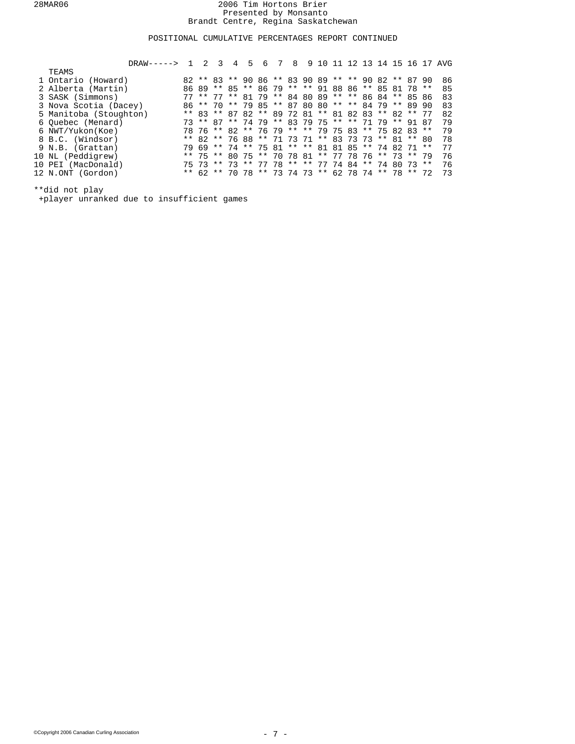# 2006 Tim Hortons Brier
Presented by Monsanto
Brandt Centre, Regina Saskatchewan

## POSITIONAL CUMULATIVE PERCENTAGES REPORT CONTINUED

| TEAMS | 1 | 2 | 3 | 4 | 5 | 6 | 7 | 8 | 9 | 10 | 11 | 12 | 13 | 14 | 15 | 16 | 17 | AVG |
|---|---|---|---|---|---|---|---|---|---|---|---|---|---|---|---|---|---|---|
| 1 Ontario (Howard) | 82 | ** | 83 | ** | 90 | 86 | ** | 83 | 90 | 89 | ** | ** | 90 | 82 | ** | 87 | 90 | 86 |
| 2 Alberta (Martin) | 86 | 89 | ** | 85 | ** | 86 | 79 | ** | ** | 91 | 88 | 86 | ** | 85 | 81 | 78 | ** | 85 |
| 3 SASK (Simmons) | 77 | ** | 77 | ** | 81 | 79 | ** | 84 | 80 | 89 | ** | ** | 86 | 84 | ** | 85 | 86 | 83 |
| 3 Nova Scotia (Dacey) | 86 | ** | 70 | ** | 79 | 85 | ** | 87 | 80 | 80 | ** | ** | 84 | 79 | ** | 89 | 90 | 83 |
| 5 Manitoba (Stoughton) | ** | 83 | ** | 87 | 82 | ** | 89 | 72 | 81 | ** | 81 | 82 | 83 | ** | 82 | ** | 77 | 82 |
| 6 Quebec (Menard) | 73 | ** | 87 | ** | 74 | 79 | ** | 83 | 79 | 75 | ** | ** | 71 | 79 | ** | 91 | 87 | 79 |
| 6 NWT/Yukon(Koe) | 78 | 76 | ** | 82 | ** | 76 | 79 | ** | ** | 79 | 75 | 83 | ** | 75 | 82 | 83 | ** | 79 |
| 8 B.C. (Windsor) | ** | 82 | ** | 76 | 88 | ** | 71 | 73 | 71 | ** | 83 | 73 | 73 | ** | 81 | ** | 80 | 78 |
| 9 N.B. (Grattan) | 79 | 69 | ** | 74 | ** | 75 | 81 | ** | ** | 81 | 81 | 85 | ** | 74 | 82 | 71 | ** | 77 |
| 10 NL (Peddigrew) | ** | 75 | ** | 80 | 75 | ** | 70 | 78 | 81 | ** | 77 | 78 | 76 | ** | 73 | ** | 79 | 76 |
| 10 PEI (MacDonald) | 75 | 73 | ** | 73 | ** | 77 | 78 | ** | ** | 77 | 74 | 84 | ** | 74 | 80 | 73 | ** | 76 |
| 12 N.ONT (Gordon) | ** | 62 | ** | 70 | 78 | ** | 73 | 74 | 73 | ** | 62 | 78 | 74 | ** | 78 | ** | 72 | 73 |

**did not play
+player unranked due to insufficient games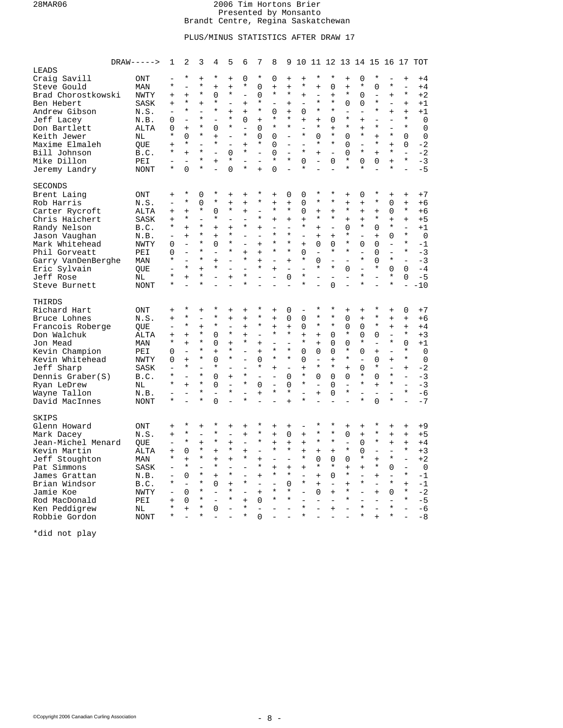28MAR06

# 2006 Tim Hortons Brier
Presented by Monsanto
Brandt Centre, Regina Saskatchewan

## PLUS/MINUS STATISTICS AFTER DRAW 17

| DRAW-----> | | 1 | 2 | 3 | 4 | 5 | 6 | 7 | 8 | 9 | 10 | 11 | 12 | 13 | 14 | 15 | 16 | 17 | TOT |
|---|---|---|---|---|---|---|---|---|---|---|---|---|---|---|---|---|---|---|---|
| **LEADS** | | | | | | | | | | | | | | | | | | | |
| Craig Savill | ONT | - | * | + | * | + | 0 | * | 0 | + | + | * | * | + | 0 | * | - | + | +4 |
| Steve Gould | MAN | * | - | * | + | + | * | 0 | + | + | * | + | 0 | + | * | 0 | * | - | +4 |
| Brad Chorostkowski | NWTY | + | + | * | 0 | * | - | 0 | * | * | + | - | + | * | 0 | - | + | * | +2 |
| Ben Hebert | SASK | + | * | + | * | - | + | * | - | + | - | * | * | 0 | 0 | * | - | + | +1 |
| Andrew Gibson | N.S. | - | * | - | * | + | + | * | 0 | + | 0 | * | * | - | - | * | + | + | +1 |
| Jeff Lacey | N.B. | 0 | - | * | - | * | 0 | + | * | * | + | + | 0 | * | + | - | - | * | 0 |
| Don Bartlett | ALTA | 0 | + | * | 0 | * | - | 0 | * | * | - | * | + | * | + | * | - | * | 0 |
| Keith Jewer | NL | * | 0 | * | + | - | * | 0 | 0 | - | * | 0 | * | 0 | * | + | * | 0 | 0 |
| Maxime Elmaleh | QUE | + | * | - | * | - | + | * | 0 | - | - | * | * | 0 | - | * | + | 0 | -2 |
| Bill Johnson | B.C. | * | + | * | - | 0 | * | - | 0 | - | * | + | - | 0 | * | + | * | - | -2 |
| Mike Dillon | PEI | - | - | * | + | * | - | - | * | * | 0 | - | 0 | * | 0 | 0 | + | * | -3 |
| Jeremy Landry | NONT | * | 0 | * | - | 0 | * | + | 0 | - | * | - | - | * | * | - | * | - | -5 |
| **SECONDS** | | | | | | | | | | | | | | | | | | | |
| Brent Laing | ONT | + | * | 0 | * | + | + | * | + | 0 | 0 | * | * | + | 0 | * | + | + | +7 |
| Rob Harris | N.S. | - | * | 0 | * | + | + | * | + | + | 0 | * | * | + | + | * | 0 | + | +6 |
| Carter Rycroft | ALTA | + | + | * | 0 | * | + | - | * | * | 0 | + | + | * | + | + | 0 | * | +6 |
| Chris Haichert | SASK | + | * | - | * | - | - | * | + | + | + | * | * | + | + | * | + | + | +5 |
| Randy Nelson | B.C. | * | + | * | + | + | * | + | - | - | * | + | - | 0 | * | 0 | * | - | +1 |
| Jason Vaughan | N.B. | - | + | * | + | * | - | - | * | * | - | + | + | * | - | + | 0 | * | 0 |
| Mark Whitehead | NWTY | 0 | - | * | 0 | * | - | + | * | * | + | 0 | 0 | * | 0 | 0 | - | * | -1 |
| Phil Gorveatt | PEI | 0 | - | * | - | * | + | + | * | * | 0 | - | * | * | - | 0 | - | * | -3 |
| Garry VanDenBerghe | MAN | * | - | * | + | - | * | + | - | + | * | 0 | - | - | * | 0 | * | - | -3 |
| Eric Sylvain | QUE | - | * | + | * | - | - | * | + | - | - | * | * | 0 | - | * | 0 | 0 | -4 |
| Jeff Rose | NL | * | + | * | - | + | * | - | - | 0 | * | - | - | - | * | - | * | 0 | -5 |
| Steve Burnett | NONT | * | - | * | - | - | * | - | - | - | * | - | 0 | - | * | - | * | - | -10 |
| **THIRDS** | | | | | | | | | | | | | | | | | | | |
| Richard Hart | ONT | + | * | + | * | + | + | * | + | 0 | - | * | * | + | + | * | + | 0 | +7 |
| Bruce Lohnes | N.S. | + | * | - | * | + | + | * | + | 0 | 0 | * | * | 0 | + | * | + | + | +6 |
| Francois Roberge | QUE | - | * | + | * | - | + | * | + | + | 0 | * | * | 0 | 0 | * | + | + | +4 |
| Don Walchuk | ALTA | + | + | * | 0 | * | + | - | * | * | + | + | 0 | * | 0 | 0 | - | * | +3 |
| Jon Mead | MAN | * | + | * | 0 | + | * | + | - | - | * | + | 0 | 0 | * | - | * | 0 | +1 |
| Kevin Champion | PEI | 0 | - | * | + | * | - | + | * | * | 0 | 0 | 0 | * | 0 | + | - | * | 0 |
| Kevin Whitehead | NWTY | 0 | + | * | 0 | * | - | 0 | * | * | 0 | - | + | * | - | 0 | + | * | 0 |
| Jeff Sharp | SASK | - | * | - | * | - | - | * | + | - | + | * | * | + | 0 | * | - | + | -2 |
| Dennis Graber(S) | B.C. | * | - | * | 0 | + | * | - | - | 0 | * | 0 | 0 | 0 | * | 0 | * | - | -3 |
| Ryan LeDrew | NL | * | + | * | 0 | - | * | 0 | - | 0 | * | - | 0 | - | * | + | * | - | -3 |
| Wayne Tallon | N.B. | - | - | * | - | * | - | + | * | * | - | + | 0 | * | - | - | - | * | -6 |
| David MacInnes | NONT | * | - | * | 0 | - | * | - | - | + | * | - | - | - | * | 0 | * | - | -7 |
| **SKIPS** | | | | | | | | | | | | | | | | | | | |
| Glenn Howard | ONT | + | * | + | * | + | + | * | + | + | - | * | * | + | + | * | + | + | +9 |
| Mark Dacey | N.S. | + | * | - | * | - | + | * | + | 0 | + | * | * | 0 | + | * | + | + | +5 |
| Jean-Michel Menard | QUE | - | * | + | * | + | - | * | + | + | + | * | * | - | 0 | * | + | + | +4 |
| Kevin Martin | ALTA | + | 0 | * | + | * | + | - | * | * | + | + | + | * | 0 | - | - | * | +3 |
| Jeff Stoughton | MAN | * | + | * | + | + | * | + | - | - | * | 0 | 0 | 0 | * | + | * | - | +2 |
| Pat Simmons | SASK | - | * | - | * | - | - | * | + | + | + | * | * | + | + | * | 0 | - | 0 |
| James Grattan | N.B. | - | 0 | * | + | * | - | + | * | * | - | + | 0 | * | - | + | - | * | -1 |
| Brian Windsor | B.C. | * | - | * | 0 | + | * | - | - | 0 | * | + | - | + | * | - | * | + | -1 |
| Jamie Koe | NWTY | - | 0 | * | - | * | - | + | * | * | - | 0 | + | * | - | + | 0 | * | -2 |
| Rod MacDonald | PEI | + | 0 | * | - | * | + | 0 | * | * | - | - | - | * | - | - | - | * | -5 |
| Ken Peddigrew | NL | * | + | * | 0 | - | * | - | - | - | * | - | + | - | * | - | * | - | -6 |
| Robbie Gordon | NONT | * | - | * | - | - | * | 0 | - | - | * | - | - | - | * | + | * | - | -8 |

*did not play

©Copyright 2006 Canadian Curling Association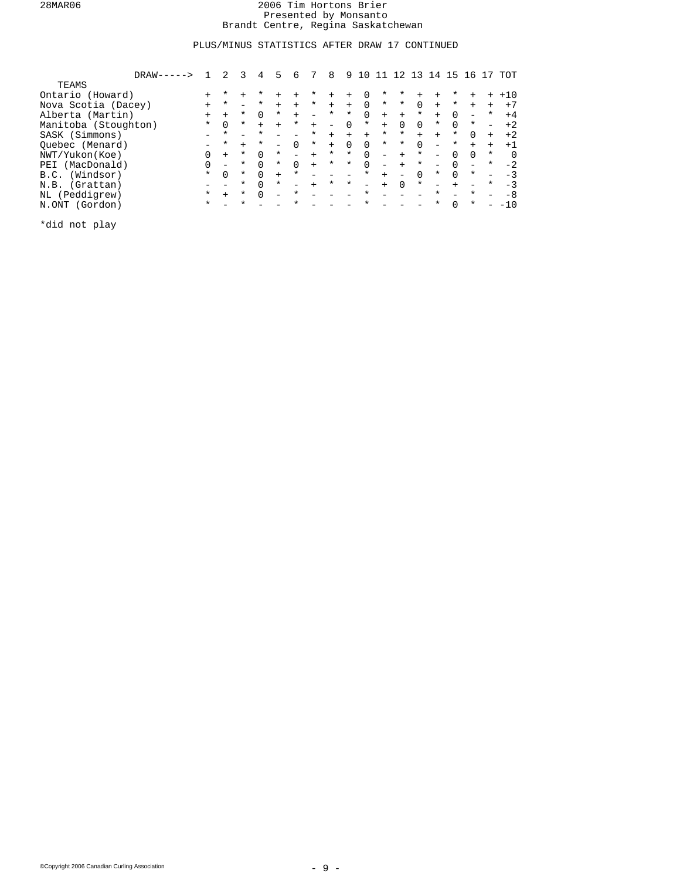2006 Tim Hortons Brier
Presented by Monsanto
Brandt Centre, Regina Saskatchewan

PLUS/MINUS STATISTICS AFTER DRAW 17 CONTINUED

| TEAMS | 1 | 2 | 3 | 4 | 5 | 6 | 7 | 8 | 9 | 10 | 11 | 12 | 13 | 14 | 15 | 16 | 17 | TOT |
|---|---|---|---|---|---|---|---|---|---|---|---|---|---|---|---|---|---|---|
| Ontario (Howard) | + | * | + | * | + | + | * | + | + | 0 | * | * | + | + | * | + | + | +10 |
| Nova Scotia (Dacey) | + | * | - | * | + | + | * | + | + | 0 | * | * | 0 | + | * | + | + | +7 |
| Alberta (Martin) | + | + | * | 0 | * | + | - | * | * | 0 | + | + | * | + | 0 | - | * | +4 |
| Manitoba (Stoughton) | * | 0 | * | + | + | * | + | - | 0 | * | + | 0 | 0 | * | 0 | * | - | +2 |
| SASK (Simmons) | - | * | - | * | - | - | * | + | + | + | * | * | + | + | * | 0 | + | +2 |
| Quebec (Menard) | - | * | + | * | - | 0 | * | + | 0 | 0 | * | * | 0 | - | * | + | + | +1 |
| NWT/Yukon(Koe) | 0 | + | * | 0 | * | - | + | * | * | 0 | - | + | * | - | 0 | 0 | * | 0 |
| PEI (MacDonald) | 0 | - | * | 0 | * | 0 | + | * | * | 0 | - | + | * | - | 0 | - | * | -2 |
| B.C. (Windsor) | * | 0 | * | 0 | + | * | - | - | - | * | + | - | 0 | * | 0 | * | - | -3 |
| N.B. (Grattan) | - | - | * | 0 | * | - | + | * | * | - | + | 0 | * | - | + | - | * | -3 |
| NL (Peddigrew) | * | + | * | 0 | - | * | - | - | - | * | - | - | - | * | - | * | - | -8 |
| N.ONT (Gordon) | * | - | * | - | - | * | - | - | - | * | - | - | - | * | 0 | * | - | -10 |

*did not play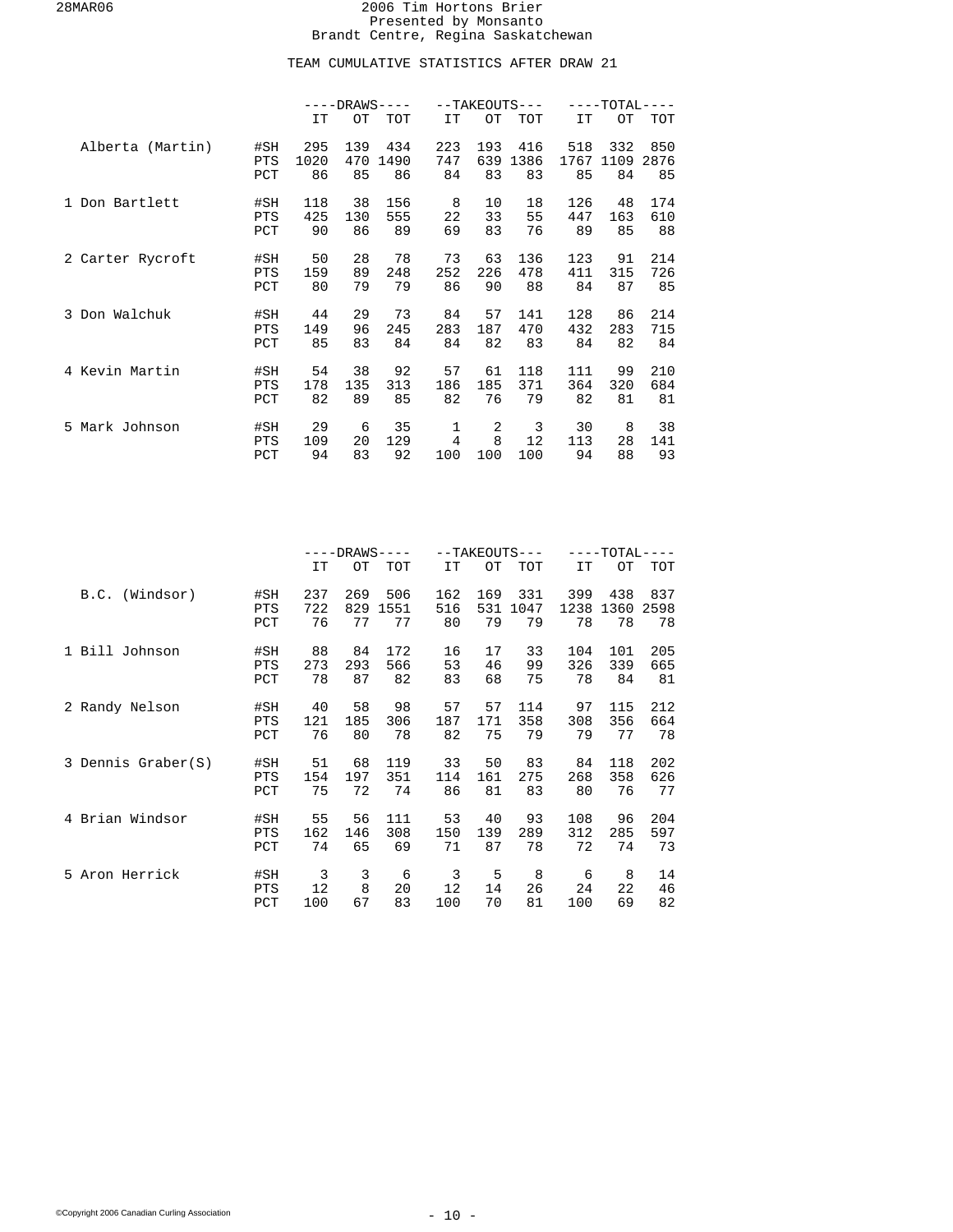# 2006 Tim Hortons Brier

Presented by Monsanto

Brandt Centre, Regina Saskatchewan

## TEAM CUMULATIVE STATISTICS AFTER DRAW 21

| | | DRAWS | | | TAKEOUTS | | | TOTAL | | |
|---|---|---|---|---|---|---|---|---|---|---|
| | | IT | OT | TOT | IT | OT | TOT | IT | OT | TOT |
| Alberta (Martin) | #SH | 295 | 139 | 434 | 223 | 193 | 416 | 518 | 332 | 850 |
| | PTS | 1020 | 470 | 1490 | 747 | 639 | 1386 | 1767 | 1109 | 2876 |
| | PCT | 86 | 85 | 86 | 84 | 83 | 83 | 85 | 84 | 85 |
| 1 Don Bartlett | #SH | 118 | 38 | 156 | 8 | 10 | 18 | 126 | 48 | 174 |
| | PTS | 425 | 130 | 555 | 22 | 33 | 55 | 447 | 163 | 610 |
| | PCT | 90 | 86 | 89 | 69 | 83 | 76 | 89 | 85 | 88 |
| 2 Carter Rycroft | #SH | 50 | 28 | 78 | 73 | 63 | 136 | 123 | 91 | 214 |
| | PTS | 159 | 89 | 248 | 252 | 226 | 478 | 411 | 315 | 726 |
| | PCT | 80 | 79 | 79 | 86 | 90 | 88 | 84 | 87 | 85 |
| 3 Don Walchuk | #SH | 44 | 29 | 73 | 84 | 57 | 141 | 128 | 86 | 214 |
| | PTS | 149 | 96 | 245 | 283 | 187 | 470 | 432 | 283 | 715 |
| | PCT | 85 | 83 | 84 | 84 | 82 | 83 | 84 | 82 | 84 |
| 4 Kevin Martin | #SH | 54 | 38 | 92 | 57 | 61 | 118 | 111 | 99 | 210 |
| | PTS | 178 | 135 | 313 | 186 | 185 | 371 | 364 | 320 | 684 |
| | PCT | 82 | 89 | 85 | 82 | 76 | 79 | 82 | 81 | 81 |
| 5 Mark Johnson | #SH | 29 | 6 | 35 | 1 | 2 | 3 | 30 | 8 | 38 |
| | PTS | 109 | 20 | 129 | 4 | 8 | 12 | 113 | 28 | 141 |
| | PCT | 94 | 83 | 92 | 100 | 100 | 100 | 94 | 88 | 93 |

| | | DRAWS | | | TAKEOUTS | | | TOTAL | | |
|---|---|---|---|---|---|---|---|---|---|---|
| | | IT | OT | TOT | IT | OT | TOT | IT | OT | TOT |
| B.C. (Windsor) | #SH | 237 | 269 | 506 | 162 | 169 | 331 | 399 | 438 | 837 |
| | PTS | 722 | 829 | 1551 | 516 | 531 | 1047 | 1238 | 1360 | 2598 |
| | PCT | 76 | 77 | 77 | 80 | 79 | 79 | 78 | 78 | 78 |
| 1 Bill Johnson | #SH | 88 | 84 | 172 | 16 | 17 | 33 | 104 | 101 | 205 |
| | PTS | 273 | 293 | 566 | 53 | 46 | 99 | 326 | 339 | 665 |
| | PCT | 78 | 87 | 82 | 83 | 68 | 75 | 78 | 84 | 81 |
| 2 Randy Nelson | #SH | 40 | 58 | 98 | 57 | 57 | 114 | 97 | 115 | 212 |
| | PTS | 121 | 185 | 306 | 187 | 171 | 358 | 308 | 356 | 664 |
| | PCT | 76 | 80 | 78 | 82 | 75 | 79 | 79 | 77 | 78 |
| 3 Dennis Graber(S) | #SH | 51 | 68 | 119 | 33 | 50 | 83 | 84 | 118 | 202 |
| | PTS | 154 | 197 | 351 | 114 | 161 | 275 | 268 | 358 | 626 |
| | PCT | 75 | 72 | 74 | 86 | 81 | 83 | 80 | 76 | 77 |
| 4 Brian Windsor | #SH | 55 | 56 | 111 | 53 | 40 | 93 | 108 | 96 | 204 |
| | PTS | 162 | 146 | 308 | 150 | 139 | 289 | 312 | 285 | 597 |
| | PCT | 74 | 65 | 69 | 71 | 87 | 78 | 72 | 74 | 73 |
| 5 Aron Herrick | #SH | 3 | 3 | 6 | 3 | 5 | 8 | 6 | 8 | 14 |
| | PTS | 12 | 8 | 20 | 12 | 14 | 26 | 24 | 22 | 46 |
| | PCT | 100 | 67 | 83 | 100 | 70 | 81 | 100 | 69 | 82 |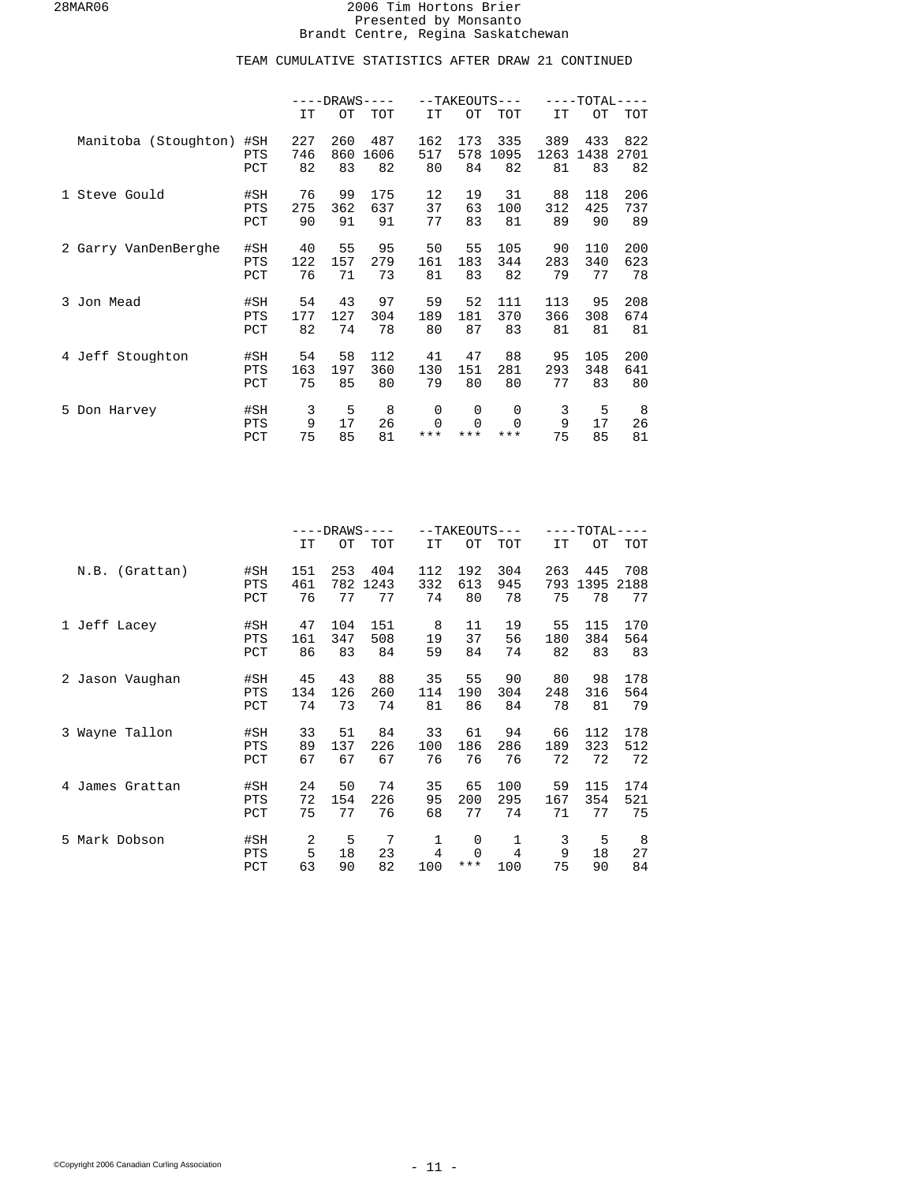# 2006 Tim Hortons Brier

Presented by Monsanto

Brandt Centre, Regina Saskatchewan

## TEAM CUMULATIVE STATISTICS AFTER DRAW 21 CONTINUED

| | | DRAWS | | | TAKEOUTS | | | TOTAL | | |
|---|---|---|---|---|---|---|---|---|---|---|
| | | IT | OT | TOT | IT | OT | TOT | IT | OT | TOT |
| Manitoba (Stoughton) | #SH | 227 | 260 | 487 | 162 | 173 | 335 | 389 | 433 | 822 |
| | PTS | 746 | 860 | 1606 | 517 | 578 | 1095 | 1263 | 1438 | 2701 |
| | PCT | 82 | 83 | 82 | 80 | 84 | 82 | 81 | 83 | 82 |
| 1 Steve Gould | #SH | 76 | 99 | 175 | 12 | 19 | 31 | 88 | 118 | 206 |
| | PTS | 275 | 362 | 637 | 37 | 63 | 100 | 312 | 425 | 737 |
| | PCT | 90 | 91 | 91 | 77 | 83 | 81 | 89 | 90 | 89 |
| 2 Garry VanDenBerghe | #SH | 40 | 55 | 95 | 50 | 55 | 105 | 90 | 110 | 200 |
| | PTS | 122 | 157 | 279 | 161 | 183 | 344 | 283 | 340 | 623 |
| | PCT | 76 | 71 | 73 | 81 | 83 | 82 | 79 | 77 | 78 |
| 3 Jon Mead | #SH | 54 | 43 | 97 | 59 | 52 | 111 | 113 | 95 | 208 |
| | PTS | 177 | 127 | 304 | 189 | 181 | 370 | 366 | 308 | 674 |
| | PCT | 82 | 74 | 78 | 80 | 87 | 83 | 81 | 81 | 81 |
| 4 Jeff Stoughton | #SH | 54 | 58 | 112 | 41 | 47 | 88 | 95 | 105 | 200 |
| | PTS | 163 | 197 | 360 | 130 | 151 | 281 | 293 | 348 | 641 |
| | PCT | 75 | 85 | 80 | 79 | 80 | 80 | 77 | 83 | 80 |
| 5 Don Harvey | #SH | 3 | 5 | 8 | 0 | 0 | 0 | 3 | 5 | 8 |
| | PTS | 9 | 17 | 26 | 0 | 0 | 0 | 9 | 17 | 26 |
| | PCT | 75 | 85 | 81 | *** | *** | *** | 75 | 85 | 81 |

| | | DRAWS | | | TAKEOUTS | | | TOTAL | | |
|---|---|---|---|---|---|---|---|---|---|---|
| | | IT | OT | TOT | IT | OT | TOT | IT | OT | TOT |
| N.B. (Grattan) | #SH | 151 | 253 | 404 | 112 | 192 | 304 | 263 | 445 | 708 |
| | PTS | 461 | 782 | 1243 | 332 | 613 | 945 | 793 | 1395 | 2188 |
| | PCT | 76 | 77 | 77 | 74 | 80 | 78 | 75 | 78 | 77 |
| 1 Jeff Lacey | #SH | 47 | 104 | 151 | 8 | 11 | 19 | 55 | 115 | 170 |
| | PTS | 161 | 347 | 508 | 19 | 37 | 56 | 180 | 384 | 564 |
| | PCT | 86 | 83 | 84 | 59 | 84 | 74 | 82 | 83 | 83 |
| 2 Jason Vaughan | #SH | 45 | 43 | 88 | 35 | 55 | 90 | 80 | 98 | 178 |
| | PTS | 134 | 126 | 260 | 114 | 190 | 304 | 248 | 316 | 564 |
| | PCT | 74 | 73 | 74 | 81 | 86 | 84 | 78 | 81 | 79 |
| 3 Wayne Tallon | #SH | 33 | 51 | 84 | 33 | 61 | 94 | 66 | 112 | 178 |
| | PTS | 89 | 137 | 226 | 100 | 186 | 286 | 189 | 323 | 512 |
| | PCT | 67 | 67 | 67 | 76 | 76 | 76 | 72 | 72 | 72 |
| 4 James Grattan | #SH | 24 | 50 | 74 | 35 | 65 | 100 | 59 | 115 | 174 |
| | PTS | 72 | 154 | 226 | 95 | 200 | 295 | 167 | 354 | 521 |
| | PCT | 75 | 77 | 76 | 68 | 77 | 74 | 71 | 77 | 75 |
| 5 Mark Dobson | #SH | 2 | 5 | 7 | 1 | 0 | 1 | 3 | 5 | 8 |
| | PTS | 5 | 18 | 23 | 4 | 0 | 4 | 9 | 18 | 27 |
| | PCT | 63 | 90 | 82 | 100 | *** | 100 | 75 | 90 | 84 |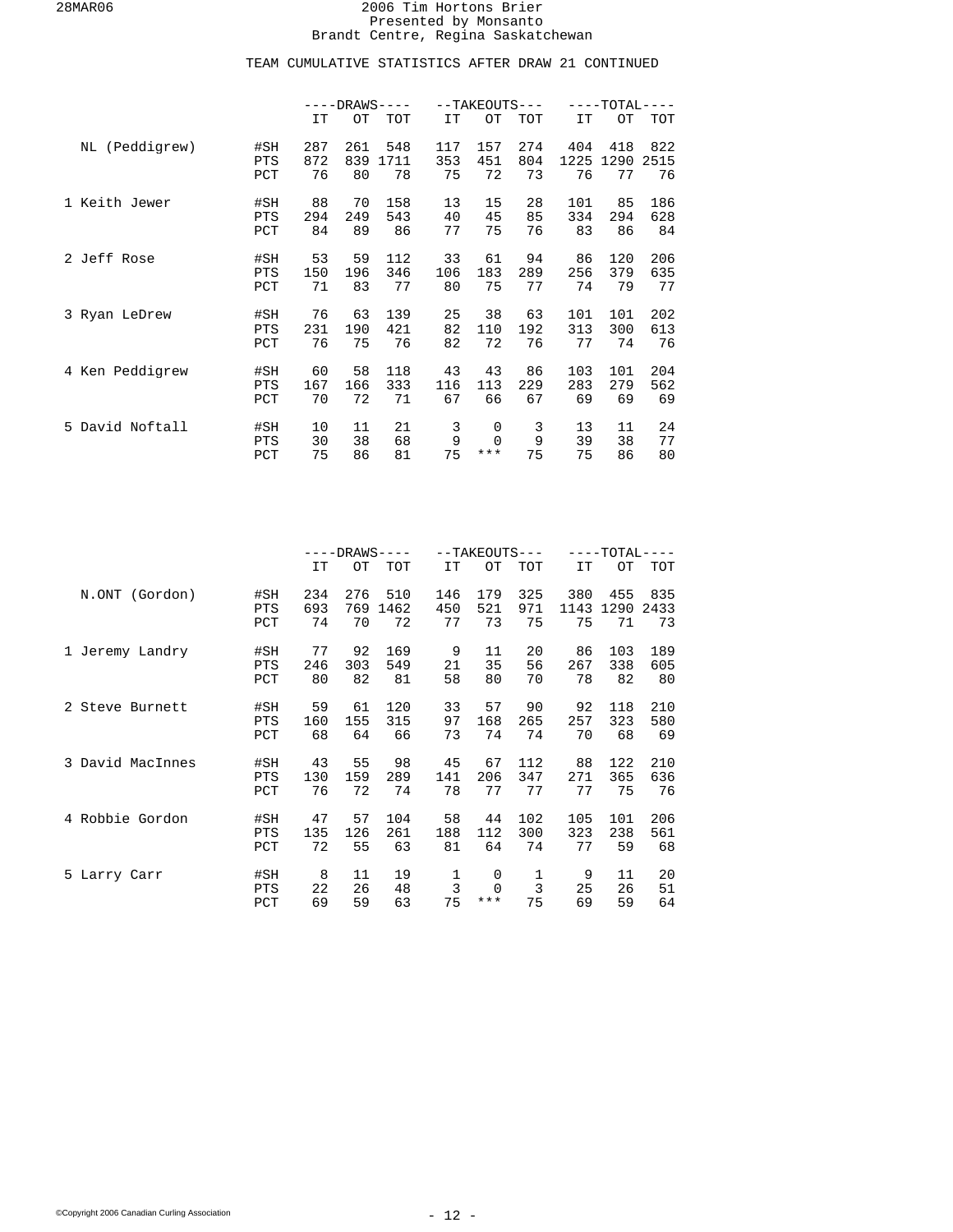# 2006 Tim Hortons Brier
Presented by Monsanto
Brandt Centre, Regina Saskatchewan

## TEAM CUMULATIVE STATISTICS AFTER DRAW 21 CONTINUED

| | | DRAWS | | | TAKEOUTS | | | TOTAL | | |
|---|---|---|---|---|---|---|---|---|---|---|
| | | IT | OT | TOT | IT | OT | TOT | IT | OT | TOT |
| NL (Peddigrew) | #SH | 287 | 261 | 548 | 117 | 157 | 274 | 404 | 418 | 822 |
| | PTS | 872 | 839 | 1711 | 353 | 451 | 804 | 1225 | 1290 | 2515 |
| | PCT | 76 | 80 | 78 | 75 | 72 | 73 | 76 | 77 | 76 |
| 1 Keith Jewer | #SH | 88 | 70 | 158 | 13 | 15 | 28 | 101 | 85 | 186 |
| | PTS | 294 | 249 | 543 | 40 | 45 | 85 | 334 | 294 | 628 |
| | PCT | 84 | 89 | 86 | 77 | 75 | 76 | 83 | 86 | 84 |
| 2 Jeff Rose | #SH | 53 | 59 | 112 | 33 | 61 | 94 | 86 | 120 | 206 |
| | PTS | 150 | 196 | 346 | 106 | 183 | 289 | 256 | 379 | 635 |
| | PCT | 71 | 83 | 77 | 80 | 75 | 77 | 74 | 79 | 77 |
| 3 Ryan LeDrew | #SH | 76 | 63 | 139 | 25 | 38 | 63 | 101 | 101 | 202 |
| | PTS | 231 | 190 | 421 | 82 | 110 | 192 | 313 | 300 | 613 |
| | PCT | 76 | 75 | 76 | 82 | 72 | 76 | 77 | 74 | 76 |
| 4 Ken Peddigrew | #SH | 60 | 58 | 118 | 43 | 43 | 86 | 103 | 101 | 204 |
| | PTS | 167 | 166 | 333 | 116 | 113 | 229 | 283 | 279 | 562 |
| | PCT | 70 | 72 | 71 | 67 | 66 | 67 | 69 | 69 | 69 |
| 5 David Noftall | #SH | 10 | 11 | 21 | 3 | 0 | 3 | 13 | 11 | 24 |
| | PTS | 30 | 38 | 68 | 9 | 0 | 9 | 39 | 38 | 77 |
| | PCT | 75 | 86 | 81 | 75 | *** | 75 | 75 | 86 | 80 |

| | | DRAWS | | | TAKEOUTS | | | TOTAL | | |
|---|---|---|---|---|---|---|---|---|---|---|
| | | IT | OT | TOT | IT | OT | TOT | IT | OT | TOT |
| N.ONT (Gordon) | #SH | 234 | 276 | 510 | 146 | 179 | 325 | 380 | 455 | 835 |
| | PTS | 693 | 769 | 1462 | 450 | 521 | 971 | 1143 | 1290 | 2433 |
| | PCT | 74 | 70 | 72 | 77 | 73 | 75 | 75 | 71 | 73 |
| 1 Jeremy Landry | #SH | 77 | 92 | 169 | 9 | 11 | 20 | 86 | 103 | 189 |
| | PTS | 246 | 303 | 549 | 21 | 35 | 56 | 267 | 338 | 605 |
| | PCT | 80 | 82 | 81 | 58 | 80 | 70 | 78 | 82 | 80 |
| 2 Steve Burnett | #SH | 59 | 61 | 120 | 33 | 57 | 90 | 92 | 118 | 210 |
| | PTS | 160 | 155 | 315 | 97 | 168 | 265 | 257 | 323 | 580 |
| | PCT | 68 | 64 | 66 | 73 | 74 | 74 | 70 | 68 | 69 |
| 3 David MacInnes | #SH | 43 | 55 | 98 | 45 | 67 | 112 | 88 | 122 | 210 |
| | PTS | 130 | 159 | 289 | 141 | 206 | 347 | 271 | 365 | 636 |
| | PCT | 76 | 72 | 74 | 78 | 77 | 77 | 77 | 75 | 76 |
| 4 Robbie Gordon | #SH | 47 | 57 | 104 | 58 | 44 | 102 | 105 | 101 | 206 |
| | PTS | 135 | 126 | 261 | 188 | 112 | 300 | 323 | 238 | 561 |
| | PCT | 72 | 55 | 63 | 81 | 64 | 74 | 77 | 59 | 68 |
| 5 Larry Carr | #SH | 8 | 11 | 19 | 1 | 0 | 1 | 9 | 11 | 20 |
| | PTS | 22 | 26 | 48 | 3 | 0 | 3 | 25 | 26 | 51 |
| | PCT | 69 | 59 | 63 | 75 | *** | 75 | 69 | 59 | 64 |

©Copyright 2006 Canadian Curling Association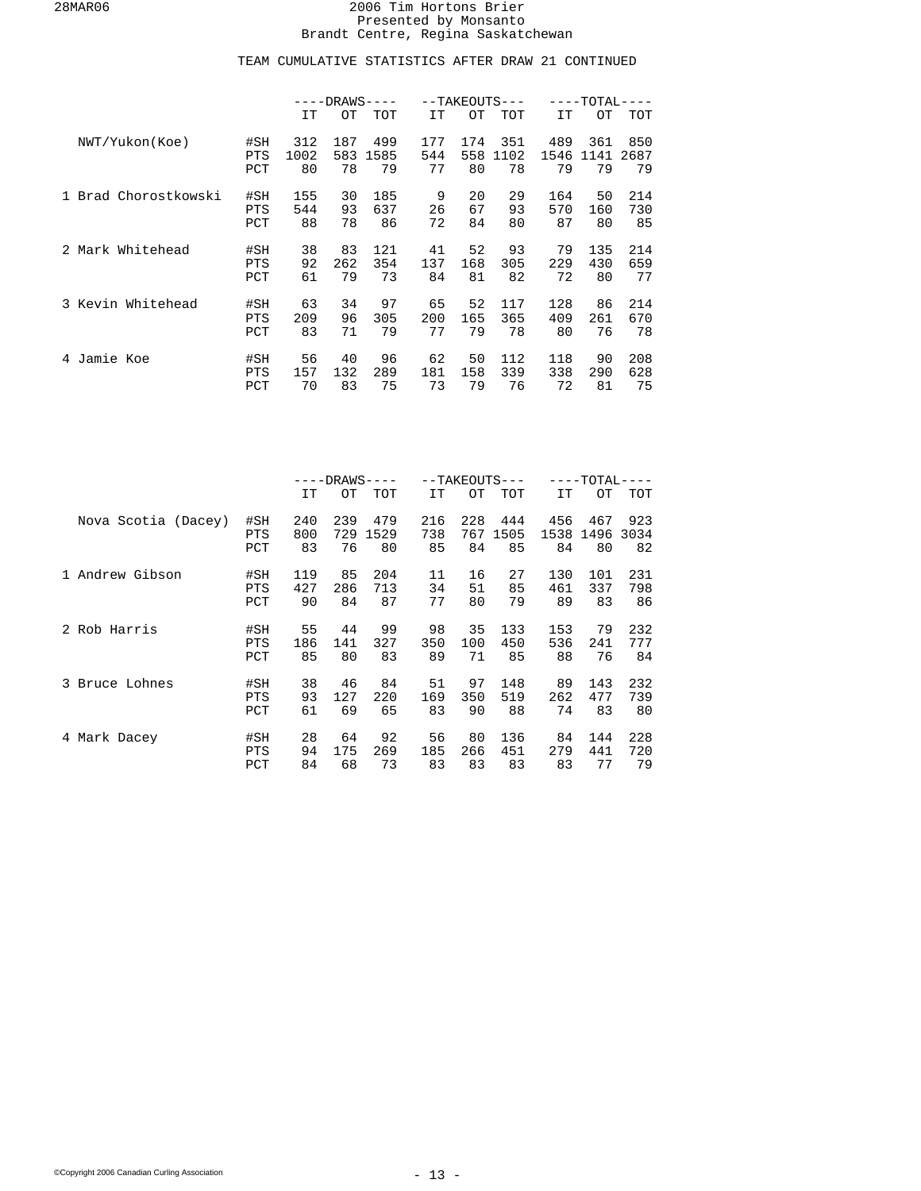# 2006 Tim Hortons Brier
Presented by Monsanto
Brandt Centre, Regina Saskatchewan

## TEAM CUMULATIVE STATISTICS AFTER DRAW 21 CONTINUED

| | | DRAWS | | | TAKEOUTS | | | TOTAL | | |
|---|---|---|---|---|---|---|---|---|---|---|
| | | IT | OT | TOT | IT | OT | TOT | IT | OT | TOT |
| NWT/Yukon(Koe) | #SH | 312 | 187 | 499 | 177 | 174 | 351 | 489 | 361 | 850 |
| | PTS | 1002 | 583 | 1585 | 544 | 558 | 1102 | 1546 | 1141 | 2687 |
| | PCT | 80 | 78 | 79 | 77 | 80 | 78 | 79 | 79 | 79 |
| 1 Brad Chorostkowski | #SH | 155 | 30 | 185 | 9 | 20 | 29 | 164 | 50 | 214 |
| | PTS | 544 | 93 | 637 | 26 | 67 | 93 | 570 | 160 | 730 |
| | PCT | 88 | 78 | 86 | 72 | 84 | 80 | 87 | 80 | 85 |
| 2 Mark Whitehead | #SH | 38 | 83 | 121 | 41 | 52 | 93 | 79 | 135 | 214 |
| | PTS | 92 | 262 | 354 | 137 | 168 | 305 | 229 | 430 | 659 |
| | PCT | 61 | 79 | 73 | 84 | 81 | 82 | 72 | 80 | 77 |
| 3 Kevin Whitehead | #SH | 63 | 34 | 97 | 65 | 52 | 117 | 128 | 86 | 214 |
| | PTS | 209 | 96 | 305 | 200 | 165 | 365 | 409 | 261 | 670 |
| | PCT | 83 | 71 | 79 | 77 | 79 | 78 | 80 | 76 | 78 |
| 4 Jamie Koe | #SH | 56 | 40 | 96 | 62 | 50 | 112 | 118 | 90 | 208 |
| | PTS | 157 | 132 | 289 | 181 | 158 | 339 | 338 | 290 | 628 |
| | PCT | 70 | 83 | 75 | 73 | 79 | 76 | 72 | 81 | 75 |

| | | DRAWS | | | TAKEOUTS | | | TOTAL | | |
|---|---|---|---|---|---|---|---|---|---|---|
| | | IT | OT | TOT | IT | OT | TOT | IT | OT | TOT |
| Nova Scotia (Dacey) | #SH | 240 | 239 | 479 | 216 | 228 | 444 | 456 | 467 | 923 |
| | PTS | 800 | 729 | 1529 | 738 | 767 | 1505 | 1538 | 1496 | 3034 |
| | PCT | 83 | 76 | 80 | 85 | 84 | 85 | 84 | 80 | 82 |
| 1 Andrew Gibson | #SH | 119 | 85 | 204 | 11 | 16 | 27 | 130 | 101 | 231 |
| | PTS | 427 | 286 | 713 | 34 | 51 | 85 | 461 | 337 | 798 |
| | PCT | 90 | 84 | 87 | 77 | 80 | 79 | 89 | 83 | 86 |
| 2 Rob Harris | #SH | 55 | 44 | 99 | 98 | 35 | 133 | 153 | 79 | 232 |
| | PTS | 186 | 141 | 327 | 350 | 100 | 450 | 536 | 241 | 777 |
| | PCT | 85 | 80 | 83 | 89 | 71 | 85 | 88 | 76 | 84 |
| 3 Bruce Lohnes | #SH | 38 | 46 | 84 | 51 | 97 | 148 | 89 | 143 | 232 |
| | PTS | 93 | 127 | 220 | 169 | 350 | 519 | 262 | 477 | 739 |
| | PCT | 61 | 69 | 65 | 83 | 90 | 88 | 74 | 83 | 80 |
| 4 Mark Dacey | #SH | 28 | 64 | 92 | 56 | 80 | 136 | 84 | 144 | 228 |
| | PTS | 94 | 175 | 269 | 185 | 266 | 451 | 279 | 441 | 720 |
| | PCT | 84 | 68 | 73 | 83 | 83 | 83 | 83 | 77 | 79 |

©Copyright 2006 Canadian Curling Association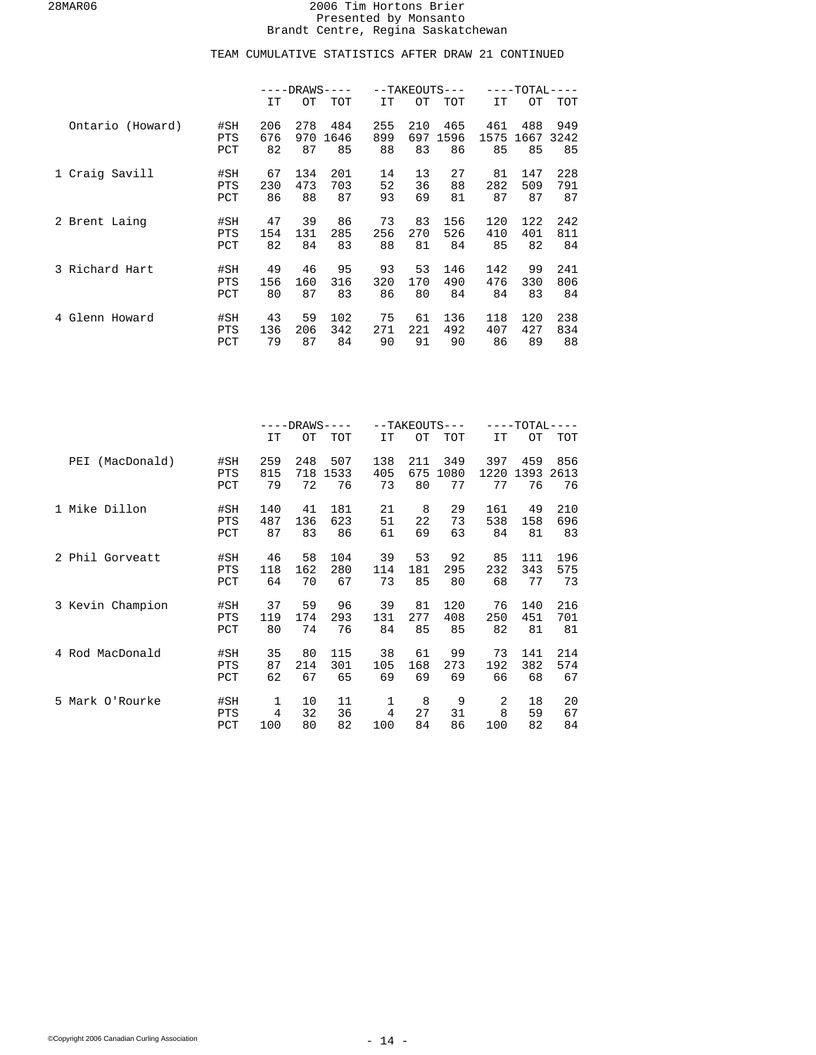2006 Tim Hortons Brier
Presented by Monsanto
Brandt Centre, Regina Saskatchewan

TEAM CUMULATIVE STATISTICS AFTER DRAW 21 CONTINUED

| | | DRAWS | | | TAKEOUTS | | | TOTAL | | |
|---|---|---|---|---|---|---|---|---|---|---|
| | | IT | OT | TOT | IT | OT | TOT | IT | OT | TOT |
| Ontario (Howard) | #SH | 206 | 278 | 484 | 255 | 210 | 465 | 461 | 488 | 949 |
| | PTS | 676 | 970 | 1646 | 899 | 697 | 1596 | 1575 | 1667 | 3242 |
| | PCT | 82 | 87 | 85 | 88 | 83 | 86 | 85 | 85 | 85 |
| 1 Craig Savill | #SH | 67 | 134 | 201 | 14 | 13 | 27 | 81 | 147 | 228 |
| | PTS | 230 | 473 | 703 | 52 | 36 | 88 | 282 | 509 | 791 |
| | PCT | 86 | 88 | 87 | 93 | 69 | 81 | 87 | 87 | 87 |
| 2 Brent Laing | #SH | 47 | 39 | 86 | 73 | 83 | 156 | 120 | 122 | 242 |
| | PTS | 154 | 131 | 285 | 256 | 270 | 526 | 410 | 401 | 811 |
| | PCT | 82 | 84 | 83 | 88 | 81 | 84 | 85 | 82 | 84 |
| 3 Richard Hart | #SH | 49 | 46 | 95 | 93 | 53 | 146 | 142 | 99 | 241 |
| | PTS | 156 | 160 | 316 | 320 | 170 | 490 | 476 | 330 | 806 |
| | PCT | 80 | 87 | 83 | 86 | 80 | 84 | 84 | 83 | 84 |
| 4 Glenn Howard | #SH | 43 | 59 | 102 | 75 | 61 | 136 | 118 | 120 | 238 |
| | PTS | 136 | 206 | 342 | 271 | 221 | 492 | 407 | 427 | 834 |
| | PCT | 79 | 87 | 84 | 90 | 91 | 90 | 86 | 89 | 88 |

| | | DRAWS | | | TAKEOUTS | | | TOTAL | | |
|---|---|---|---|---|---|---|---|---|---|---|
| | | IT | OT | TOT | IT | OT | TOT | IT | OT | TOT |
| PEI (MacDonald) | #SH | 259 | 248 | 507 | 138 | 211 | 349 | 397 | 459 | 856 |
| | PTS | 815 | 718 | 1533 | 405 | 675 | 1080 | 1220 | 1393 | 2613 |
| | PCT | 79 | 72 | 76 | 73 | 80 | 77 | 77 | 76 | 76 |
| 1 Mike Dillon | #SH | 140 | 41 | 181 | 21 | 8 | 29 | 161 | 49 | 210 |
| | PTS | 487 | 136 | 623 | 51 | 22 | 73 | 538 | 158 | 696 |
| | PCT | 87 | 83 | 86 | 61 | 69 | 63 | 84 | 81 | 83 |
| 2 Phil Gorveatt | #SH | 46 | 58 | 104 | 39 | 53 | 92 | 85 | 111 | 196 |
| | PTS | 118 | 162 | 280 | 114 | 181 | 295 | 232 | 343 | 575 |
| | PCT | 64 | 70 | 67 | 73 | 85 | 80 | 68 | 77 | 73 |
| 3 Kevin Champion | #SH | 37 | 59 | 96 | 39 | 81 | 120 | 76 | 140 | 216 |
| | PTS | 119 | 174 | 293 | 131 | 277 | 408 | 250 | 451 | 701 |
| | PCT | 80 | 74 | 76 | 84 | 85 | 85 | 82 | 81 | 81 |
| 4 Rod MacDonald | #SH | 35 | 80 | 115 | 38 | 61 | 99 | 73 | 141 | 214 |
| | PTS | 87 | 214 | 301 | 105 | 168 | 273 | 192 | 382 | 574 |
| | PCT | 62 | 67 | 65 | 69 | 69 | 69 | 66 | 68 | 67 |
| 5 Mark O'Rourke | #SH | 1 | 10 | 11 | 1 | 8 | 9 | 2 | 18 | 20 |
| | PTS | 4 | 32 | 36 | 4 | 27 | 31 | 8 | 59 | 67 |
| | PCT | 100 | 80 | 82 | 100 | 84 | 86 | 100 | 82 | 84 |

©Copyright 2006 Canadian Curling Association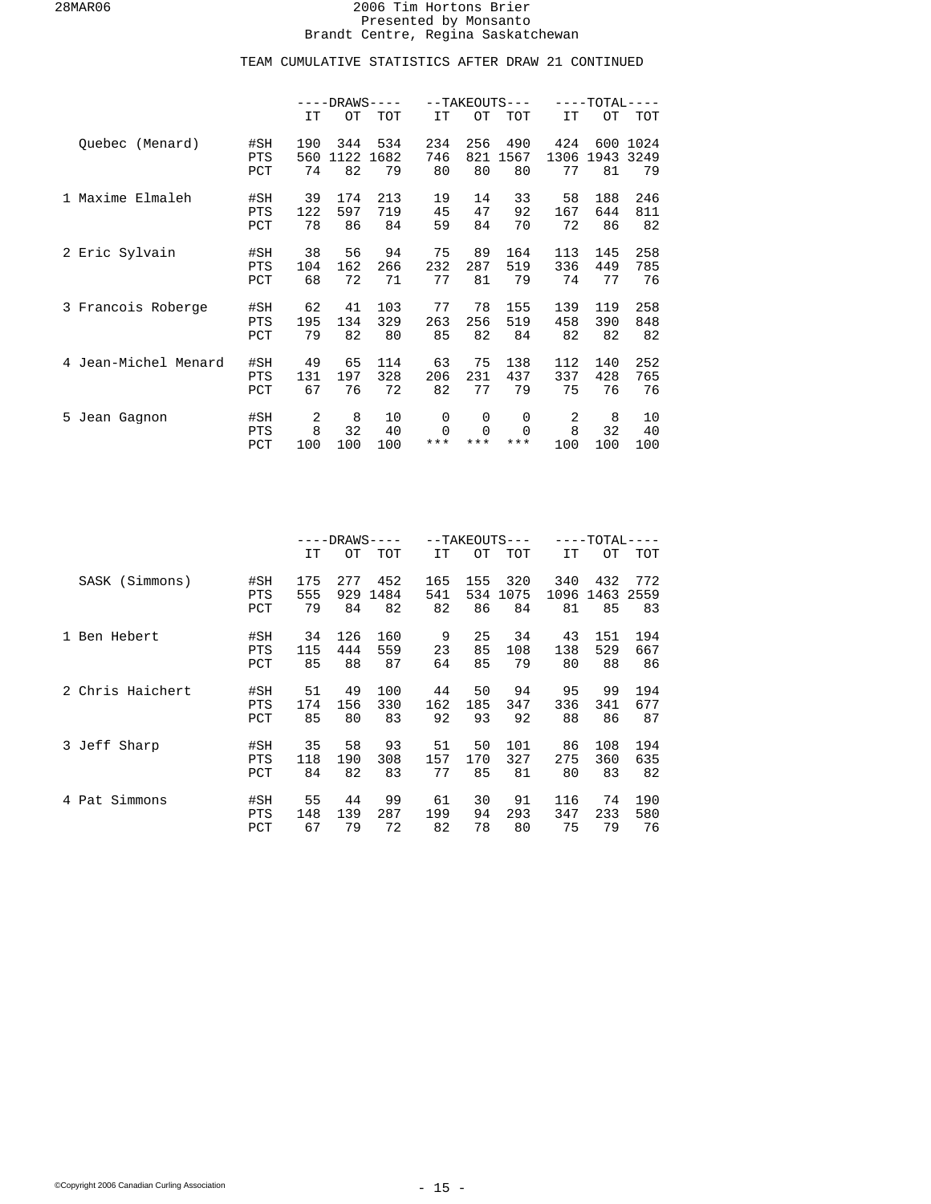2006 Tim Hortons Brier
Presented by Monsanto
Brandt Centre, Regina Saskatchewan

TEAM CUMULATIVE STATISTICS AFTER DRAW 21 CONTINUED

| | | DRAWS | | | TAKEOUTS | | | TOTAL | | |
|---|---|---|---|---|---|---|---|---|---|---|
| | | IT | OT | TOT | IT | OT | TOT | IT | OT | TOT |
| Quebec (Menard) | #SH | 190 | 344 | 534 | 234 | 256 | 490 | 424 | 600 | 1024 |
| | PTS | 560 | 1122 | 1682 | 746 | 821 | 1567 | 1306 | 1943 | 3249 |
| | PCT | 74 | 82 | 79 | 80 | 80 | 80 | 77 | 81 | 79 |
| 1 Maxime Elmaleh | #SH | 39 | 174 | 213 | 19 | 14 | 33 | 58 | 188 | 246 |
| | PTS | 122 | 597 | 719 | 45 | 47 | 92 | 167 | 644 | 811 |
| | PCT | 78 | 86 | 84 | 59 | 84 | 70 | 72 | 86 | 82 |
| 2 Eric Sylvain | #SH | 38 | 56 | 94 | 75 | 89 | 164 | 113 | 145 | 258 |
| | PTS | 104 | 162 | 266 | 232 | 287 | 519 | 336 | 449 | 785 |
| | PCT | 68 | 72 | 71 | 77 | 81 | 79 | 74 | 77 | 76 |
| 3 Francois Roberge | #SH | 62 | 41 | 103 | 77 | 78 | 155 | 139 | 119 | 258 |
| | PTS | 195 | 134 | 329 | 263 | 256 | 519 | 458 | 390 | 848 |
| | PCT | 79 | 82 | 80 | 85 | 82 | 84 | 82 | 82 | 82 |
| 4 Jean-Michel Menard | #SH | 49 | 65 | 114 | 63 | 75 | 138 | 112 | 140 | 252 |
| | PTS | 131 | 197 | 328 | 206 | 231 | 437 | 337 | 428 | 765 |
| | PCT | 67 | 76 | 72 | 82 | 77 | 79 | 75 | 76 | 76 |
| 5 Jean Gagnon | #SH | 2 | 8 | 10 | 0 | 0 | 0 | 2 | 8 | 10 |
| | PTS | 8 | 32 | 40 | 0 | 0 | 0 | 8 | 32 | 40 |
| | PCT | 100 | 100 | 100 | *** | *** | *** | 100 | 100 | 100 |

| | | DRAWS | | | TAKEOUTS | | | TOTAL | | |
|---|---|---|---|---|---|---|---|---|---|---|
| | | IT | OT | TOT | IT | OT | TOT | IT | OT | TOT |
| SASK (Simmons) | #SH | 175 | 277 | 452 | 165 | 155 | 320 | 340 | 432 | 772 |
| | PTS | 555 | 929 | 1484 | 541 | 534 | 1075 | 1096 | 1463 | 2559 |
| | PCT | 79 | 84 | 82 | 82 | 86 | 84 | 81 | 85 | 83 |
| 1 Ben Hebert | #SH | 34 | 126 | 160 | 9 | 25 | 34 | 43 | 151 | 194 |
| | PTS | 115 | 444 | 559 | 23 | 85 | 108 | 138 | 529 | 667 |
| | PCT | 85 | 88 | 87 | 64 | 85 | 79 | 80 | 88 | 86 |
| 2 Chris Haichert | #SH | 51 | 49 | 100 | 44 | 50 | 94 | 95 | 99 | 194 |
| | PTS | 174 | 156 | 330 | 162 | 185 | 347 | 336 | 341 | 677 |
| | PCT | 85 | 80 | 83 | 92 | 93 | 92 | 88 | 86 | 87 |
| 3 Jeff Sharp | #SH | 35 | 58 | 93 | 51 | 50 | 101 | 86 | 108 | 194 |
| | PTS | 118 | 190 | 308 | 157 | 170 | 327 | 275 | 360 | 635 |
| | PCT | 84 | 82 | 83 | 77 | 85 | 81 | 80 | 83 | 82 |
| 4 Pat Simmons | #SH | 55 | 44 | 99 | 61 | 30 | 91 | 116 | 74 | 190 |
| | PTS | 148 | 139 | 287 | 199 | 94 | 293 | 347 | 233 | 580 |
| | PCT | 67 | 79 | 72 | 82 | 78 | 80 | 75 | 79 | 76 |

©Copyright 2006 Canadian Curling Association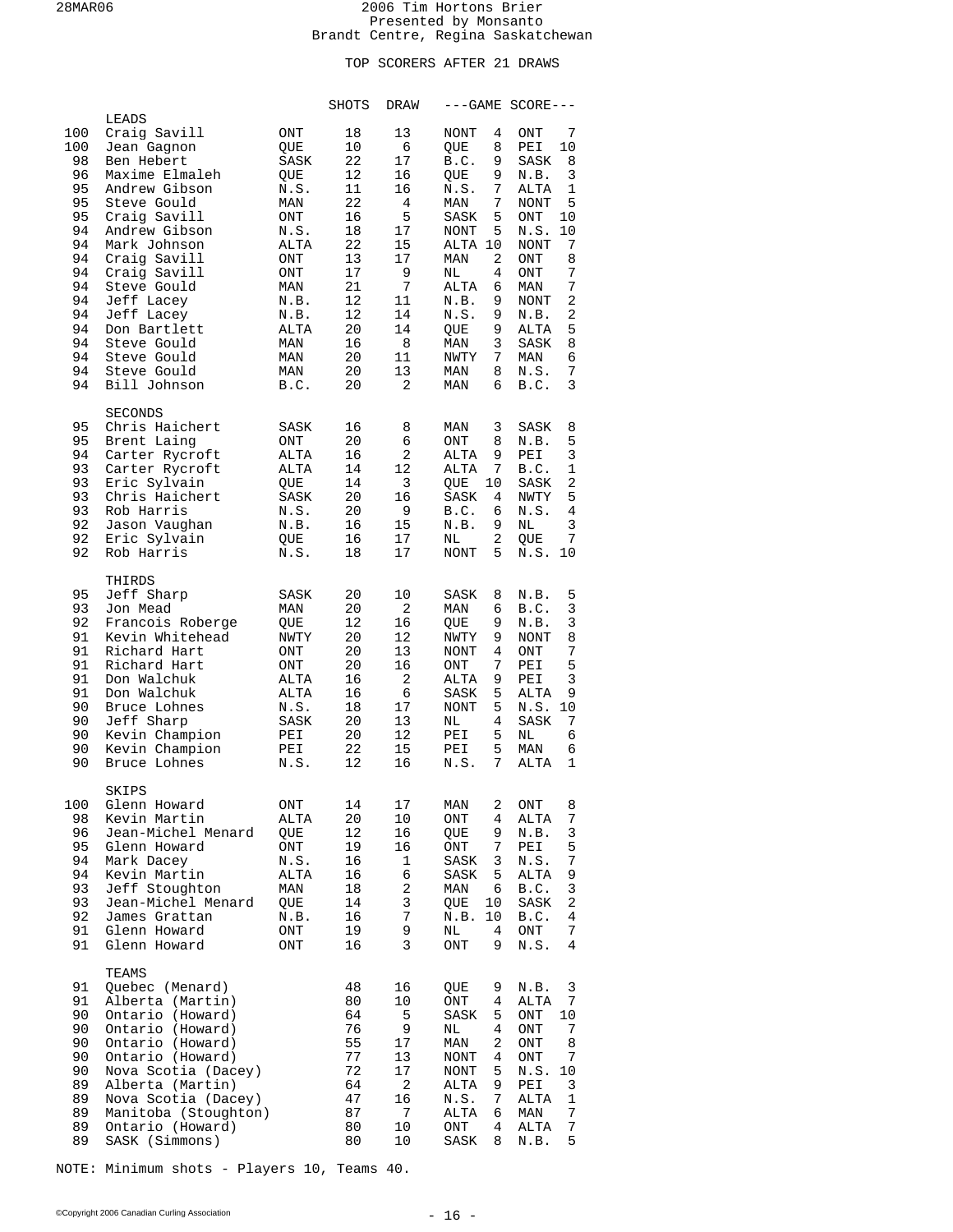# 2006 Tim Hortons Brier

Presented by Monsanto

Brandt Centre, Regina Saskatchewan

## TOP SCORERS AFTER 21 DRAWS

| % | Player | Team | SHOTS | DRAW | GAME SCORE | | | |
|---|---|---|---|---|---|---|---|---|
| | **LEADS** | | | | | | | |
| 100 | Craig Savill | ONT | 18 | 13 | NONT | 4 | ONT | 7 |
| 100 | Jean Gagnon | QUE | 10 | 6 | QUE | 8 | PEI | 10 |
| 98 | Ben Hebert | SASK | 22 | 17 | B.C. | 9 | SASK | 8 |
| 96 | Maxime Elmaleh | QUE | 12 | 16 | QUE | 9 | N.B. | 3 |
| 95 | Andrew Gibson | N.S. | 11 | 16 | N.S. | 7 | ALTA | 1 |
| 95 | Steve Gould | MAN | 22 | 4 | MAN | 7 | NONT | 5 |
| 95 | Craig Savill | ONT | 16 | 5 | SASK | 5 | ONT | 10 |
| 94 | Andrew Gibson | N.S. | 18 | 17 | NONT | 5 | N.S. | 10 |
| 94 | Mark Johnson | ALTA | 22 | 15 | ALTA | 10 | NONT | 7 |
| 94 | Craig Savill | ONT | 13 | 17 | MAN | 2 | ONT | 8 |
| 94 | Craig Savill | ONT | 17 | 9 | NL | 4 | ONT | 7 |
| 94 | Steve Gould | MAN | 21 | 7 | ALTA | 6 | MAN | 7 |
| 94 | Jeff Lacey | N.B. | 12 | 11 | N.B. | 9 | NONT | 2 |
| 94 | Jeff Lacey | N.B. | 12 | 14 | N.S. | 9 | N.B. | 2 |
| 94 | Don Bartlett | ALTA | 20 | 14 | QUE | 9 | ALTA | 5 |
| 94 | Steve Gould | MAN | 16 | 8 | MAN | 3 | SASK | 8 |
| 94 | Steve Gould | MAN | 20 | 11 | NWTY | 7 | MAN | 6 |
| 94 | Steve Gould | MAN | 20 | 13 | MAN | 8 | N.S. | 7 |
| 94 | Bill Johnson | B.C. | 20 | 2 | MAN | 6 | B.C. | 3 |
| | **SECONDS** | | | | | | | |
| 95 | Chris Haichert | SASK | 16 | 8 | MAN | 3 | SASK | 8 |
| 95 | Brent Laing | ONT | 20 | 6 | ONT | 8 | N.B. | 5 |
| 94 | Carter Rycroft | ALTA | 16 | 2 | ALTA | 9 | PEI | 3 |
| 93 | Carter Rycroft | ALTA | 14 | 12 | ALTA | 7 | B.C. | 1 |
| 93 | Eric Sylvain | QUE | 14 | 3 | QUE | 10 | SASK | 2 |
| 93 | Chris Haichert | SASK | 20 | 16 | SASK | 4 | NWTY | 5 |
| 93 | Rob Harris | N.S. | 20 | 9 | B.C. | 6 | N.S. | 4 |
| 92 | Jason Vaughan | N.B. | 16 | 15 | N.B. | 9 | NL | 3 |
| 92 | Eric Sylvain | QUE | 16 | 17 | NL | 2 | QUE | 7 |
| 92 | Rob Harris | N.S. | 18 | 17 | NONT | 5 | N.S. | 10 |
| | **THIRDS** | | | | | | | |
| 95 | Jeff Sharp | SASK | 20 | 10 | SASK | 8 | N.B. | 5 |
| 93 | Jon Mead | MAN | 20 | 2 | MAN | 6 | B.C. | 3 |
| 92 | Francois Roberge | QUE | 12 | 16 | QUE | 9 | N.B. | 3 |
| 91 | Kevin Whitehead | NWTY | 20 | 12 | NWTY | 9 | NONT | 8 |
| 91 | Richard Hart | ONT | 20 | 13 | NONT | 4 | ONT | 7 |
| 91 | Richard Hart | ONT | 20 | 16 | ONT | 7 | PEI | 5 |
| 91 | Don Walchuk | ALTA | 16 | 2 | ALTA | 9 | PEI | 3 |
| 91 | Don Walchuk | ALTA | 16 | 6 | SASK | 5 | ALTA | 9 |
| 90 | Bruce Lohnes | N.S. | 18 | 17 | NONT | 5 | N.S. | 10 |
| 90 | Jeff Sharp | SASK | 20 | 13 | NL | 4 | SASK | 7 |
| 90 | Kevin Champion | PEI | 20 | 12 | PEI | 5 | NL | 6 |
| 90 | Kevin Champion | PEI | 22 | 15 | PEI | 5 | MAN | 6 |
| 90 | Bruce Lohnes | N.S. | 12 | 16 | N.S. | 7 | ALTA | 1 |
| | **SKIPS** | | | | | | | |
| 100 | Glenn Howard | ONT | 14 | 17 | MAN | 2 | ONT | 8 |
| 98 | Kevin Martin | ALTA | 20 | 10 | ONT | 4 | ALTA | 7 |
| 96 | Jean-Michel Menard | QUE | 12 | 16 | QUE | 9 | N.B. | 3 |
| 95 | Glenn Howard | ONT | 19 | 16 | ONT | 7 | PEI | 5 |
| 94 | Mark Dacey | N.S. | 16 | 1 | SASK | 3 | N.S. | 7 |
| 94 | Kevin Martin | ALTA | 16 | 6 | SASK | 5 | ALTA | 9 |
| 93 | Jeff Stoughton | MAN | 18 | 2 | MAN | 6 | B.C. | 3 |
| 93 | Jean-Michel Menard | QUE | 14 | 3 | QUE | 10 | SASK | 2 |
| 92 | James Grattan | N.B. | 16 | 7 | N.B. | 10 | B.C. | 4 |
| 91 | Glenn Howard | ONT | 19 | 9 | NL | 4 | ONT | 7 |
| 91 | Glenn Howard | ONT | 16 | 3 | ONT | 9 | N.S. | 4 |
| | **TEAMS** | | | | | | | |
| 91 | Quebec (Menard) | | 48 | 16 | QUE | 9 | N.B. | 3 |
| 91 | Alberta (Martin) | | 80 | 10 | ONT | 4 | ALTA | 7 |
| 90 | Ontario (Howard) | | 64 | 5 | SASK | 5 | ONT | 10 |
| 90 | Ontario (Howard) | | 76 | 9 | NL | 4 | ONT | 7 |
| 90 | Ontario (Howard) | | 55 | 17 | MAN | 2 | ONT | 8 |
| 90 | Ontario (Howard) | | 77 | 13 | NONT | 4 | ONT | 7 |
| 90 | Nova Scotia (Dacey) | | 72 | 17 | NONT | 5 | N.S. | 10 |
| 89 | Alberta (Martin) | | 64 | 2 | ALTA | 9 | PEI | 3 |
| 89 | Nova Scotia (Dacey) | | 47 | 16 | N.S. | 7 | ALTA | 1 |
| 89 | Manitoba (Stoughton) | | 87 | 7 | ALTA | 6 | MAN | 7 |
| 89 | Ontario (Howard) | | 80 | 10 | ONT | 4 | ALTA | 7 |
| 89 | SASK (Simmons) | | 80 | 10 | SASK | 8 | N.B. | 5 |

NOTE: Minimum shots - Players 10, Teams 40.

©Copyright 2006 Canadian Curling Association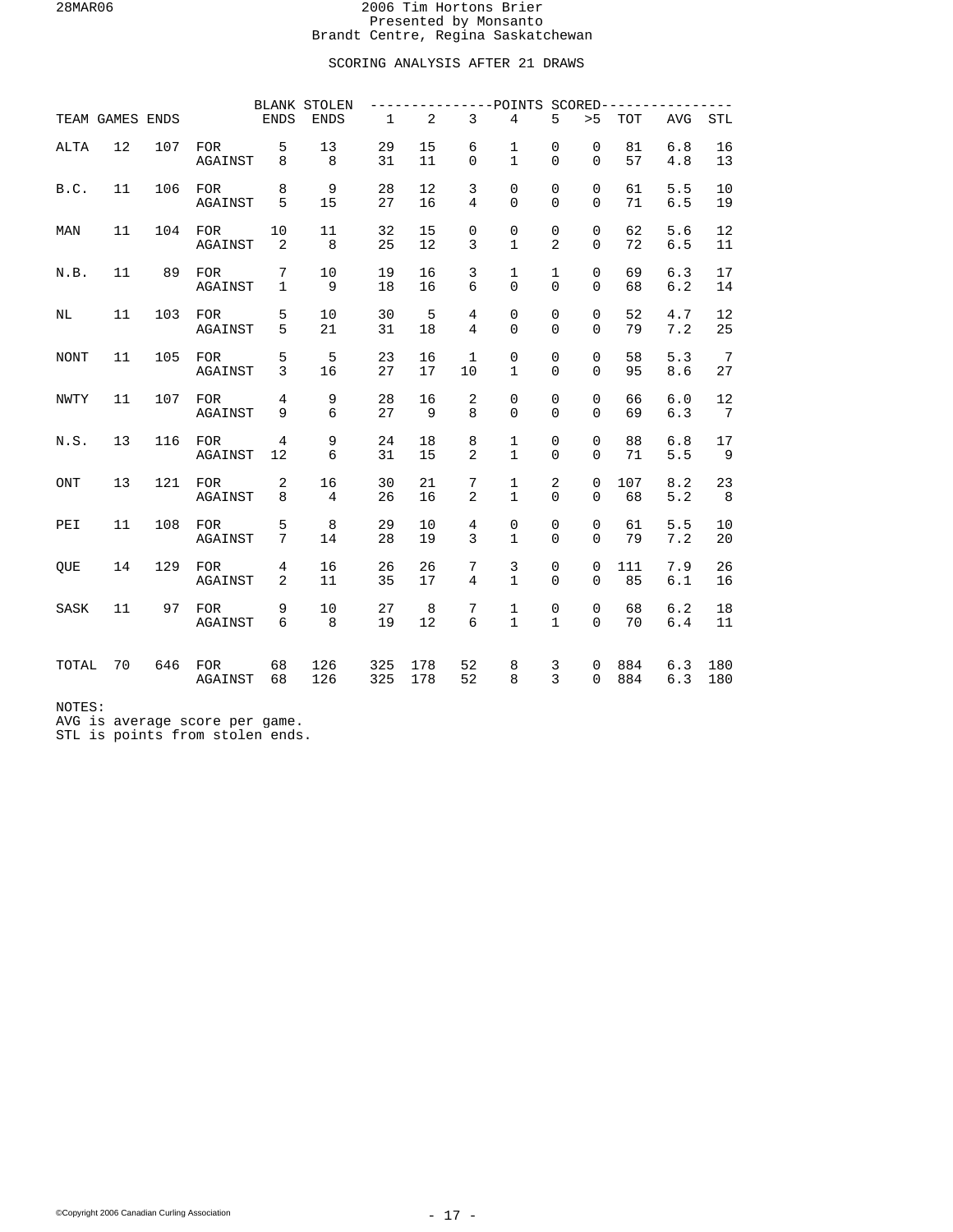# 2006 Tim Hortons Brier

Presented by Monsanto

Brandt Centre, Regina Saskatchewan

## SCORING ANALYSIS AFTER 21 DRAWS

| TEAM | GAMES | ENDS | | BLANK ENDS | STOLEN ENDS | 1 | 2 | 3 | 4 | 5 | >5 | TOT | AVG | STL |
|---|---|---|---|---|---|---|---|---|---|---|---|---|---|---|
| | | | | | | POINTS SCORED | | | | | | | | |
| ALTA | 12 | 107 | FOR | 5 | 13 | 29 | 15 | 6 | 1 | 0 | 0 | 81 | 6.8 | 16 |
| | | | AGAINST | 8 | 8 | 31 | 11 | 0 | 1 | 0 | 0 | 57 | 4.8 | 13 |
| B.C. | 11 | 106 | FOR | 8 | 9 | 28 | 12 | 3 | 0 | 0 | 0 | 61 | 5.5 | 10 |
| | | | AGAINST | 5 | 15 | 27 | 16 | 4 | 0 | 0 | 0 | 71 | 6.5 | 19 |
| MAN | 11 | 104 | FOR | 10 | 11 | 32 | 15 | 0 | 0 | 0 | 0 | 62 | 5.6 | 12 |
| | | | AGAINST | 2 | 8 | 25 | 12 | 3 | 1 | 2 | 0 | 72 | 6.5 | 11 |
| N.B. | 11 | 89 | FOR | 7 | 10 | 19 | 16 | 3 | 1 | 1 | 0 | 69 | 6.3 | 17 |
| | | | AGAINST | 1 | 9 | 18 | 16 | 6 | 0 | 0 | 0 | 68 | 6.2 | 14 |
| NL | 11 | 103 | FOR | 5 | 10 | 30 | 5 | 4 | 0 | 0 | 0 | 52 | 4.7 | 12 |
| | | | AGAINST | 5 | 21 | 31 | 18 | 4 | 0 | 0 | 0 | 79 | 7.2 | 25 |
| NONT | 11 | 105 | FOR | 5 | 5 | 23 | 16 | 1 | 0 | 0 | 0 | 58 | 5.3 | 7 |
| | | | AGAINST | 3 | 16 | 27 | 17 | 10 | 1 | 0 | 0 | 95 | 8.6 | 27 |
| NWTY | 11 | 107 | FOR | 4 | 9 | 28 | 16 | 2 | 0 | 0 | 0 | 66 | 6.0 | 12 |
| | | | AGAINST | 9 | 6 | 27 | 9 | 8 | 0 | 0 | 0 | 69 | 6.3 | 7 |
| N.S. | 13 | 116 | FOR | 4 | 9 | 24 | 18 | 8 | 1 | 0 | 0 | 88 | 6.8 | 17 |
| | | | AGAINST | 12 | 6 | 31 | 15 | 2 | 1 | 0 | 0 | 71 | 5.5 | 9 |
| ONT | 13 | 121 | FOR | 2 | 16 | 30 | 21 | 7 | 1 | 2 | 0 | 107 | 8.2 | 23 |
| | | | AGAINST | 8 | 4 | 26 | 16 | 2 | 1 | 0 | 0 | 68 | 5.2 | 8 |
| PEI | 11 | 108 | FOR | 5 | 8 | 29 | 10 | 4 | 0 | 0 | 0 | 61 | 5.5 | 10 |
| | | | AGAINST | 7 | 14 | 28 | 19 | 3 | 1 | 0 | 0 | 79 | 7.2 | 20 |
| QUE | 14 | 129 | FOR | 4 | 16 | 26 | 26 | 7 | 3 | 0 | 0 | 111 | 7.9 | 26 |
| | | | AGAINST | 2 | 11 | 35 | 17 | 4 | 1 | 0 | 0 | 85 | 6.1 | 16 |
| SASK | 11 | 97 | FOR | 9 | 10 | 27 | 8 | 7 | 1 | 0 | 0 | 68 | 6.2 | 18 |
| | | | AGAINST | 6 | 8 | 19 | 12 | 6 | 1 | 1 | 0 | 70 | 6.4 | 11 |
| TOTAL | 70 | 646 | FOR | 68 | 126 | 325 | 178 | 52 | 8 | 3 | 0 | 884 | 6.3 | 180 |
| | | | AGAINST | 68 | 126 | 325 | 178 | 52 | 8 | 3 | 0 | 884 | 6.3 | 180 |

NOTES:
AVG is average score per game.
STL is points from stolen ends.

©Copyright 2006 Canadian Curling Association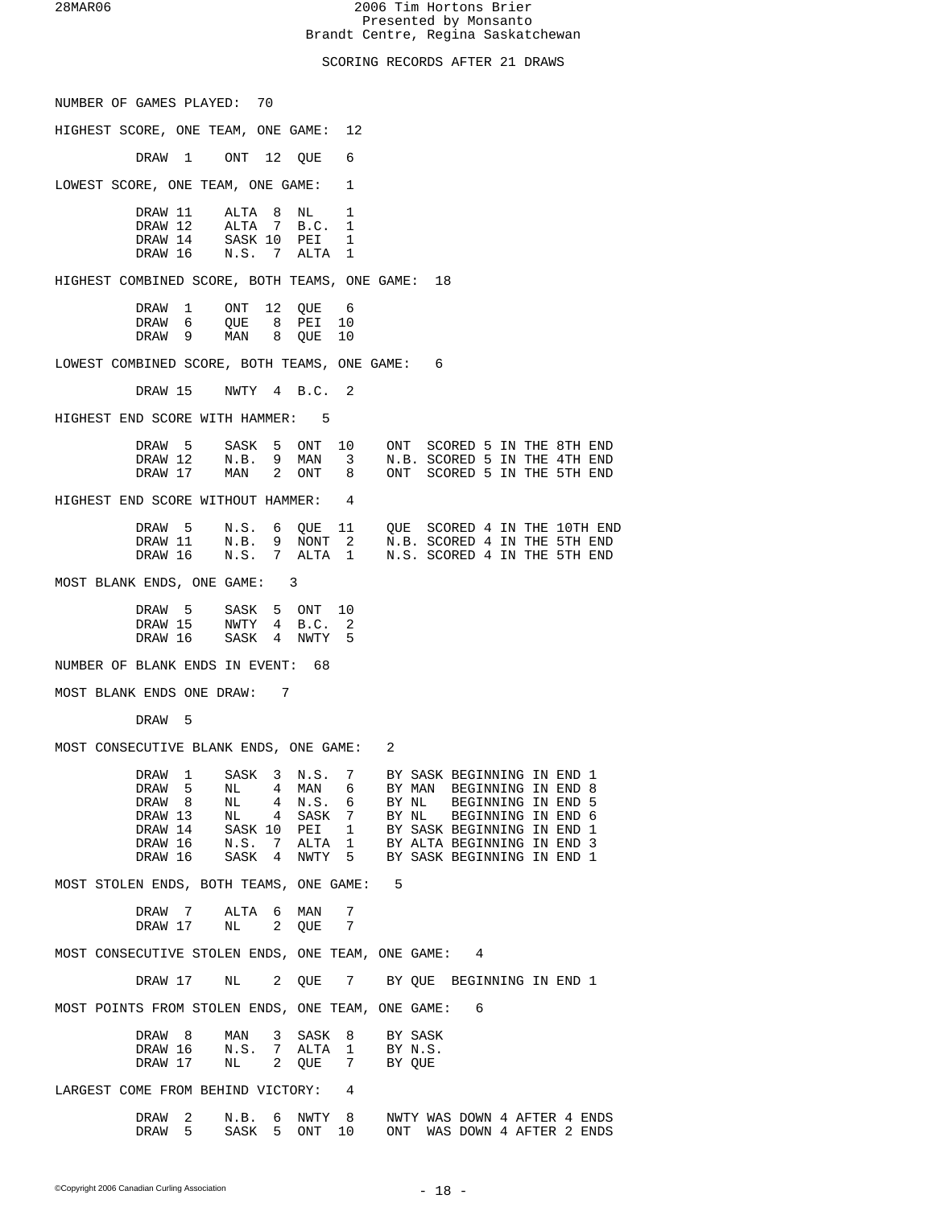# 2006 Tim Hortons Brier

Presented by Monsanto

Brandt Centre, Regina Saskatchewan

## SCORING RECORDS AFTER 21 DRAWS

NUMBER OF GAMES PLAYED: 70

HIGHEST SCORE, ONE TEAM, ONE GAME: 12

| Draw | Team | Score | Team | Score |
|---|---|---|---|---|
| DRAW 1 | ONT | 12 | QUE | 6 |

LOWEST SCORE, ONE TEAM, ONE GAME: 1

| Draw | Team | Score | Team | Score |
|---|---|---|---|---|
| DRAW 11 | ALTA | 8 | NL | 1 |
| DRAW 12 | ALTA | 7 | B.C. | 1 |
| DRAW 14 | SASK | 10 | PEI | 1 |
| DRAW 16 | N.S. | 7 | ALTA | 1 |

HIGHEST COMBINED SCORE, BOTH TEAMS, ONE GAME: 18

| Draw | Team | Score | Team | Score |
|---|---|---|---|---|
| DRAW 1 | ONT | 12 | QUE | 6 |
| DRAW 6 | QUE | 8 | PEI | 10 |
| DRAW 9 | MAN | 8 | QUE | 10 |

LOWEST COMBINED SCORE, BOTH TEAMS, ONE GAME: 6

| Draw | Team | Score | Team | Score |
|---|---|---|---|---|
| DRAW 15 | NWTY | 4 | B.C. | 2 |

HIGHEST END SCORE WITH HAMMER: 5

| Draw | Team | Score | Team | Score | Note |
|---|---|---|---|---|---|
| DRAW 5 | SASK | 5 | ONT | 10 | ONT SCORED 5 IN THE 8TH END |
| DRAW 12 | N.B. | 9 | MAN | 3 | N.B. SCORED 5 IN THE 4TH END |
| DRAW 17 | MAN | 2 | ONT | 8 | ONT SCORED 5 IN THE 5TH END |

HIGHEST END SCORE WITHOUT HAMMER: 4

| Draw | Team | Score | Team | Score | Note |
|---|---|---|---|---|---|
| DRAW 5 | N.S. | 6 | QUE | 11 | QUE SCORED 4 IN THE 10TH END |
| DRAW 11 | N.B. | 9 | NONT | 2 | N.B. SCORED 4 IN THE 5TH END |
| DRAW 16 | N.S. | 7 | ALTA | 1 | N.S. SCORED 4 IN THE 5TH END |

MOST BLANK ENDS, ONE GAME: 3

| Draw | Team | Score | Team | Score |
|---|---|---|---|---|
| DRAW 5 | SASK | 5 | ONT | 10 |
| DRAW 15 | NWTY | 4 | B.C. | 2 |
| DRAW 16 | SASK | 4 | NWTY | 5 |

NUMBER OF BLANK ENDS IN EVENT: 68

MOST BLANK ENDS ONE DRAW: 7

DRAW 5

MOST CONSECUTIVE BLANK ENDS, ONE GAME: 2

| Draw | Team | Score | Team | Score | Note |
|---|---|---|---|---|---|
| DRAW 1 | SASK | 3 | N.S. | 7 | BY SASK BEGINNING IN END 1 |
| DRAW 5 | NL | 4 | MAN | 6 | BY MAN BEGINNING IN END 8 |
| DRAW 8 | NL | 4 | N.S. | 6 | BY NL BEGINNING IN END 5 |
| DRAW 13 | NL | 4 | SASK | 7 | BY NL BEGINNING IN END 6 |
| DRAW 14 | SASK | 10 | PEI | 1 | BY SASK BEGINNING IN END 1 |
| DRAW 16 | N.S. | 7 | ALTA | 1 | BY ALTA BEGINNING IN END 3 |
| DRAW 16 | SASK | 4 | NWTY | 5 | BY SASK BEGINNING IN END 1 |

MOST STOLEN ENDS, BOTH TEAMS, ONE GAME: 5

| Draw | Team | Score | Team | Score |
|---|---|---|---|---|
| DRAW 7 | ALTA | 6 | MAN | 7 |
| DRAW 17 | NL | 2 | QUE | 7 |

MOST CONSECUTIVE STOLEN ENDS, ONE TEAM, ONE GAME: 4

| Draw | Team | Score | Team | Score | Note |
|---|---|---|---|---|---|
| DRAW 17 | NL | 2 | QUE | 7 | BY QUE BEGINNING IN END 1 |

MOST POINTS FROM STOLEN ENDS, ONE TEAM, ONE GAME: 6

| Draw | Team | Score | Team | Score | Note |
|---|---|---|---|---|---|
| DRAW 8 | MAN | 3 | SASK | 8 | BY SASK |
| DRAW 16 | N.S. | 7 | ALTA | 1 | BY N.S. |
| DRAW 17 | NL | 2 | QUE | 7 | BY QUE |

LARGEST COME FROM BEHIND VICTORY: 4

| Draw | Team | Score | Team | Score | Note |
|---|---|---|---|---|---|
| DRAW 2 | N.B. | 6 | NWTY | 8 | NWTY WAS DOWN 4 AFTER 4 ENDS |
| DRAW 5 | SASK | 5 | ONT | 10 | ONT WAS DOWN 4 AFTER 2 ENDS |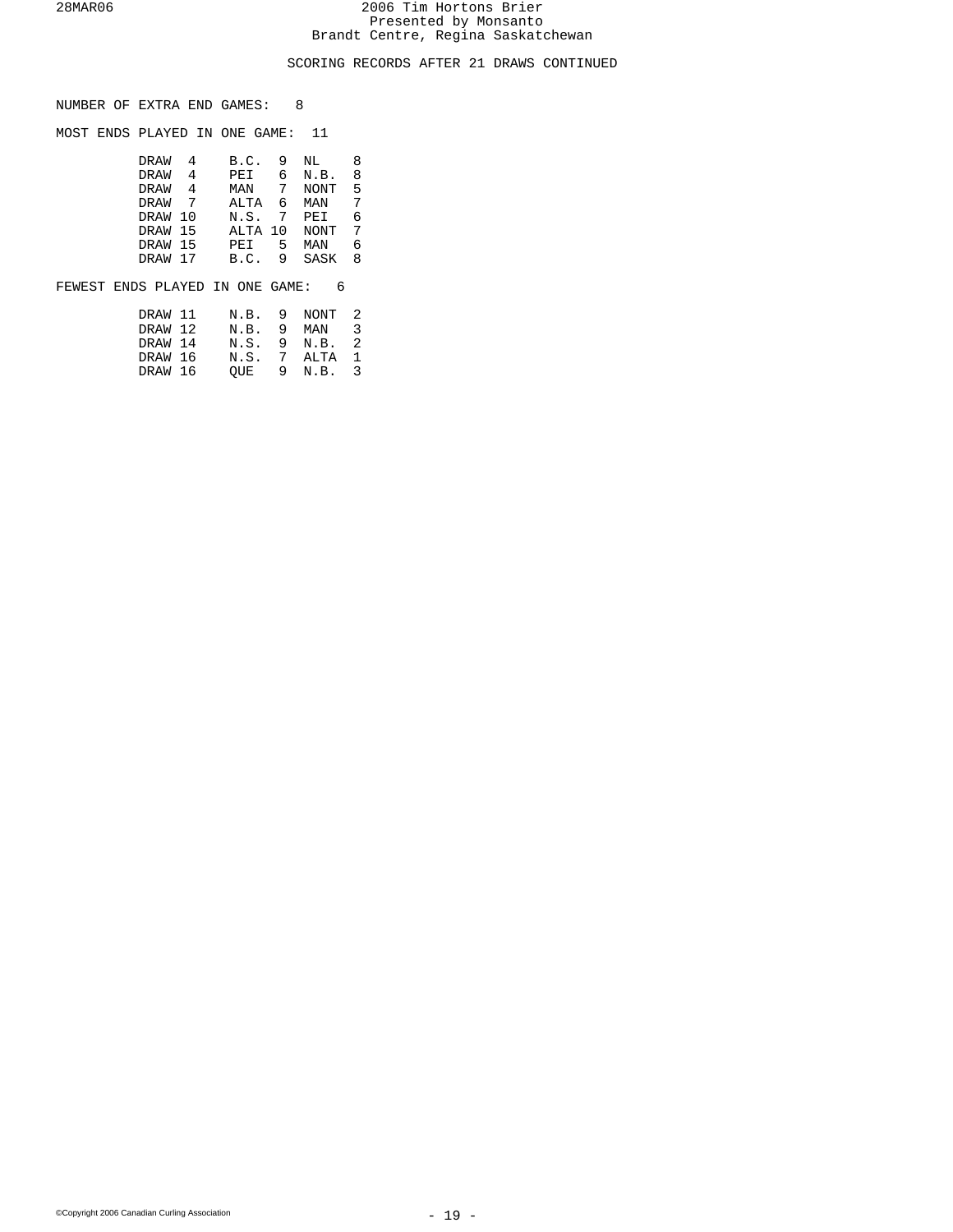SCORING RECORDS AFTER 21 DRAWS CONTINUED

NUMBER OF EXTRA END GAMES: 8

MOST ENDS PLAYED IN ONE GAME: 11

| Draw | Team | Score | Team | Score |
|---|---|---|---|---|
| DRAW 4 | B.C. | 9 | NL | 8 |
| DRAW 4 | PEI | 6 | N.B. | 8 |
| DRAW 4 | MAN | 7 | NONT | 5 |
| DRAW 7 | ALTA | 6 | MAN | 7 |
| DRAW 10 | N.S. | 7 | PEI | 6 |
| DRAW 15 | ALTA | 10 | NONT | 7 |
| DRAW 15 | PEI | 5 | MAN | 6 |
| DRAW 17 | B.C. | 9 | SASK | 8 |

FEWEST ENDS PLAYED IN ONE GAME: 6

| Draw | Team | Score | Team | Score |
|---|---|---|---|---|
| DRAW 11 | N.B. | 9 | NONT | 2 |
| DRAW 12 | N.B. | 9 | MAN | 3 |
| DRAW 14 | N.S. | 9 | N.B. | 2 |
| DRAW 16 | N.S. | 7 | ALTA | 1 |
| DRAW 16 | QUE | 9 | N.B. | 3 |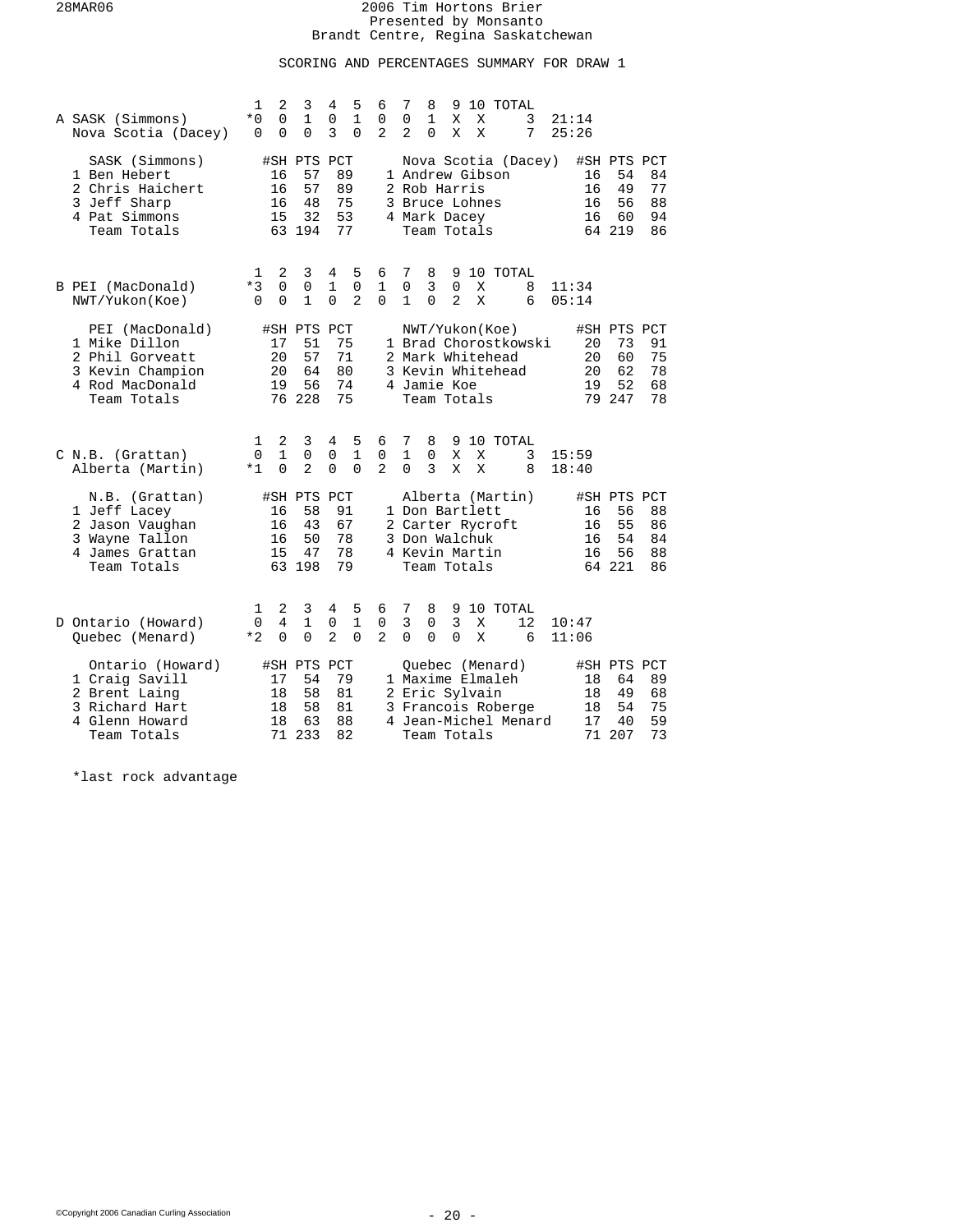28MAR06

# 2006 Tim Hortons Brier
Presented by Monsanto
Brandt Centre, Regina Saskatchewan

## SCORING AND PERCENTAGES SUMMARY FOR DRAW 1

| | Team | 1 | 2 | 3 | 4 | 5 | 6 | 7 | 8 | 9 | 10 | TOTAL | Time |
|---|---|---|---|---|---|---|---|---|---|---|---|---|---|
| A | SASK (Simmons) | *0 | 0 | 1 | 0 | 1 | 0 | 0 | 1 | X | X | 3 | 21:14 |
| | Nova Scotia (Dacey) | 0 | 0 | 0 | 3 | 0 | 2 | 2 | 0 | X | X | 7 | 25:26 |

| SASK (Simmons) | #SH | PTS | PCT | Nova Scotia (Dacey) | #SH | PTS | PCT |
|---|---|---|---|---|---|---|---|
| 1 Ben Hebert | 16 | 57 | 89 | 1 Andrew Gibson | 16 | 54 | 84 |
| 2 Chris Haichert | 16 | 57 | 89 | 2 Rob Harris | 16 | 49 | 77 |
| 3 Jeff Sharp | 16 | 48 | 75 | 3 Bruce Lohnes | 16 | 56 | 88 |
| 4 Pat Simmons | 15 | 32 | 53 | 4 Mark Dacey | 16 | 60 | 94 |
| Team Totals | 63 | 194 | 77 | Team Totals | 64 | 219 | 86 |

| | Team | 1 | 2 | 3 | 4 | 5 | 6 | 7 | 8 | 9 | 10 | TOTAL | Time |
|---|---|---|---|---|---|---|---|---|---|---|---|---|---|
| B | PEI (MacDonald) | *3 | 0 | 0 | 1 | 0 | 1 | 0 | 3 | 0 | X | 8 | 11:34 |
| | NWT/Yukon(Koe) | 0 | 0 | 1 | 0 | 2 | 0 | 1 | 0 | 2 | X | 6 | 05:14 |

| PEI (MacDonald) | #SH | PTS | PCT | NWT/Yukon(Koe) | #SH | PTS | PCT |
|---|---|---|---|---|---|---|---|
| 1 Mike Dillon | 17 | 51 | 75 | 1 Brad Chorostkowski | 20 | 73 | 91 |
| 2 Phil Gorveatt | 20 | 57 | 71 | 2 Mark Whitehead | 20 | 60 | 75 |
| 3 Kevin Champion | 20 | 64 | 80 | 3 Kevin Whitehead | 20 | 62 | 78 |
| 4 Rod MacDonald | 19 | 56 | 74 | 4 Jamie Koe | 19 | 52 | 68 |
| Team Totals | 76 | 228 | 75 | Team Totals | 79 | 247 | 78 |

| | Team | 1 | 2 | 3 | 4 | 5 | 6 | 7 | 8 | 9 | 10 | TOTAL | Time |
|---|---|---|---|---|---|---|---|---|---|---|---|---|---|
| C | N.B. (Grattan) | 0 | 1 | 0 | 0 | 1 | 0 | 1 | 0 | X | X | 3 | 15:59 |
| | Alberta (Martin) | *1 | 0 | 2 | 0 | 0 | 2 | 0 | 3 | X | X | 8 | 18:40 |

| N.B. (Grattan) | #SH | PTS | PCT | Alberta (Martin) | #SH | PTS | PCT |
|---|---|---|---|---|---|---|---|
| 1 Jeff Lacey | 16 | 58 | 91 | 1 Don Bartlett | 16 | 56 | 88 |
| 2 Jason Vaughan | 16 | 43 | 67 | 2 Carter Rycroft | 16 | 55 | 86 |
| 3 Wayne Tallon | 16 | 50 | 78 | 3 Don Walchuk | 16 | 54 | 84 |
| 4 James Grattan | 15 | 47 | 78 | 4 Kevin Martin | 16 | 56 | 88 |
| Team Totals | 63 | 198 | 79 | Team Totals | 64 | 221 | 86 |

| | Team | 1 | 2 | 3 | 4 | 5 | 6 | 7 | 8 | 9 | 10 | TOTAL | Time |
|---|---|---|---|---|---|---|---|---|---|---|---|---|---|
| D | Ontario (Howard) | 0 | 4 | 1 | 0 | 1 | 0 | 3 | 0 | 3 | X | 12 | 10:47 |
| | Quebec (Menard) | *2 | 0 | 0 | 2 | 0 | 2 | 0 | 0 | 0 | X | 6 | 11:06 |

| Ontario (Howard) | #SH | PTS | PCT | Quebec (Menard) | #SH | PTS | PCT |
|---|---|---|---|---|---|---|---|
| 1 Craig Savill | 17 | 54 | 79 | 1 Maxime Elmaleh | 18 | 64 | 89 |
| 2 Brent Laing | 18 | 58 | 81 | 2 Eric Sylvain | 18 | 49 | 68 |
| 3 Richard Hart | 18 | 58 | 81 | 3 Francois Roberge | 18 | 54 | 75 |
| 4 Glenn Howard | 18 | 63 | 88 | 4 Jean-Michel Menard | 17 | 40 | 59 |
| Team Totals | 71 | 233 | 82 | Team Totals | 71 | 207 | 73 |

*last rock advantage

©Copyright 2006 Canadian Curling Association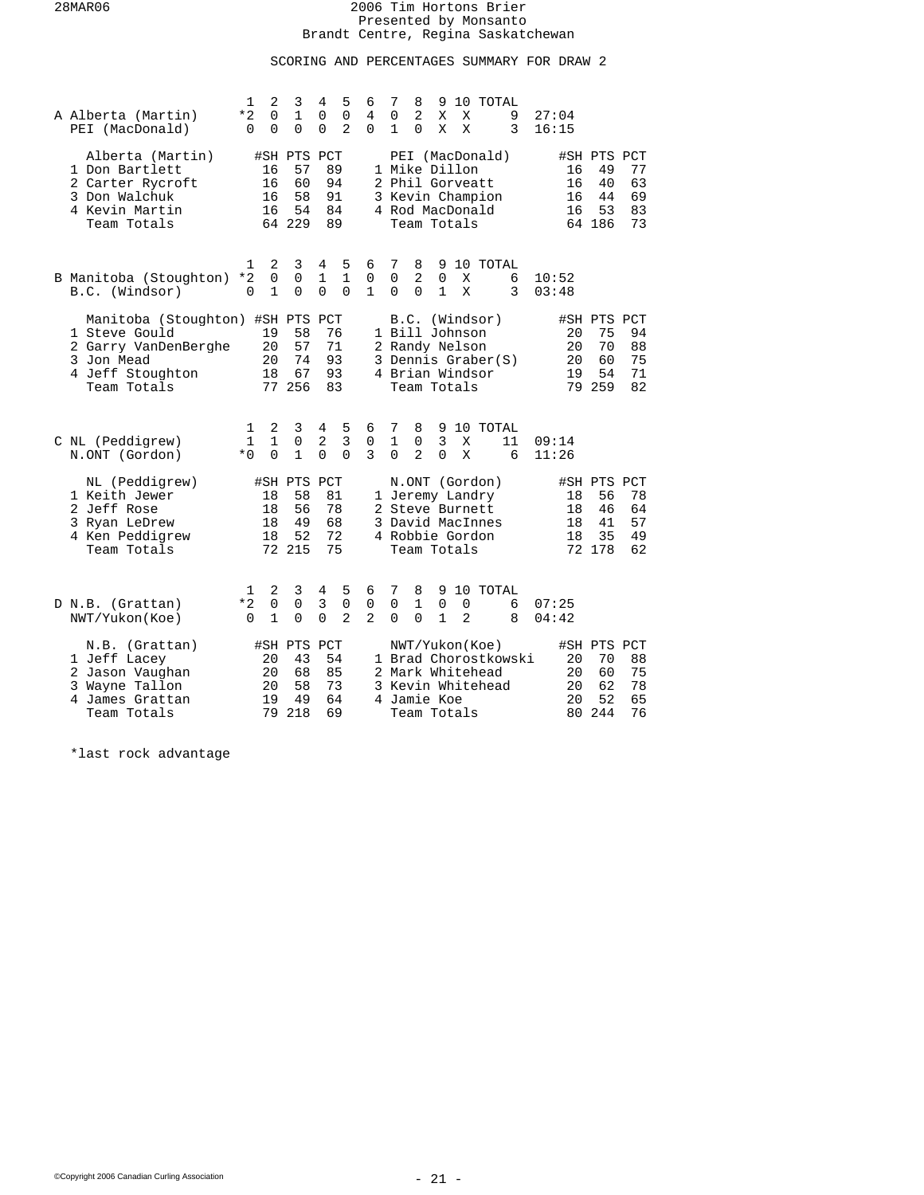# 2006 Tim Hortons Brier

Presented by Monsanto

Brandt Centre, Regina Saskatchewan

## SCORING AND PERCENTAGES SUMMARY FOR DRAW 2

### A

| | 1 | 2 | 3 | 4 | 5 | 6 | 7 | 8 | 9 | 10 | TOTAL | |
|---|---|---|---|---|---|---|---|---|---|---|---|---|
| Alberta (Martin) | *2 | 0 | 1 | 0 | 0 | 4 | 0 | 2 | X | X | 9 | 27:04 |
| PEI (MacDonald) | 0 | 0 | 0 | 0 | 2 | 0 | 1 | 0 | X | X | 3 | 16:15 |

| Alberta (Martin) | #SH | PTS | PCT | PEI (MacDonald) | #SH | PTS | PCT |
|---|---|---|---|---|---|---|---|
| 1 Don Bartlett | 16 | 57 | 89 | 1 Mike Dillon | 16 | 49 | 77 |
| 2 Carter Rycroft | 16 | 60 | 94 | 2 Phil Gorveatt | 16 | 40 | 63 |
| 3 Don Walchuk | 16 | 58 | 91 | 3 Kevin Champion | 16 | 44 | 69 |
| 4 Kevin Martin | 16 | 54 | 84 | 4 Rod MacDonald | 16 | 53 | 83 |
| Team Totals | 64 | 229 | 89 | Team Totals | 64 | 186 | 73 |

### B

| | 1 | 2 | 3 | 4 | 5 | 6 | 7 | 8 | 9 | 10 | TOTAL | |
|---|---|---|---|---|---|---|---|---|---|---|---|---|
| Manitoba (Stoughton) | *2 | 0 | 0 | 1 | 1 | 0 | 0 | 2 | 0 | X | 6 | 10:52 |
| B.C. (Windsor) | 0 | 1 | 0 | 0 | 0 | 1 | 0 | 0 | 1 | X | 3 | 03:48 |

| Manitoba (Stoughton) | #SH | PTS | PCT | B.C. (Windsor) | #SH | PTS | PCT |
|---|---|---|---|---|---|---|---|
| 1 Steve Gould | 19 | 58 | 76 | 1 Bill Johnson | 20 | 75 | 94 |
| 2 Garry VanDenBerghe | 20 | 57 | 71 | 2 Randy Nelson | 20 | 70 | 88 |
| 3 Jon Mead | 20 | 74 | 93 | 3 Dennis Graber(S) | 20 | 60 | 75 |
| 4 Jeff Stoughton | 18 | 67 | 93 | 4 Brian Windsor | 19 | 54 | 71 |
| Team Totals | 77 | 256 | 83 | Team Totals | 79 | 259 | 82 |

### C

| | 1 | 2 | 3 | 4 | 5 | 6 | 7 | 8 | 9 | 10 | TOTAL | |
|---|---|---|---|---|---|---|---|---|---|---|---|---|
| NL (Peddigrew) | 1 | 1 | 0 | 2 | 3 | 0 | 1 | 0 | 3 | X | 11 | 09:14 |
| N.ONT (Gordon) | *0 | 0 | 1 | 0 | 0 | 3 | 0 | 2 | 0 | X | 6 | 11:26 |

| NL (Peddigrew) | #SH | PTS | PCT | N.ONT (Gordon) | #SH | PTS | PCT |
|---|---|---|---|---|---|---|---|
| 1 Keith Jewer | 18 | 58 | 81 | 1 Jeremy Landry | 18 | 56 | 78 |
| 2 Jeff Rose | 18 | 56 | 78 | 2 Steve Burnett | 18 | 46 | 64 |
| 3 Ryan LeDrew | 18 | 49 | 68 | 3 David MacInnes | 18 | 41 | 57 |
| 4 Ken Peddigrew | 18 | 52 | 72 | 4 Robbie Gordon | 18 | 35 | 49 |
| Team Totals | 72 | 215 | 75 | Team Totals | 72 | 178 | 62 |

### D

| | 1 | 2 | 3 | 4 | 5 | 6 | 7 | 8 | 9 | 10 | TOTAL | |
|---|---|---|---|---|---|---|---|---|---|---|---|---|
| N.B. (Grattan) | *2 | 0 | 0 | 3 | 0 | 0 | 0 | 1 | 0 | 0 | 6 | 07:25 |
| NWT/Yukon(Koe) | 0 | 1 | 0 | 0 | 2 | 2 | 0 | 0 | 1 | 2 | 8 | 04:42 |

| N.B. (Grattan) | #SH | PTS | PCT | NWT/Yukon(Koe) | #SH | PTS | PCT |
|---|---|---|---|---|---|---|---|
| 1 Jeff Lacey | 20 | 43 | 54 | 1 Brad Chorostkowski | 20 | 70 | 88 |
| 2 Jason Vaughan | 20 | 68 | 85 | 2 Mark Whitehead | 20 | 60 | 75 |
| 3 Wayne Tallon | 20 | 58 | 73 | 3 Kevin Whitehead | 20 | 62 | 78 |
| 4 James Grattan | 19 | 49 | 64 | 4 Jamie Koe | 20 | 52 | 65 |
| Team Totals | 79 | 218 | 69 | Team Totals | 80 | 244 | 76 |

*last rock advantage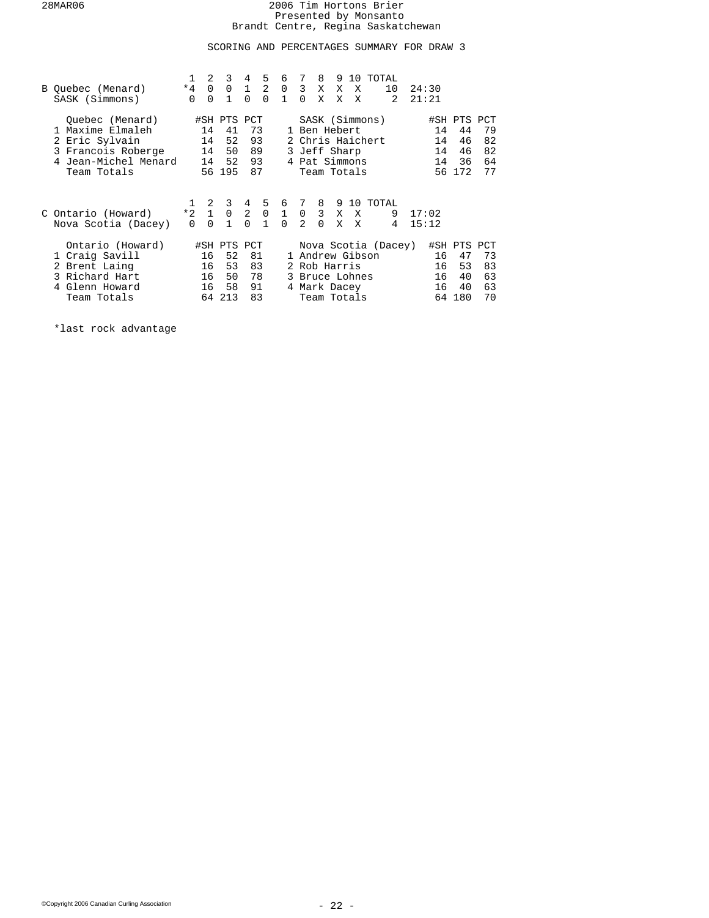28MAR06

# 2006 Tim Hortons Brier

Presented by Monsanto

Brandt Centre, Regina Saskatchewan

## SCORING AND PERCENTAGES SUMMARY FOR DRAW 3

| B | 1 | 2 | 3 | 4 | 5 | 6 | 7 | 8 | 9 | 10 | TOTAL | |
|---|---|---|---|---|---|---|---|---|---|---|---|---|
| Quebec (Menard) | *4 | 0 | 0 | 1 | 2 | 0 | 3 | X | X | X | 10 | 24:30 |
| SASK (Simmons) | 0 | 0 | 1 | 0 | 0 | 1 | 0 | X | X | X | 2 | 21:21 |

| Quebec (Menard) | #SH | PTS | PCT | SASK (Simmons) | #SH | PTS | PCT |
|---|---|---|---|---|---|---|---|
| 1 Maxime Elmaleh | 14 | 41 | 73 | 1 Ben Hebert | 14 | 44 | 79 |
| 2 Eric Sylvain | 14 | 52 | 93 | 2 Chris Haichert | 14 | 46 | 82 |
| 3 Francois Roberge | 14 | 50 | 89 | 3 Jeff Sharp | 14 | 46 | 82 |
| 4 Jean-Michel Menard | 14 | 52 | 93 | 4 Pat Simmons | 14 | 36 | 64 |
| Team Totals | 56 | 195 | 87 | Team Totals | 56 | 172 | 77 |

| C | 1 | 2 | 3 | 4 | 5 | 6 | 7 | 8 | 9 | 10 | TOTAL | |
|---|---|---|---|---|---|---|---|---|---|---|---|---|
| Ontario (Howard) | *2 | 1 | 0 | 2 | 0 | 1 | 0 | 3 | X | X | 9 | 17:02 |
| Nova Scotia (Dacey) | 0 | 0 | 1 | 0 | 1 | 0 | 2 | 0 | X | X | 4 | 15:12 |

| Ontario (Howard) | #SH | PTS | PCT | Nova Scotia (Dacey) | #SH | PTS | PCT |
|---|---|---|---|---|---|---|---|
| 1 Craig Savill | 16 | 52 | 81 | 1 Andrew Gibson | 16 | 47 | 73 |
| 2 Brent Laing | 16 | 53 | 83 | 2 Rob Harris | 16 | 53 | 83 |
| 3 Richard Hart | 16 | 50 | 78 | 3 Bruce Lohnes | 16 | 40 | 63 |
| 4 Glenn Howard | 16 | 58 | 91 | 4 Mark Dacey | 16 | 40 | 63 |
| Team Totals | 64 | 213 | 83 | Team Totals | 64 | 180 | 70 |

*last rock advantage

©Copyright 2006 Canadian Curling Association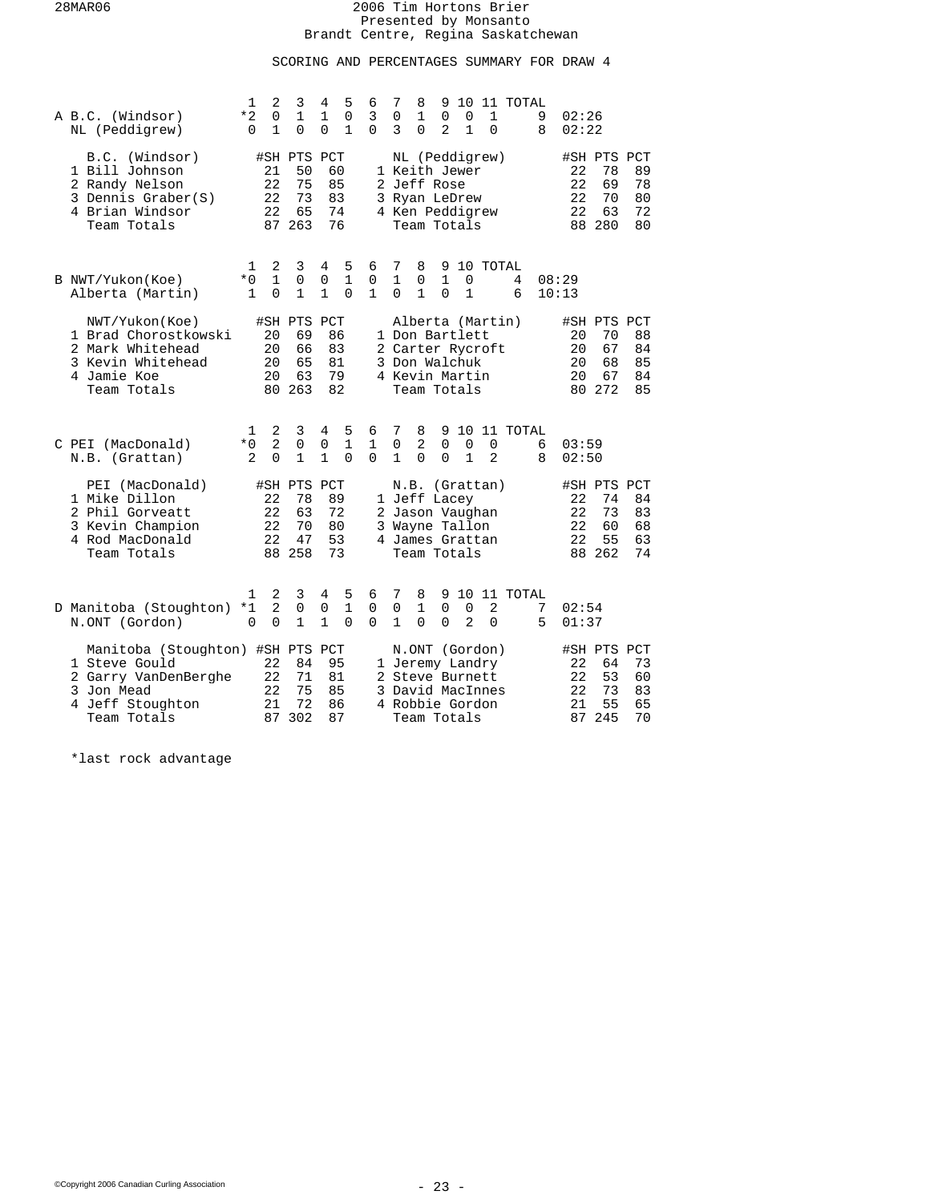28MAR06

# 2006 Tim Hortons Brier
Presented by Monsanto
Brandt Centre, Regina Saskatchewan

## SCORING AND PERCENTAGES SUMMARY FOR DRAW 4

### A

| | 1 | 2 | 3 | 4 | 5 | 6 | 7 | 8 | 9 | 10 | 11 | TOTAL | |
|---|---|---|---|---|---|---|---|---|---|---|---|---|---|
| B.C. (Windsor) | *2 | 0 | 1 | 1 | 0 | 3 | 0 | 1 | 0 | 0 | 1 | 9 | 02:26 |
| NL (Peddigrew) | 0 | 1 | 0 | 0 | 1 | 0 | 3 | 0 | 2 | 1 | 0 | 8 | 02:22 |

| B.C. (Windsor) | #SH | PTS | PCT | NL (Peddigrew) | #SH | PTS | PCT |
|---|---|---|---|---|---|---|---|
| 1 Bill Johnson | 21 | 50 | 60 | 1 Keith Jewer | 22 | 78 | 89 |
| 2 Randy Nelson | 22 | 75 | 85 | 2 Jeff Rose | 22 | 69 | 78 |
| 3 Dennis Graber(S) | 22 | 73 | 83 | 3 Ryan LeDrew | 22 | 70 | 80 |
| 4 Brian Windsor | 22 | 65 | 74 | 4 Ken Peddigrew | 22 | 63 | 72 |
| Team Totals | 87 | 263 | 76 | Team Totals | 88 | 280 | 80 |

### B

| | 1 | 2 | 3 | 4 | 5 | 6 | 7 | 8 | 9 | 10 | TOTAL | |
|---|---|---|---|---|---|---|---|---|---|---|---|---|
| NWT/Yukon(Koe) | *0 | 1 | 0 | 0 | 1 | 0 | 1 | 0 | 1 | 0 | 4 | 08:29 |
| Alberta (Martin) | 1 | 0 | 1 | 1 | 0 | 1 | 0 | 1 | 0 | 1 | 6 | 10:13 |

| NWT/Yukon(Koe) | #SH | PTS | PCT | Alberta (Martin) | #SH | PTS | PCT |
|---|---|---|---|---|---|---|---|
| 1 Brad Chorostkowski | 20 | 69 | 86 | 1 Don Bartlett | 20 | 70 | 88 |
| 2 Mark Whitehead | 20 | 66 | 83 | 2 Carter Rycroft | 20 | 67 | 84 |
| 3 Kevin Whitehead | 20 | 65 | 81 | 3 Don Walchuk | 20 | 68 | 85 |
| 4 Jamie Koe | 20 | 63 | 79 | 4 Kevin Martin | 20 | 67 | 84 |
| Team Totals | 80 | 263 | 82 | Team Totals | 80 | 272 | 85 |

### C

| | 1 | 2 | 3 | 4 | 5 | 6 | 7 | 8 | 9 | 10 | 11 | TOTAL | |
|---|---|---|---|---|---|---|---|---|---|---|---|---|---|
| PEI (MacDonald) | *0 | 2 | 0 | 0 | 1 | 1 | 0 | 2 | 0 | 0 | 0 | 6 | 03:59 |
| N.B. (Grattan) | 2 | 0 | 1 | 1 | 0 | 0 | 1 | 0 | 0 | 1 | 2 | 8 | 02:50 |

| PEI (MacDonald) | #SH | PTS | PCT | N.B. (Grattan) | #SH | PTS | PCT |
|---|---|---|---|---|---|---|---|
| 1 Mike Dillon | 22 | 78 | 89 | 1 Jeff Lacey | 22 | 74 | 84 |
| 2 Phil Gorveatt | 22 | 63 | 72 | 2 Jason Vaughan | 22 | 73 | 83 |
| 3 Kevin Champion | 22 | 70 | 80 | 3 Wayne Tallon | 22 | 60 | 68 |
| 4 Rod MacDonald | 22 | 47 | 53 | 4 James Grattan | 22 | 55 | 63 |
| Team Totals | 88 | 258 | 73 | Team Totals | 88 | 262 | 74 |

### D

| | 1 | 2 | 3 | 4 | 5 | 6 | 7 | 8 | 9 | 10 | 11 | TOTAL | |
|---|---|---|---|---|---|---|---|---|---|---|---|---|---|
| Manitoba (Stoughton) | *1 | 2 | 0 | 0 | 1 | 0 | 0 | 1 | 0 | 0 | 2 | 7 | 02:54 |
| N.ONT (Gordon) | 0 | 0 | 1 | 1 | 0 | 0 | 1 | 0 | 0 | 2 | 0 | 5 | 01:37 |

| Manitoba (Stoughton) | #SH | PTS | PCT | N.ONT (Gordon) | #SH | PTS | PCT |
|---|---|---|---|---|---|---|---|
| 1 Steve Gould | 22 | 84 | 95 | 1 Jeremy Landry | 22 | 64 | 73 |
| 2 Garry VanDenBerghe | 22 | 71 | 81 | 2 Steve Burnett | 22 | 53 | 60 |
| 3 Jon Mead | 22 | 75 | 85 | 3 David MacInnes | 22 | 73 | 83 |
| 4 Jeff Stoughton | 21 | 72 | 86 | 4 Robbie Gordon | 21 | 55 | 65 |
| Team Totals | 87 | 302 | 87 | Team Totals | 87 | 245 | 70 |

*last rock advantage

©Copyright 2006 Canadian Curling Association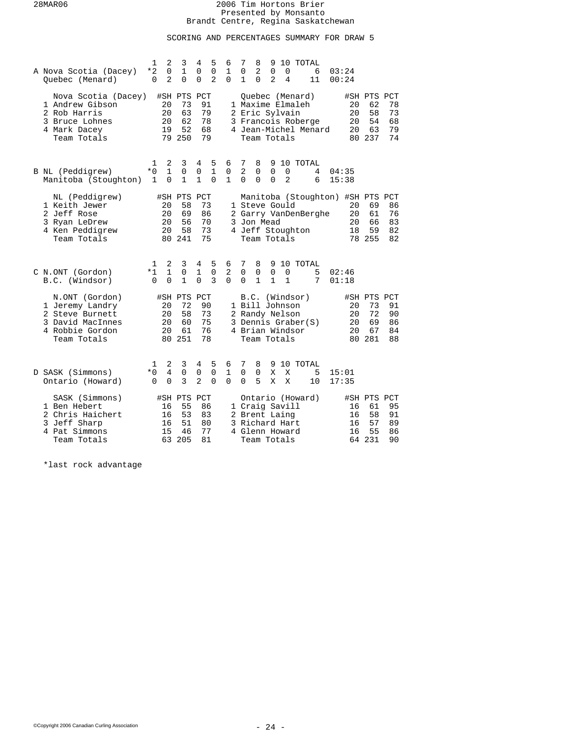2006 Tim Hortons Brier
Presented by Monsanto
Brandt Centre, Regina Saskatchewan

28MAR06

## SCORING AND PERCENTAGES SUMMARY FOR DRAW 5

### A

| | Team | 1 | 2 | 3 | 4 | 5 | 6 | 7 | 8 | 9 | 10 | TOTAL | |
|---|---|---|---|---|---|---|---|---|---|---|---|---|---|
| A | Nova Scotia (Dacey) | *2 | 0 | 1 | 0 | 0 | 1 | 0 | 2 | 0 | 0 | 6 | 03:24 |
| | Quebec (Menard) | 0 | 2 | 0 | 0 | 2 | 0 | 1 | 0 | 2 | 4 | 11 | 00:24 |

| Nova Scotia (Dacey) | #SH | PTS | PCT | Quebec (Menard) | #SH | PTS | PCT |
|---|---|---|---|---|---|---|---|
| 1 Andrew Gibson | 20 | 73 | 91 | 1 Maxime Elmaleh | 20 | 62 | 78 |
| 2 Rob Harris | 20 | 63 | 79 | 2 Eric Sylvain | 20 | 58 | 73 |
| 3 Bruce Lohnes | 20 | 62 | 78 | 3 Francois Roberge | 20 | 54 | 68 |
| 4 Mark Dacey | 19 | 52 | 68 | 4 Jean-Michel Menard | 20 | 63 | 79 |
| Team Totals | 79 | 250 | 79 | Team Totals | 80 | 237 | 74 |

### B

| | Team | 1 | 2 | 3 | 4 | 5 | 6 | 7 | 8 | 9 | 10 | TOTAL | |
|---|---|---|---|---|---|---|---|---|---|---|---|---|---|
| B | NL (Peddigrew) | *0 | 1 | 0 | 0 | 1 | 0 | 2 | 0 | 0 | 0 | 4 | 04:35 |
| | Manitoba (Stoughton) | 1 | 0 | 1 | 1 | 0 | 1 | 0 | 0 | 0 | 2 | 6 | 15:38 |

| NL (Peddigrew) | #SH | PTS | PCT | Manitoba (Stoughton) | #SH | PTS | PCT |
|---|---|---|---|---|---|---|---|
| 1 Keith Jewer | 20 | 58 | 73 | 1 Steve Gould | 20 | 69 | 86 |
| 2 Jeff Rose | 20 | 69 | 86 | 2 Garry VanDenBerghe | 20 | 61 | 76 |
| 3 Ryan LeDrew | 20 | 56 | 70 | 3 Jon Mead | 20 | 66 | 83 |
| 4 Ken Peddigrew | 20 | 58 | 73 | 4 Jeff Stoughton | 18 | 59 | 82 |
| Team Totals | 80 | 241 | 75 | Team Totals | 78 | 255 | 82 |

### C

| | Team | 1 | 2 | 3 | 4 | 5 | 6 | 7 | 8 | 9 | 10 | TOTAL | |
|---|---|---|---|---|---|---|---|---|---|---|---|---|---|
| C | N.ONT (Gordon) | *1 | 1 | 0 | 1 | 0 | 2 | 0 | 0 | 0 | 0 | 5 | 02:46 |
| | B.C. (Windsor) | 0 | 0 | 1 | 0 | 3 | 0 | 0 | 1 | 1 | 1 | 7 | 01:18 |

| N.ONT (Gordon) | #SH | PTS | PCT | B.C. (Windsor) | #SH | PTS | PCT |
|---|---|---|---|---|---|---|---|
| 1 Jeremy Landry | 20 | 72 | 90 | 1 Bill Johnson | 20 | 73 | 91 |
| 2 Steve Burnett | 20 | 58 | 73 | 2 Randy Nelson | 20 | 72 | 90 |
| 3 David MacInnes | 20 | 60 | 75 | 3 Dennis Graber(S) | 20 | 69 | 86 |
| 4 Robbie Gordon | 20 | 61 | 76 | 4 Brian Windsor | 20 | 67 | 84 |
| Team Totals | 80 | 251 | 78 | Team Totals | 80 | 281 | 88 |

### D

| | Team | 1 | 2 | 3 | 4 | 5 | 6 | 7 | 8 | 9 | 10 | TOTAL | |
|---|---|---|---|---|---|---|---|---|---|---|---|---|---|
| D | SASK (Simmons) | *0 | 4 | 0 | 0 | 0 | 1 | 0 | 0 | X | X | 5 | 15:01 |
| | Ontario (Howard) | 0 | 0 | 3 | 2 | 0 | 0 | 0 | 5 | X | X | 10 | 17:35 |

| SASK (Simmons) | #SH | PTS | PCT | Ontario (Howard) | #SH | PTS | PCT |
|---|---|---|---|---|---|---|---|
| 1 Ben Hebert | 16 | 55 | 86 | 1 Craig Savill | 16 | 61 | 95 |
| 2 Chris Haichert | 16 | 53 | 83 | 2 Brent Laing | 16 | 58 | 91 |
| 3 Jeff Sharp | 16 | 51 | 80 | 3 Richard Hart | 16 | 57 | 89 |
| 4 Pat Simmons | 15 | 46 | 77 | 4 Glenn Howard | 16 | 55 | 86 |
| Team Totals | 63 | 205 | 81 | Team Totals | 64 | 231 | 90 |

*last rock advantage

©Copyright 2006 Canadian Curling Association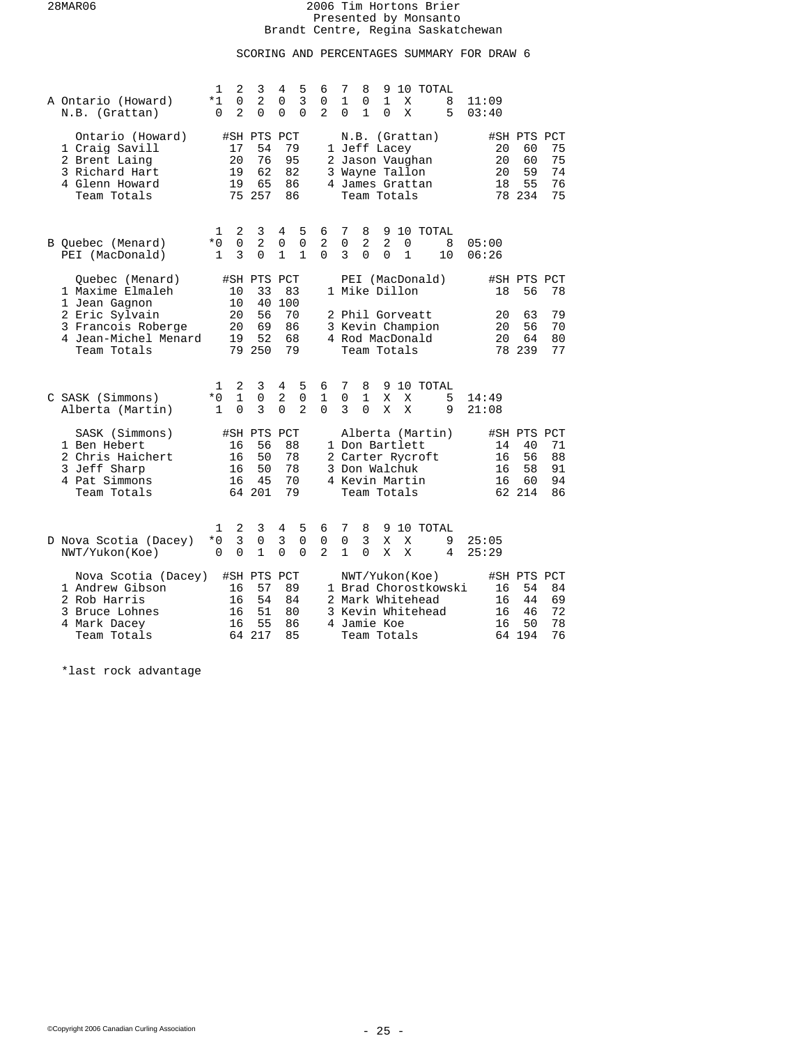# 2006 Tim Hortons Brier

Presented by Monsanto

Brandt Centre, Regina Saskatchewan

## SCORING AND PERCENTAGES SUMMARY FOR DRAW 6

### A

| | 1 | 2 | 3 | 4 | 5 | 6 | 7 | 8 | 9 | 10 | TOTAL | |
|---|---|---|---|---|---|---|---|---|---|---|---|---|
| Ontario (Howard) | *1 | 0 | 2 | 0 | 3 | 0 | 1 | 0 | 1 | X | 8 | 11:09 |
| N.B. (Grattan) | 0 | 2 | 0 | 0 | 0 | 2 | 0 | 1 | 0 | X | 5 | 03:40 |

| Ontario (Howard) | #SH | PTS | PCT | N.B. (Grattan) | #SH | PTS | PCT |
|---|---|---|---|---|---|---|---|
| 1 Craig Savill | 17 | 54 | 79 | 1 Jeff Lacey | 20 | 60 | 75 |
| 2 Brent Laing | 20 | 76 | 95 | 2 Jason Vaughan | 20 | 60 | 75 |
| 3 Richard Hart | 19 | 62 | 82 | 3 Wayne Tallon | 20 | 59 | 74 |
| 4 Glenn Howard | 19 | 65 | 86 | 4 James Grattan | 18 | 55 | 76 |
| Team Totals | 75 | 257 | 86 | Team Totals | 78 | 234 | 75 |

### B

| | 1 | 2 | 3 | 4 | 5 | 6 | 7 | 8 | 9 | 10 | TOTAL | |
|---|---|---|---|---|---|---|---|---|---|---|---|---|
| Quebec (Menard) | *0 | 0 | 2 | 0 | 0 | 2 | 0 | 2 | 2 | 0 | 8 | 05:00 |
| PEI (MacDonald) | 1 | 3 | 0 | 1 | 1 | 0 | 3 | 0 | 0 | 1 | 10 | 06:26 |

| Quebec (Menard) | #SH | PTS | PCT | PEI (MacDonald) | #SH | PTS | PCT |
|---|---|---|---|---|---|---|---|
| 1 Maxime Elmaleh | 10 | 33 | 83 | 1 Mike Dillon | 18 | 56 | 78 |
| 1 Jean Gagnon | 10 | 40 | 100 | | | | |
| 2 Eric Sylvain | 20 | 56 | 70 | 2 Phil Gorveatt | 20 | 63 | 79 |
| 3 Francois Roberge | 20 | 69 | 86 | 3 Kevin Champion | 20 | 56 | 70 |
| 4 Jean-Michel Menard | 19 | 52 | 68 | 4 Rod MacDonald | 20 | 64 | 80 |
| Team Totals | 79 | 250 | 79 | Team Totals | 78 | 239 | 77 |

### C

| | 1 | 2 | 3 | 4 | 5 | 6 | 7 | 8 | 9 | 10 | TOTAL | |
|---|---|---|---|---|---|---|---|---|---|---|---|---|
| SASK (Simmons) | *0 | 1 | 0 | 2 | 0 | 1 | 0 | 1 | X | X | 5 | 14:49 |
| Alberta (Martin) | 1 | 0 | 3 | 0 | 2 | 0 | 3 | 0 | X | X | 9 | 21:08 |

| SASK (Simmons) | #SH | PTS | PCT | Alberta (Martin) | #SH | PTS | PCT |
|---|---|---|---|---|---|---|---|
| 1 Ben Hebert | 16 | 56 | 88 | 1 Don Bartlett | 14 | 40 | 71 |
| 2 Chris Haichert | 16 | 50 | 78 | 2 Carter Rycroft | 16 | 56 | 88 |
| 3 Jeff Sharp | 16 | 50 | 78 | 3 Don Walchuk | 16 | 58 | 91 |
| 4 Pat Simmons | 16 | 45 | 70 | 4 Kevin Martin | 16 | 60 | 94 |
| Team Totals | 64 | 201 | 79 | Team Totals | 62 | 214 | 86 |

### D

| | 1 | 2 | 3 | 4 | 5 | 6 | 7 | 8 | 9 | 10 | TOTAL | |
|---|---|---|---|---|---|---|---|---|---|---|---|---|
| Nova Scotia (Dacey) | *0 | 3 | 0 | 3 | 0 | 0 | 0 | 3 | X | X | 9 | 25:05 |
| NWT/Yukon(Koe) | 0 | 0 | 1 | 0 | 0 | 2 | 1 | 0 | X | X | 4 | 25:29 |

| Nova Scotia (Dacey) | #SH | PTS | PCT | NWT/Yukon(Koe) | #SH | PTS | PCT |
|---|---|---|---|---|---|---|---|
| 1 Andrew Gibson | 16 | 57 | 89 | 1 Brad Chorostkowski | 16 | 54 | 84 |
| 2 Rob Harris | 16 | 54 | 84 | 2 Mark Whitehead | 16 | 44 | 69 |
| 3 Bruce Lohnes | 16 | 51 | 80 | 3 Kevin Whitehead | 16 | 46 | 72 |
| 4 Mark Dacey | 16 | 55 | 86 | 4 Jamie Koe | 16 | 50 | 78 |
| Team Totals | 64 | 217 | 85 | Team Totals | 64 | 194 | 76 |

*last rock advantage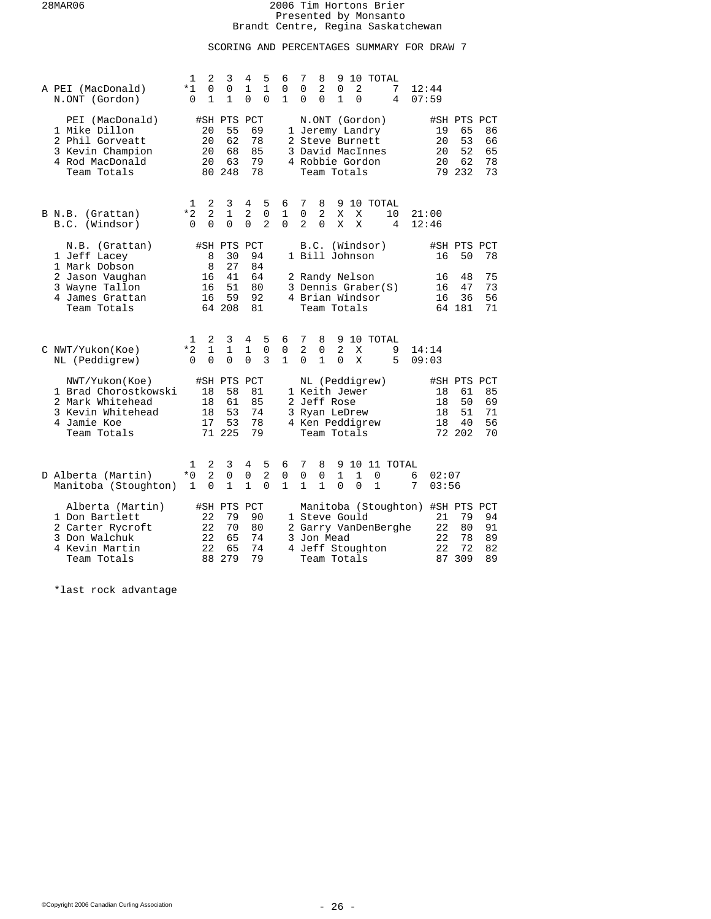# 2006 Tim Hortons Brier

Presented by Monsanto

Brandt Centre, Regina Saskatchewan

## SCORING AND PERCENTAGES SUMMARY FOR DRAW 7

### A

| | 1 | 2 | 3 | 4 | 5 | 6 | 7 | 8 | 9 | 10 | TOTAL | |
|---|---|---|---|---|---|---|---|---|---|---|---|---|
| PEI (MacDonald) | *1 | 0 | 0 | 1 | 1 | 0 | 0 | 2 | 0 | 2 | 7 | 12:44 |
| N.ONT (Gordon) | 0 | 1 | 1 | 0 | 0 | 1 | 0 | 0 | 1 | 0 | 4 | 07:59 |

| PEI (MacDonald) | #SH | PTS | PCT | N.ONT (Gordon) | #SH | PTS | PCT |
|---|---|---|---|---|---|---|---|
| 1 Mike Dillon | 20 | 55 | 69 | 1 Jeremy Landry | 19 | 65 | 86 |
| 2 Phil Gorveatt | 20 | 62 | 78 | 2 Steve Burnett | 20 | 53 | 66 |
| 3 Kevin Champion | 20 | 68 | 85 | 3 David MacInnes | 20 | 52 | 65 |
| 4 Rod MacDonald | 20 | 63 | 79 | 4 Robbie Gordon | 20 | 62 | 78 |
| Team Totals | 80 | 248 | 78 | Team Totals | 79 | 232 | 73 |

### B

| | 1 | 2 | 3 | 4 | 5 | 6 | 7 | 8 | 9 | 10 | TOTAL | |
|---|---|---|---|---|---|---|---|---|---|---|---|---|
| N.B. (Grattan) | *2 | 2 | 1 | 2 | 0 | 1 | 0 | 2 | X | X | 10 | 21:00 |
| B.C. (Windsor) | 0 | 0 | 0 | 0 | 2 | 0 | 2 | 0 | X | X | 4 | 12:46 |

| N.B. (Grattan) | #SH | PTS | PCT | B.C. (Windsor) | #SH | PTS | PCT |
|---|---|---|---|---|---|---|---|
| 1 Jeff Lacey | 8 | 30 | 94 | 1 Bill Johnson | 16 | 50 | 78 |
| 1 Mark Dobson | 8 | 27 | 84 | | | | |
| 2 Jason Vaughan | 16 | 41 | 64 | 2 Randy Nelson | 16 | 48 | 75 |
| 3 Wayne Tallon | 16 | 51 | 80 | 3 Dennis Graber(S) | 16 | 47 | 73 |
| 4 James Grattan | 16 | 59 | 92 | 4 Brian Windsor | 16 | 36 | 56 |
| Team Totals | 64 | 208 | 81 | Team Totals | 64 | 181 | 71 |

### C

| | 1 | 2 | 3 | 4 | 5 | 6 | 7 | 8 | 9 | 10 | TOTAL | |
|---|---|---|---|---|---|---|---|---|---|---|---|---|
| NWT/Yukon(Koe) | *2 | 1 | 1 | 1 | 0 | 0 | 2 | 0 | 2 | X | 9 | 14:14 |
| NL (Peddigrew) | 0 | 0 | 0 | 0 | 3 | 1 | 0 | 1 | 0 | X | 5 | 09:03 |

| NWT/Yukon(Koe) | #SH | PTS | PCT | NL (Peddigrew) | #SH | PTS | PCT |
|---|---|---|---|---|---|---|---|
| 1 Brad Chorostkowski | 18 | 58 | 81 | 1 Keith Jewer | 18 | 61 | 85 |
| 2 Mark Whitehead | 18 | 61 | 85 | 2 Jeff Rose | 18 | 50 | 69 |
| 3 Kevin Whitehead | 18 | 53 | 74 | 3 Ryan LeDrew | 18 | 51 | 71 |
| 4 Jamie Koe | 17 | 53 | 78 | 4 Ken Peddigrew | 18 | 40 | 56 |
| Team Totals | 71 | 225 | 79 | Team Totals | 72 | 202 | 70 |

### D

| | 1 | 2 | 3 | 4 | 5 | 6 | 7 | 8 | 9 | 10 | 11 | TOTAL | |
|---|---|---|---|---|---|---|---|---|---|---|---|---|---|
| Alberta (Martin) | *0 | 2 | 0 | 0 | 2 | 0 | 0 | 0 | 1 | 1 | 0 | 6 | 02:07 |
| Manitoba (Stoughton) | 1 | 0 | 1 | 1 | 0 | 1 | 1 | 1 | 0 | 0 | 1 | 7 | 03:56 |

| Alberta (Martin) | #SH | PTS | PCT | Manitoba (Stoughton) | #SH | PTS | PCT |
|---|---|---|---|---|---|---|---|
| 1 Don Bartlett | 22 | 79 | 90 | 1 Steve Gould | 21 | 79 | 94 |
| 2 Carter Rycroft | 22 | 70 | 80 | 2 Garry VanDenBerghe | 22 | 80 | 91 |
| 3 Don Walchuk | 22 | 65 | 74 | 3 Jon Mead | 22 | 78 | 89 |
| 4 Kevin Martin | 22 | 65 | 74 | 4 Jeff Stoughton | 22 | 72 | 82 |
| Team Totals | 88 | 279 | 79 | Team Totals | 87 | 309 | 89 |

*last rock advantage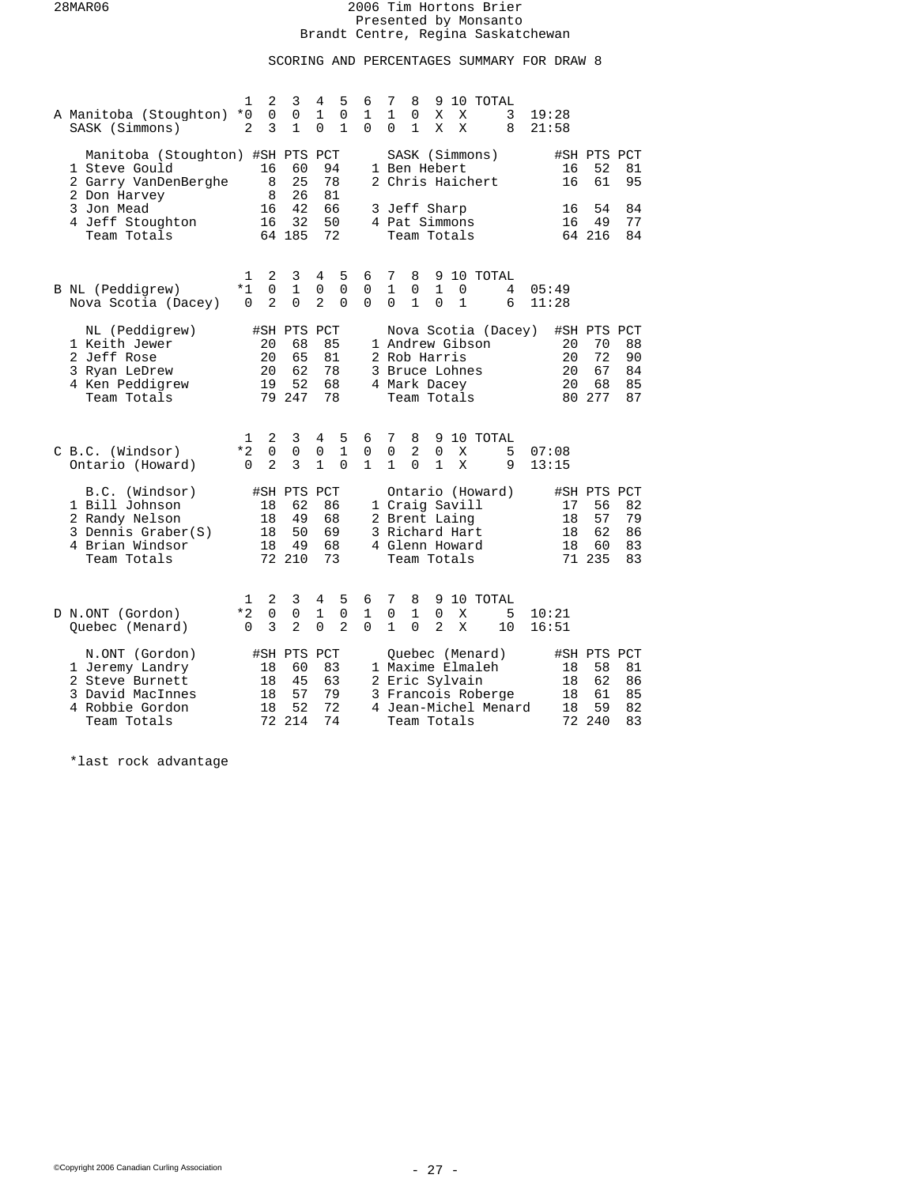# 2006 Tim Hortons Brier

Presented by Monsanto

Brandt Centre, Regina Saskatchewan

## SCORING AND PERCENTAGES SUMMARY FOR DRAW 8

### A

| | Team | 1 | 2 | 3 | 4 | 5 | 6 | 7 | 8 | 9 | 10 | TOTAL | Time |
|---|---|---|---|---|---|---|---|---|---|---|---|---|---|
| A | Manitoba (Stoughton) | *0 | 0 | 0 | 1 | 0 | 1 | 1 | 0 | X | X | 3 | 19:28 |
| | SASK (Simmons) | 2 | 3 | 1 | 0 | 1 | 0 | 0 | 1 | X | X | 8 | 21:58 |

| Manitoba (Stoughton) | #SH | PTS | PCT | SASK (Simmons) | #SH | PTS | PCT |
|---|---|---|---|---|---|---|---|
| 1 Steve Gould | 16 | 60 | 94 | 1 Ben Hebert | 16 | 52 | 81 |
| 2 Garry VanDenBerghe | 8 | 25 | 78 | 2 Chris Haichert | 16 | 61 | 95 |
| 2 Don Harvey | 8 | 26 | 81 | | | | |
| 3 Jon Mead | 16 | 42 | 66 | 3 Jeff Sharp | 16 | 54 | 84 |
| 4 Jeff Stoughton | 16 | 32 | 50 | 4 Pat Simmons | 16 | 49 | 77 |
| Team Totals | 64 | 185 | 72 | Team Totals | 64 | 216 | 84 |

### B

| | Team | 1 | 2 | 3 | 4 | 5 | 6 | 7 | 8 | 9 | 10 | TOTAL | Time |
|---|---|---|---|---|---|---|---|---|---|---|---|---|---|
| B | NL (Peddigrew) | *1 | 0 | 1 | 0 | 0 | 0 | 1 | 0 | 1 | 0 | 4 | 05:49 |
| | Nova Scotia (Dacey) | 0 | 2 | 0 | 2 | 0 | 0 | 0 | 1 | 0 | 1 | 6 | 11:28 |

| NL (Peddigrew) | #SH | PTS | PCT | Nova Scotia (Dacey) | #SH | PTS | PCT |
|---|---|---|---|---|---|---|---|
| 1 Keith Jewer | 20 | 68 | 85 | 1 Andrew Gibson | 20 | 70 | 88 |
| 2 Jeff Rose | 20 | 65 | 81 | 2 Rob Harris | 20 | 72 | 90 |
| 3 Ryan LeDrew | 20 | 62 | 78 | 3 Bruce Lohnes | 20 | 67 | 84 |
| 4 Ken Peddigrew | 19 | 52 | 68 | 4 Mark Dacey | 20 | 68 | 85 |
| Team Totals | 79 | 247 | 78 | Team Totals | 80 | 277 | 87 |

### C

| | Team | 1 | 2 | 3 | 4 | 5 | 6 | 7 | 8 | 9 | 10 | TOTAL | Time |
|---|---|---|---|---|---|---|---|---|---|---|---|---|---|
| C | B.C. (Windsor) | *2 | 0 | 0 | 0 | 1 | 0 | 0 | 2 | 0 | X | 5 | 07:08 |
| | Ontario (Howard) | 0 | 2 | 3 | 1 | 0 | 1 | 1 | 0 | 1 | X | 9 | 13:15 |

| B.C. (Windsor) | #SH | PTS | PCT | Ontario (Howard) | #SH | PTS | PCT |
|---|---|---|---|---|---|---|---|
| 1 Bill Johnson | 18 | 62 | 86 | 1 Craig Savill | 17 | 56 | 82 |
| 2 Randy Nelson | 18 | 49 | 68 | 2 Brent Laing | 18 | 57 | 79 |
| 3 Dennis Graber(S) | 18 | 50 | 69 | 3 Richard Hart | 18 | 62 | 86 |
| 4 Brian Windsor | 18 | 49 | 68 | 4 Glenn Howard | 18 | 60 | 83 |
| Team Totals | 72 | 210 | 73 | Team Totals | 71 | 235 | 83 |

### D

| | Team | 1 | 2 | 3 | 4 | 5 | 6 | 7 | 8 | 9 | 10 | TOTAL | Time |
|---|---|---|---|---|---|---|---|---|---|---|---|---|---|
| D | N.ONT (Gordon) | *2 | 0 | 0 | 1 | 0 | 1 | 0 | 1 | 0 | X | 5 | 10:21 |
| | Quebec (Menard) | 0 | 3 | 2 | 0 | 2 | 0 | 1 | 0 | 2 | X | 10 | 16:51 |

| N.ONT (Gordon) | #SH | PTS | PCT | Quebec (Menard) | #SH | PTS | PCT |
|---|---|---|---|---|---|---|---|
| 1 Jeremy Landry | 18 | 60 | 83 | 1 Maxime Elmaleh | 18 | 58 | 81 |
| 2 Steve Burnett | 18 | 45 | 63 | 2 Eric Sylvain | 18 | 62 | 86 |
| 3 David MacInnes | 18 | 57 | 79 | 3 Francois Roberge | 18 | 61 | 85 |
| 4 Robbie Gordon | 18 | 52 | 72 | 4 Jean-Michel Menard | 18 | 59 | 82 |
| Team Totals | 72 | 214 | 74 | Team Totals | 72 | 240 | 83 |

*last rock advantage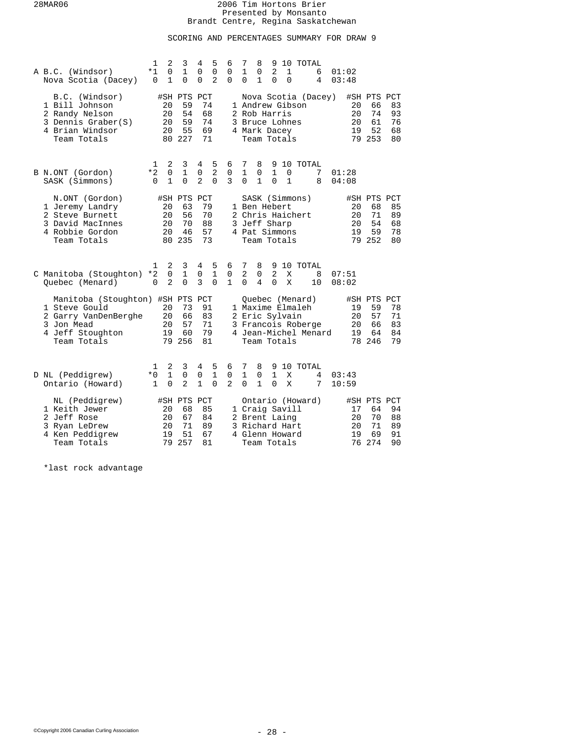28MAR06

# 2006 Tim Hortons Brier
Presented by Monsanto
Brandt Centre, Regina Saskatchewan

## SCORING AND PERCENTAGES SUMMARY FOR DRAW 9

| | | 1 | 2 | 3 | 4 | 5 | 6 | 7 | 8 | 9 | 10 | TOTAL | |
|---|---|---|---|---|---|---|---|---|---|---|---|---|---|
| A | B.C. (Windsor) | *1 | 0 | 1 | 0 | 0 | 0 | 1 | 0 | 2 | 1 | 6 | 01:02 |
| | Nova Scotia (Dacey) | 0 | 1 | 0 | 0 | 2 | 0 | 0 | 1 | 0 | 0 | 4 | 03:48 |

| B.C. (Windsor) | #SH | PTS | PCT | Nova Scotia (Dacey) | #SH | PTS | PCT |
|---|---|---|---|---|---|---|---|
| 1 Bill Johnson | 20 | 59 | 74 | 1 Andrew Gibson | 20 | 66 | 83 |
| 2 Randy Nelson | 20 | 54 | 68 | 2 Rob Harris | 20 | 74 | 93 |
| 3 Dennis Graber(S) | 20 | 59 | 74 | 3 Bruce Lohnes | 20 | 61 | 76 |
| 4 Brian Windsor | 20 | 55 | 69 | 4 Mark Dacey | 19 | 52 | 68 |
| Team Totals | 80 | 227 | 71 | Team Totals | 79 | 253 | 80 |

| | | 1 | 2 | 3 | 4 | 5 | 6 | 7 | 8 | 9 | 10 | TOTAL | |
|---|---|---|---|---|---|---|---|---|---|---|---|---|---|
| B | N.ONT (Gordon) | *2 | 0 | 1 | 0 | 2 | 0 | 1 | 0 | 1 | 0 | 7 | 01:28 |
| | SASK (Simmons) | 0 | 1 | 0 | 2 | 0 | 3 | 0 | 1 | 0 | 1 | 8 | 04:08 |

| N.ONT (Gordon) | #SH | PTS | PCT | SASK (Simmons) | #SH | PTS | PCT |
|---|---|---|---|---|---|---|---|
| 1 Jeremy Landry | 20 | 63 | 79 | 1 Ben Hebert | 20 | 68 | 85 |
| 2 Steve Burnett | 20 | 56 | 70 | 2 Chris Haichert | 20 | 71 | 89 |
| 3 David MacInnes | 20 | 70 | 88 | 3 Jeff Sharp | 20 | 54 | 68 |
| 4 Robbie Gordon | 20 | 46 | 57 | 4 Pat Simmons | 19 | 59 | 78 |
| Team Totals | 80 | 235 | 73 | Team Totals | 79 | 252 | 80 |

| | | 1 | 2 | 3 | 4 | 5 | 6 | 7 | 8 | 9 | 10 | TOTAL | |
|---|---|---|---|---|---|---|---|---|---|---|---|---|---|
| C | Manitoba (Stoughton) | *2 | 0 | 1 | 0 | 1 | 0 | 2 | 0 | 2 | X | 8 | 07:51 |
| | Quebec (Menard) | 0 | 2 | 0 | 3 | 0 | 1 | 0 | 4 | 0 | X | 10 | 08:02 |

| Manitoba (Stoughton) | #SH | PTS | PCT | Quebec (Menard) | #SH | PTS | PCT |
|---|---|---|---|---|---|---|---|
| 1 Steve Gould | 20 | 73 | 91 | 1 Maxime Elmaleh | 19 | 59 | 78 |
| 2 Garry VanDenBerghe | 20 | 66 | 83 | 2 Eric Sylvain | 20 | 57 | 71 |
| 3 Jon Mead | 20 | 57 | 71 | 3 Francois Roberge | 20 | 66 | 83 |
| 4 Jeff Stoughton | 19 | 60 | 79 | 4 Jean-Michel Menard | 19 | 64 | 84 |
| Team Totals | 79 | 256 | 81 | Team Totals | 78 | 246 | 79 |

| | | 1 | 2 | 3 | 4 | 5 | 6 | 7 | 8 | 9 | 10 | TOTAL | |
|---|---|---|---|---|---|---|---|---|---|---|---|---|---|
| D | NL (Peddigrew) | *0 | 1 | 0 | 0 | 1 | 0 | 1 | 0 | 1 | X | 4 | 03:43 |
| | Ontario (Howard) | 1 | 0 | 2 | 1 | 0 | 2 | 0 | 1 | 0 | X | 7 | 10:59 |

| NL (Peddigrew) | #SH | PTS | PCT | Ontario (Howard) | #SH | PTS | PCT |
|---|---|---|---|---|---|---|---|
| 1 Keith Jewer | 20 | 68 | 85 | 1 Craig Savill | 17 | 64 | 94 |
| 2 Jeff Rose | 20 | 67 | 84 | 2 Brent Laing | 20 | 70 | 88 |
| 3 Ryan LeDrew | 20 | 71 | 89 | 3 Richard Hart | 20 | 71 | 89 |
| 4 Ken Peddigrew | 19 | 51 | 67 | 4 Glenn Howard | 19 | 69 | 91 |
| Team Totals | 79 | 257 | 81 | Team Totals | 76 | 274 | 90 |

*last rock advantage

©Copyright 2006 Canadian Curling Association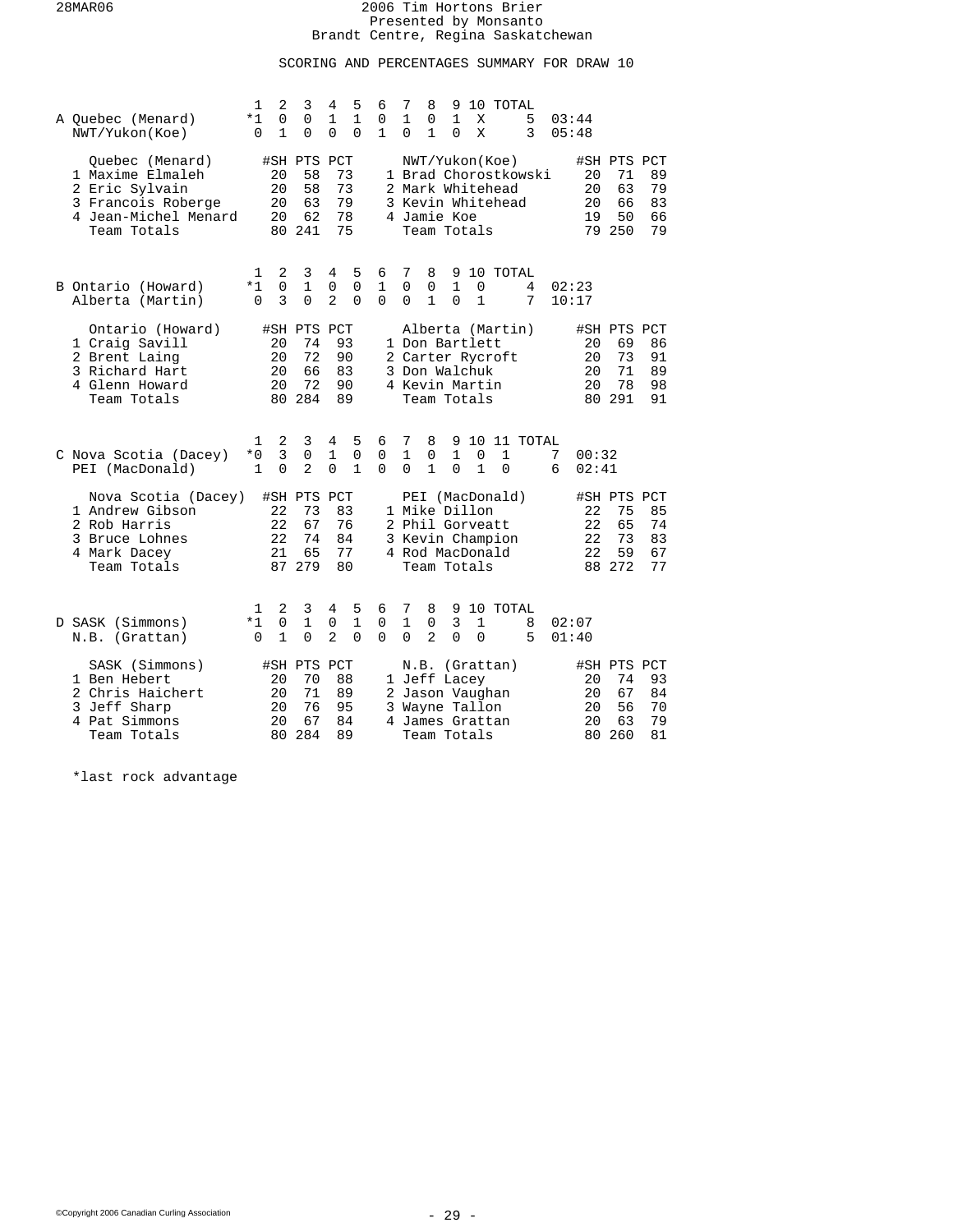2006 Tim Hortons Brier
Presented by Monsanto
Brandt Centre, Regina Saskatchewan

## SCORING AND PERCENTAGES SUMMARY FOR DRAW 10

### A

| | 1 | 2 | 3 | 4 | 5 | 6 | 7 | 8 | 9 | 10 | TOTAL | |
|---|---|---|---|---|---|---|---|---|---|---|---|---|
| Quebec (Menard) | *1 | 0 | 0 | 1 | 1 | 0 | 1 | 0 | 1 | X | 5 | 03:44 |
| NWT/Yukon(Koe) | 0 | 1 | 0 | 0 | 0 | 1 | 0 | 1 | 0 | X | 3 | 05:48 |

| Quebec (Menard) | #SH | PTS | PCT | NWT/Yukon(Koe) | #SH | PTS | PCT |
|---|---|---|---|---|---|---|---|
| 1 Maxime Elmaleh | 20 | 58 | 73 | 1 Brad Chorostkowski | 20 | 71 | 89 |
| 2 Eric Sylvain | 20 | 58 | 73 | 2 Mark Whitehead | 20 | 63 | 79 |
| 3 Francois Roberge | 20 | 63 | 79 | 3 Kevin Whitehead | 20 | 66 | 83 |
| 4 Jean-Michel Menard | 20 | 62 | 78 | 4 Jamie Koe | 19 | 50 | 66 |
| Team Totals | 80 | 241 | 75 | Team Totals | 79 | 250 | 79 |

### B

| | 1 | 2 | 3 | 4 | 5 | 6 | 7 | 8 | 9 | 10 | TOTAL | |
|---|---|---|---|---|---|---|---|---|---|---|---|---|
| Ontario (Howard) | *1 | 0 | 1 | 0 | 0 | 1 | 0 | 0 | 1 | 0 | 4 | 02:23 |
| Alberta (Martin) | 0 | 3 | 0 | 2 | 0 | 0 | 0 | 1 | 0 | 1 | 7 | 10:17 |

| Ontario (Howard) | #SH | PTS | PCT | Alberta (Martin) | #SH | PTS | PCT |
|---|---|---|---|---|---|---|---|
| 1 Craig Savill | 20 | 74 | 93 | 1 Don Bartlett | 20 | 69 | 86 |
| 2 Brent Laing | 20 | 72 | 90 | 2 Carter Rycroft | 20 | 73 | 91 |
| 3 Richard Hart | 20 | 66 | 83 | 3 Don Walchuk | 20 | 71 | 89 |
| 4 Glenn Howard | 20 | 72 | 90 | 4 Kevin Martin | 20 | 78 | 98 |
| Team Totals | 80 | 284 | 89 | Team Totals | 80 | 291 | 91 |

### C

| | 1 | 2 | 3 | 4 | 5 | 6 | 7 | 8 | 9 | 10 | 11 | TOTAL | |
|---|---|---|---|---|---|---|---|---|---|---|---|---|---|
| Nova Scotia (Dacey) | *0 | 3 | 0 | 1 | 0 | 0 | 1 | 0 | 1 | 0 | 1 | 7 | 00:32 |
| PEI (MacDonald) | 1 | 0 | 2 | 0 | 1 | 0 | 0 | 1 | 0 | 1 | 0 | 6 | 02:41 |

| Nova Scotia (Dacey) | #SH | PTS | PCT | PEI (MacDonald) | #SH | PTS | PCT |
|---|---|---|---|---|---|---|---|
| 1 Andrew Gibson | 22 | 73 | 83 | 1 Mike Dillon | 22 | 75 | 85 |
| 2 Rob Harris | 22 | 67 | 76 | 2 Phil Gorveatt | 22 | 65 | 74 |
| 3 Bruce Lohnes | 22 | 74 | 84 | 3 Kevin Champion | 22 | 73 | 83 |
| 4 Mark Dacey | 21 | 65 | 77 | 4 Rod MacDonald | 22 | 59 | 67 |
| Team Totals | 87 | 279 | 80 | Team Totals | 88 | 272 | 77 |

### D

| | 1 | 2 | 3 | 4 | 5 | 6 | 7 | 8 | 9 | 10 | TOTAL | |
|---|---|---|---|---|---|---|---|---|---|---|---|---|
| SASK (Simmons) | *1 | 0 | 1 | 0 | 1 | 0 | 1 | 0 | 3 | 1 | 8 | 02:07 |
| N.B. (Grattan) | 0 | 1 | 0 | 2 | 0 | 0 | 0 | 2 | 0 | 0 | 5 | 01:40 |

| SASK (Simmons) | #SH | PTS | PCT | N.B. (Grattan) | #SH | PTS | PCT |
|---|---|---|---|---|---|---|---|
| 1 Ben Hebert | 20 | 70 | 88 | 1 Jeff Lacey | 20 | 74 | 93 |
| 2 Chris Haichert | 20 | 71 | 89 | 2 Jason Vaughan | 20 | 67 | 84 |
| 3 Jeff Sharp | 20 | 76 | 95 | 3 Wayne Tallon | 20 | 56 | 70 |
| 4 Pat Simmons | 20 | 67 | 84 | 4 James Grattan | 20 | 63 | 79 |
| Team Totals | 80 | 284 | 89 | Team Totals | 80 | 260 | 81 |

*last rock advantage

©Copyright 2006 Canadian Curling Association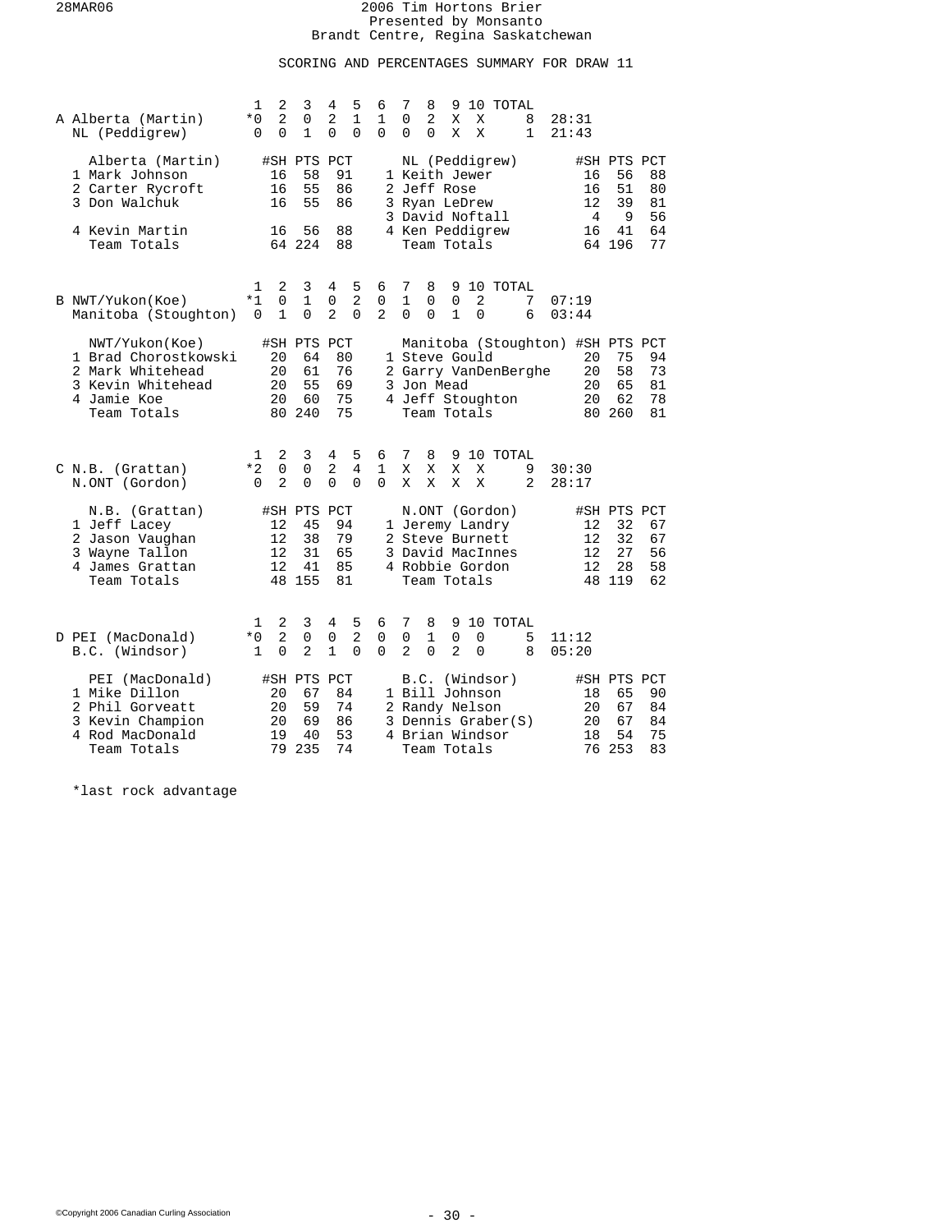# 2006 Tim Hortons Brier

Presented by Monsanto

Brandt Centre, Regina Saskatchewan

## SCORING AND PERCENTAGES SUMMARY FOR DRAW 11

### A

| | 1 | 2 | 3 | 4 | 5 | 6 | 7 | 8 | 9 | 10 | TOTAL | |
|---|---|---|---|---|---|---|---|---|---|---|---|---|
| Alberta (Martin) | *0 | 2 | 0 | 2 | 1 | 1 | 0 | 2 | X | X | 8 | 28:31 |
| NL (Peddigrew) | 0 | 0 | 1 | 0 | 0 | 0 | 0 | 0 | X | X | 1 | 21:43 |

| Alberta (Martin) | #SH | PTS | PCT | NL (Peddigrew) | #SH | PTS | PCT |
|---|---|---|---|---|---|---|---|
| 1 Mark Johnson | 16 | 58 | 91 | 1 Keith Jewer | 16 | 56 | 88 |
| 2 Carter Rycroft | 16 | 55 | 86 | 2 Jeff Rose | 16 | 51 | 80 |
| 3 Don Walchuk | 16 | 55 | 86 | 3 Ryan LeDrew | 12 | 39 | 81 |
| | | | | 3 David Noftall | 4 | 9 | 56 |
| 4 Kevin Martin | 16 | 56 | 88 | 4 Ken Peddigrew | 16 | 41 | 64 |
| Team Totals | 64 | 224 | 88 | Team Totals | 64 | 196 | 77 |

### B

| | 1 | 2 | 3 | 4 | 5 | 6 | 7 | 8 | 9 | 10 | TOTAL | |
|---|---|---|---|---|---|---|---|---|---|---|---|---|
| NWT/Yukon(Koe) | *1 | 0 | 1 | 0 | 2 | 0 | 1 | 0 | 0 | 2 | 7 | 07:19 |
| Manitoba (Stoughton) | 0 | 1 | 0 | 2 | 0 | 2 | 0 | 0 | 1 | 0 | 6 | 03:44 |

| NWT/Yukon(Koe) | #SH | PTS | PCT | Manitoba (Stoughton) | #SH | PTS | PCT |
|---|---|---|---|---|---|---|---|
| 1 Brad Chorostkowski | 20 | 64 | 80 | 1 Steve Gould | 20 | 75 | 94 |
| 2 Mark Whitehead | 20 | 61 | 76 | 2 Garry VanDenBerghe | 20 | 58 | 73 |
| 3 Kevin Whitehead | 20 | 55 | 69 | 3 Jon Mead | 20 | 65 | 81 |
| 4 Jamie Koe | 20 | 60 | 75 | 4 Jeff Stoughton | 20 | 62 | 78 |
| Team Totals | 80 | 240 | 75 | Team Totals | 80 | 260 | 81 |

### C

| | 1 | 2 | 3 | 4 | 5 | 6 | 7 | 8 | 9 | 10 | TOTAL | |
|---|---|---|---|---|---|---|---|---|---|---|---|---|
| N.B. (Grattan) | *2 | 0 | 0 | 2 | 4 | 1 | X | X | X | X | 9 | 30:30 |
| N.ONT (Gordon) | 0 | 2 | 0 | 0 | 0 | 0 | X | X | X | X | 2 | 28:17 |

| N.B. (Grattan) | #SH | PTS | PCT | N.ONT (Gordon) | #SH | PTS | PCT |
|---|---|---|---|---|---|---|---|
| 1 Jeff Lacey | 12 | 45 | 94 | 1 Jeremy Landry | 12 | 32 | 67 |
| 2 Jason Vaughan | 12 | 38 | 79 | 2 Steve Burnett | 12 | 32 | 67 |
| 3 Wayne Tallon | 12 | 31 | 65 | 3 David MacInnes | 12 | 27 | 56 |
| 4 James Grattan | 12 | 41 | 85 | 4 Robbie Gordon | 12 | 28 | 58 |
| Team Totals | 48 | 155 | 81 | Team Totals | 48 | 119 | 62 |

### D

| | 1 | 2 | 3 | 4 | 5 | 6 | 7 | 8 | 9 | 10 | TOTAL | |
|---|---|---|---|---|---|---|---|---|---|---|---|---|
| PEI (MacDonald) | *0 | 2 | 0 | 0 | 2 | 0 | 0 | 1 | 0 | 0 | 5 | 11:12 |
| B.C. (Windsor) | 1 | 0 | 2 | 1 | 0 | 0 | 2 | 0 | 2 | 0 | 8 | 05:20 |

| PEI (MacDonald) | #SH | PTS | PCT | B.C. (Windsor) | #SH | PTS | PCT |
|---|---|---|---|---|---|---|---|
| 1 Mike Dillon | 20 | 67 | 84 | 1 Bill Johnson | 18 | 65 | 90 |
| 2 Phil Gorveatt | 20 | 59 | 74 | 2 Randy Nelson | 20 | 67 | 84 |
| 3 Kevin Champion | 20 | 69 | 86 | 3 Dennis Graber(S) | 20 | 67 | 84 |
| 4 Rod MacDonald | 19 | 40 | 53 | 4 Brian Windsor | 18 | 54 | 75 |
| Team Totals | 79 | 235 | 74 | Team Totals | 76 | 253 | 83 |

*last rock advantage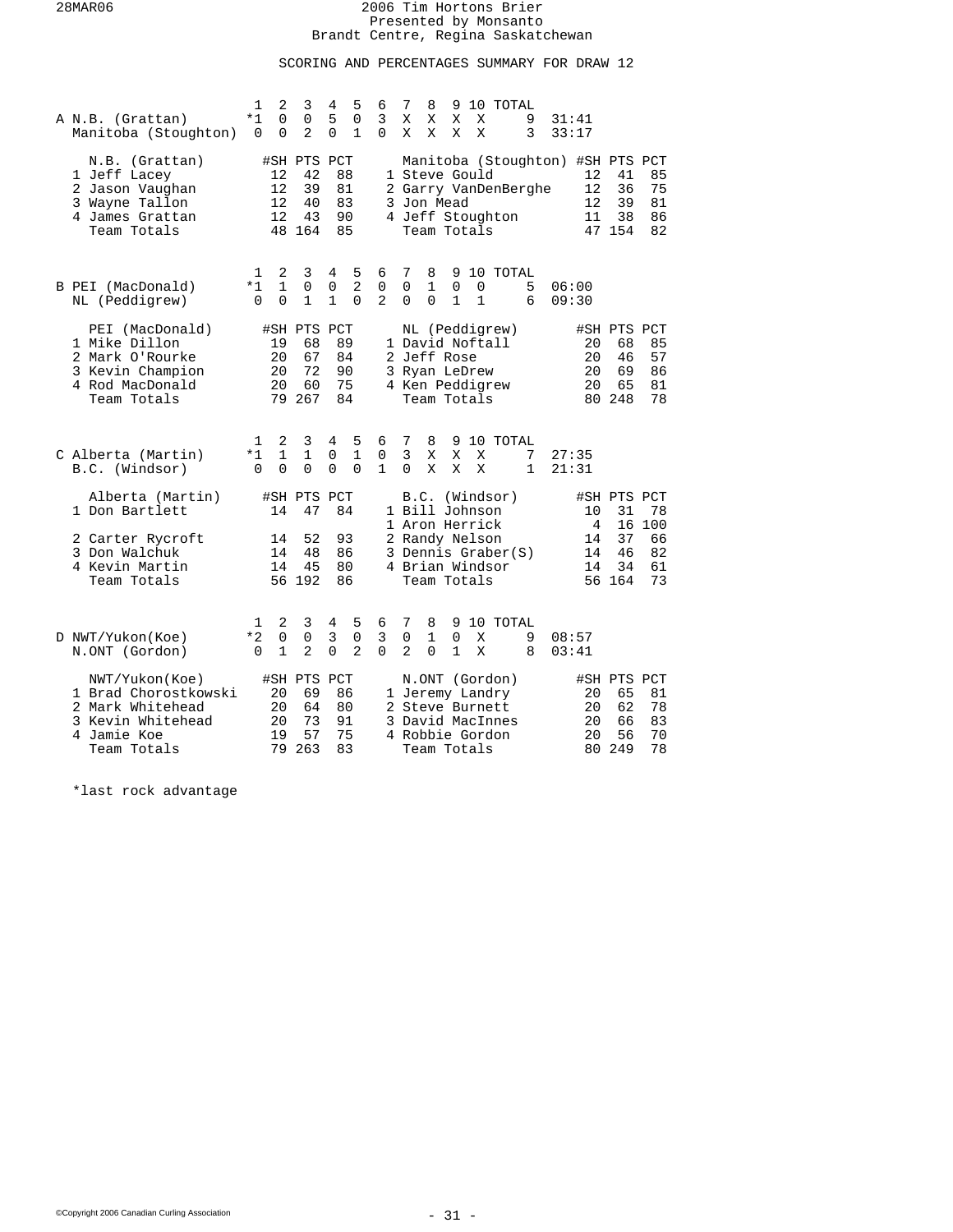# 2006 Tim Hortons Brier
Presented by Monsanto
Brandt Centre, Regina Saskatchewan

## SCORING AND PERCENTAGES SUMMARY FOR DRAW 12

### A

| | 1 | 2 | 3 | 4 | 5 | 6 | 7 | 8 | 9 | 10 | TOTAL | |
|---|---|---|---|---|---|---|---|---|---|---|---|---|
| N.B. (Grattan) | *1 | 0 | 0 | 5 | 0 | 3 | X | X | X | X | 9 | 31:41 |
| Manitoba (Stoughton) | 0 | 0 | 2 | 0 | 1 | 0 | X | X | X | X | 3 | 33:17 |

| N.B. (Grattan) | #SH | PTS | PCT | Manitoba (Stoughton) | #SH | PTS | PCT |
|---|---|---|---|---|---|---|---|
| 1 Jeff Lacey | 12 | 42 | 88 | 1 Steve Gould | 12 | 41 | 85 |
| 2 Jason Vaughan | 12 | 39 | 81 | 2 Garry VanDenBerghe | 12 | 36 | 75 |
| 3 Wayne Tallon | 12 | 40 | 83 | 3 Jon Mead | 12 | 39 | 81 |
| 4 James Grattan | 12 | 43 | 90 | 4 Jeff Stoughton | 11 | 38 | 86 |
| Team Totals | 48 | 164 | 85 | Team Totals | 47 | 154 | 82 |

### B

| | 1 | 2 | 3 | 4 | 5 | 6 | 7 | 8 | 9 | 10 | TOTAL | |
|---|---|---|---|---|---|---|---|---|---|---|---|---|
| PEI (MacDonald) | *1 | 1 | 0 | 0 | 2 | 0 | 0 | 1 | 0 | 0 | 5 | 06:00 |
| NL (Peddigrew) | 0 | 0 | 1 | 1 | 0 | 2 | 0 | 0 | 1 | 1 | 6 | 09:30 |

| PEI (MacDonald) | #SH | PTS | PCT | NL (Peddigrew) | #SH | PTS | PCT |
|---|---|---|---|---|---|---|---|
| 1 Mike Dillon | 19 | 68 | 89 | 1 David Noftall | 20 | 68 | 85 |
| 2 Mark O'Rourke | 20 | 67 | 84 | 2 Jeff Rose | 20 | 46 | 57 |
| 3 Kevin Champion | 20 | 72 | 90 | 3 Ryan LeDrew | 20 | 69 | 86 |
| 4 Rod MacDonald | 20 | 60 | 75 | 4 Ken Peddigrew | 20 | 65 | 81 |
| Team Totals | 79 | 267 | 84 | Team Totals | 80 | 248 | 78 |

### C

| | 1 | 2 | 3 | 4 | 5 | 6 | 7 | 8 | 9 | 10 | TOTAL | |
|---|---|---|---|---|---|---|---|---|---|---|---|---|
| Alberta (Martin) | *1 | 1 | 1 | 0 | 1 | 0 | 3 | X | X | X | 7 | 27:35 |
| B.C. (Windsor) | 0 | 0 | 0 | 0 | 0 | 1 | 0 | X | X | X | 1 | 21:31 |

| Alberta (Martin) | #SH | PTS | PCT | B.C. (Windsor) | #SH | PTS | PCT |
|---|---|---|---|---|---|---|---|
| 1 Don Bartlett | 14 | 47 | 84 | 1 Bill Johnson | 10 | 31 | 78 |
| | | | | 1 Aron Herrick | 4 | 16 | 100 |
| 2 Carter Rycroft | 14 | 52 | 93 | 2 Randy Nelson | 14 | 37 | 66 |
| 3 Don Walchuk | 14 | 48 | 86 | 3 Dennis Graber(S) | 14 | 46 | 82 |
| 4 Kevin Martin | 14 | 45 | 80 | 4 Brian Windsor | 14 | 34 | 61 |
| Team Totals | 56 | 192 | 86 | Team Totals | 56 | 164 | 73 |

### D

| | 1 | 2 | 3 | 4 | 5 | 6 | 7 | 8 | 9 | 10 | TOTAL | |
|---|---|---|---|---|---|---|---|---|---|---|---|---|
| NWT/Yukon(Koe) | *2 | 0 | 0 | 3 | 0 | 3 | 0 | 1 | 0 | X | 9 | 08:57 |
| N.ONT (Gordon) | 0 | 1 | 2 | 0 | 2 | 0 | 2 | 0 | 1 | X | 8 | 03:41 |

| NWT/Yukon(Koe) | #SH | PTS | PCT | N.ONT (Gordon) | #SH | PTS | PCT |
|---|---|---|---|---|---|---|---|
| 1 Brad Chorostkowski | 20 | 69 | 86 | 1 Jeremy Landry | 20 | 65 | 81 |
| 2 Mark Whitehead | 20 | 64 | 80 | 2 Steve Burnett | 20 | 62 | 78 |
| 3 Kevin Whitehead | 20 | 73 | 91 | 3 David MacInnes | 20 | 66 | 83 |
| 4 Jamie Koe | 19 | 57 | 75 | 4 Robbie Gordon | 20 | 56 | 70 |
| Team Totals | 79 | 263 | 83 | Team Totals | 80 | 249 | 78 |

*last rock advantage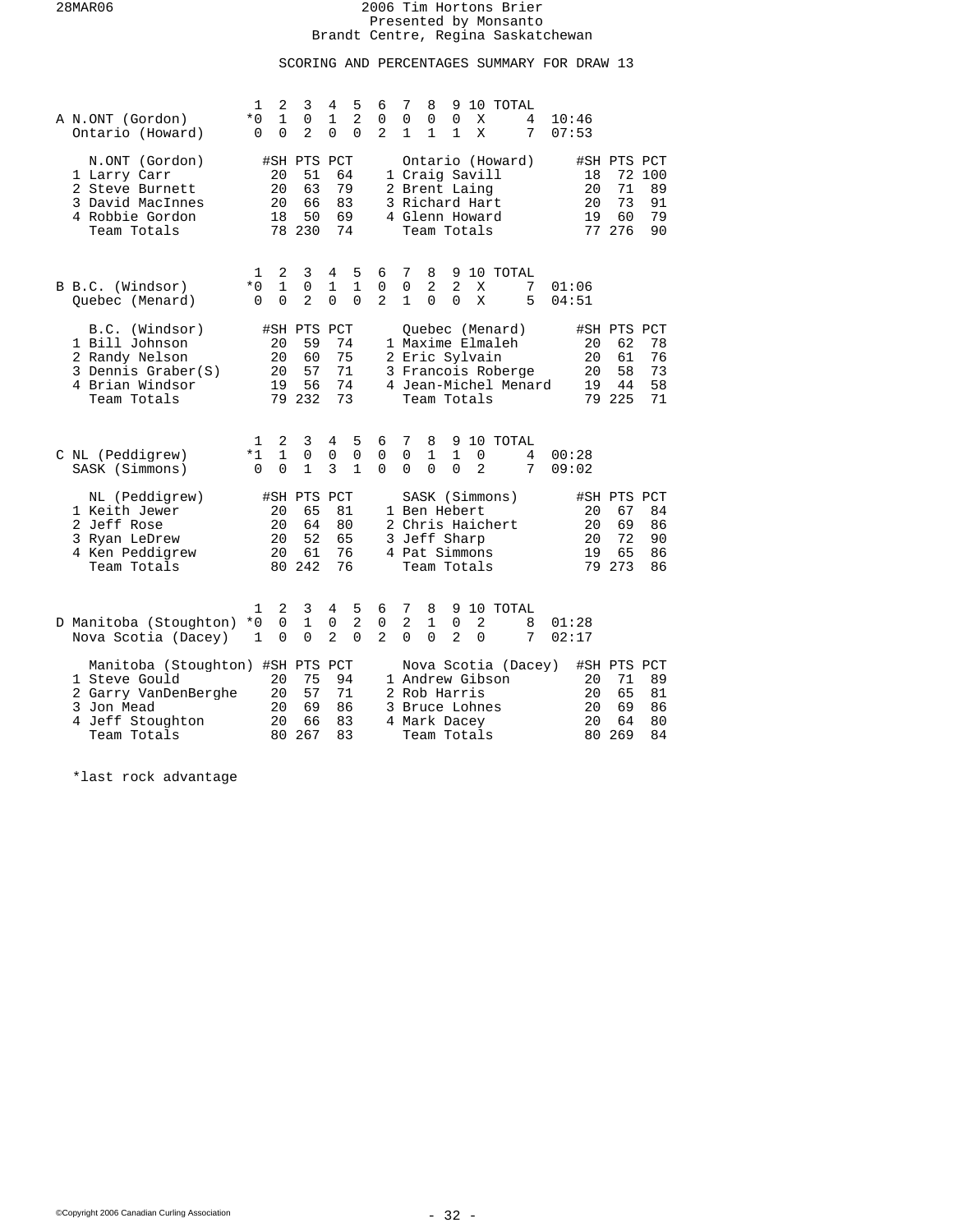28MAR06

# 2006 Tim Hortons Brier
Presented by Monsanto
Brandt Centre, Regina Saskatchewan

## SCORING AND PERCENTAGES SUMMARY FOR DRAW 13

### A

| | 1 | 2 | 3 | 4 | 5 | 6 | 7 | 8 | 9 | 10 | TOTAL | |
|---|---|---|---|---|---|---|---|---|---|---|---|---|
| N.ONT (Gordon) | *0 | 1 | 0 | 1 | 2 | 0 | 0 | 0 | 0 | X | 4 | 10:46 |
| Ontario (Howard) | 0 | 0 | 2 | 0 | 0 | 2 | 1 | 1 | 1 | X | 7 | 07:53 |

| N.ONT (Gordon) | #SH | PTS | PCT | Ontario (Howard) | #SH | PTS | PCT |
|---|---|---|---|---|---|---|---|
| 1 Larry Carr | 20 | 51 | 64 | 1 Craig Savill | 18 | 72 | 100 |
| 2 Steve Burnett | 20 | 63 | 79 | 2 Brent Laing | 20 | 71 | 89 |
| 3 David MacInnes | 20 | 66 | 83 | 3 Richard Hart | 20 | 73 | 91 |
| 4 Robbie Gordon | 18 | 50 | 69 | 4 Glenn Howard | 19 | 60 | 79 |
| Team Totals | 78 | 230 | 74 | Team Totals | 77 | 276 | 90 |

### B

| | 1 | 2 | 3 | 4 | 5 | 6 | 7 | 8 | 9 | 10 | TOTAL | |
|---|---|---|---|---|---|---|---|---|---|---|---|---|
| B.C. (Windsor) | *0 | 1 | 0 | 1 | 1 | 0 | 0 | 2 | 2 | X | 7 | 01:06 |
| Quebec (Menard) | 0 | 0 | 2 | 0 | 0 | 2 | 1 | 0 | 0 | X | 5 | 04:51 |

| B.C. (Windsor) | #SH | PTS | PCT | Quebec (Menard) | #SH | PTS | PCT |
|---|---|---|---|---|---|---|---|
| 1 Bill Johnson | 20 | 59 | 74 | 1 Maxime Elmaleh | 20 | 62 | 78 |
| 2 Randy Nelson | 20 | 60 | 75 | 2 Eric Sylvain | 20 | 61 | 76 |
| 3 Dennis Graber(S) | 20 | 57 | 71 | 3 Francois Roberge | 20 | 58 | 73 |
| 4 Brian Windsor | 19 | 56 | 74 | 4 Jean-Michel Menard | 19 | 44 | 58 |
| Team Totals | 79 | 232 | 73 | Team Totals | 79 | 225 | 71 |

### C

| | 1 | 2 | 3 | 4 | 5 | 6 | 7 | 8 | 9 | 10 | TOTAL | |
|---|---|---|---|---|---|---|---|---|---|---|---|---|
| NL (Peddigrew) | *1 | 1 | 0 | 0 | 0 | 0 | 0 | 1 | 1 | 0 | 4 | 00:28 |
| SASK (Simmons) | 0 | 0 | 1 | 3 | 1 | 0 | 0 | 0 | 0 | 2 | 7 | 09:02 |

| NL (Peddigrew) | #SH | PTS | PCT | SASK (Simmons) | #SH | PTS | PCT |
|---|---|---|---|---|---|---|---|
| 1 Keith Jewer | 20 | 65 | 81 | 1 Ben Hebert | 20 | 67 | 84 |
| 2 Jeff Rose | 20 | 64 | 80 | 2 Chris Haichert | 20 | 69 | 86 |
| 3 Ryan LeDrew | 20 | 52 | 65 | 3 Jeff Sharp | 20 | 72 | 90 |
| 4 Ken Peddigrew | 20 | 61 | 76 | 4 Pat Simmons | 19 | 65 | 86 |
| Team Totals | 80 | 242 | 76 | Team Totals | 79 | 273 | 86 |

### D

| | 1 | 2 | 3 | 4 | 5 | 6 | 7 | 8 | 9 | 10 | TOTAL | |
|---|---|---|---|---|---|---|---|---|---|---|---|---|
| Manitoba (Stoughton) | *0 | 0 | 1 | 0 | 2 | 0 | 2 | 1 | 0 | 2 | 8 | 01:28 |
| Nova Scotia (Dacey) | 1 | 0 | 0 | 2 | 0 | 2 | 0 | 0 | 2 | 0 | 7 | 02:17 |

| Manitoba (Stoughton) | #SH | PTS | PCT | Nova Scotia (Dacey) | #SH | PTS | PCT |
|---|---|---|---|---|---|---|---|
| 1 Steve Gould | 20 | 75 | 94 | 1 Andrew Gibson | 20 | 71 | 89 |
| 2 Garry VanDenBerghe | 20 | 57 | 71 | 2 Rob Harris | 20 | 65 | 81 |
| 3 Jon Mead | 20 | 69 | 86 | 3 Bruce Lohnes | 20 | 69 | 86 |
| 4 Jeff Stoughton | 20 | 66 | 83 | 4 Mark Dacey | 20 | 64 | 80 |
| Team Totals | 80 | 267 | 83 | Team Totals | 80 | 269 | 84 |

*last rock advantage

©Copyright 2006 Canadian Curling Association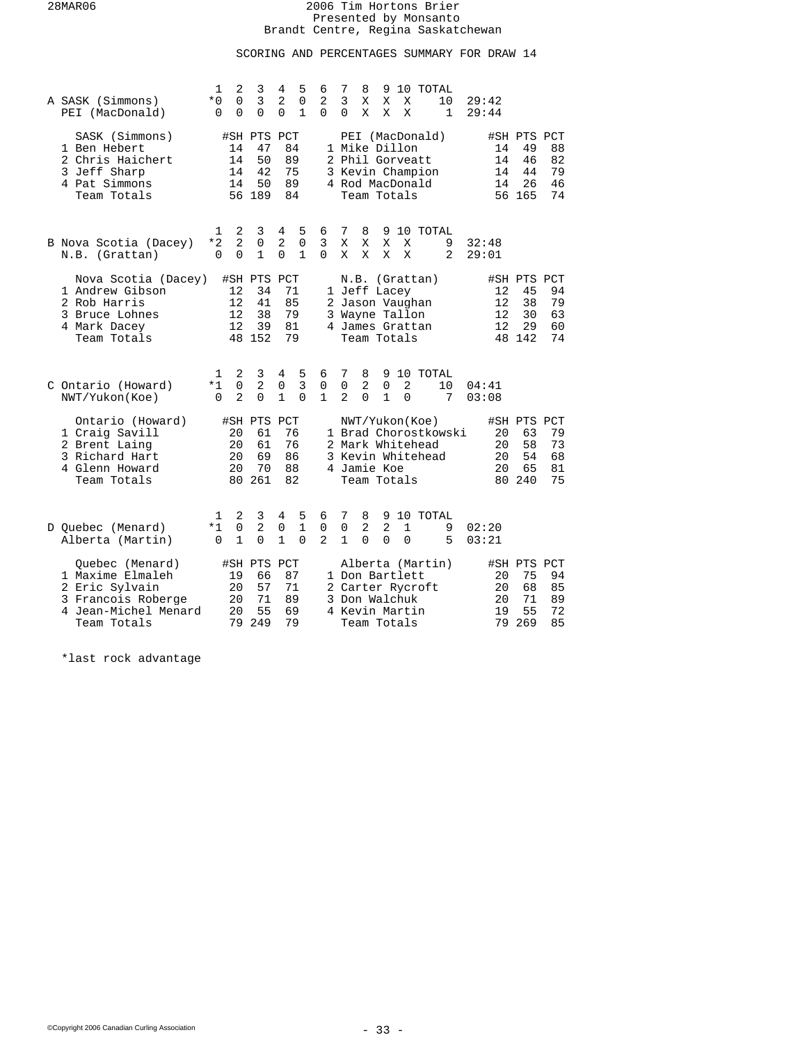28MAR06

# 2006 Tim Hortons Brier
Presented by Monsanto
Brandt Centre, Regina Saskatchewan

## SCORING AND PERCENTAGES SUMMARY FOR DRAW 14

### A

| | 1 | 2 | 3 | 4 | 5 | 6 | 7 | 8 | 9 | 10 | TOTAL | |
|---|---|---|---|---|---|---|---|---|---|---|---|---|
| SASK (Simmons) | *0 | 0 | 3 | 2 | 0 | 2 | 3 | X | X | X | 10 | 29:42 |
| PEI (MacDonald) | 0 | 0 | 0 | 0 | 1 | 0 | 0 | X | X | X | 1 | 29:44 |

| SASK (Simmons) | #SH | PTS | PCT | PEI (MacDonald) | #SH | PTS | PCT |
|---|---|---|---|---|---|---|---|
| 1 Ben Hebert | 14 | 47 | 84 | 1 Mike Dillon | 14 | 49 | 88 |
| 2 Chris Haichert | 14 | 50 | 89 | 2 Phil Gorveatt | 14 | 46 | 82 |
| 3 Jeff Sharp | 14 | 42 | 75 | 3 Kevin Champion | 14 | 44 | 79 |
| 4 Pat Simmons | 14 | 50 | 89 | 4 Rod MacDonald | 14 | 26 | 46 |
| Team Totals | 56 | 189 | 84 | Team Totals | 56 | 165 | 74 |

### B

| | 1 | 2 | 3 | 4 | 5 | 6 | 7 | 8 | 9 | 10 | TOTAL | |
|---|---|---|---|---|---|---|---|---|---|---|---|---|
| Nova Scotia (Dacey) | *2 | 2 | 0 | 2 | 0 | 3 | X | X | X | X | 9 | 32:48 |
| N.B. (Grattan) | 0 | 0 | 1 | 0 | 1 | 0 | X | X | X | X | 2 | 29:01 |

| Nova Scotia (Dacey) | #SH | PTS | PCT | N.B. (Grattan) | #SH | PTS | PCT |
|---|---|---|---|---|---|---|---|
| 1 Andrew Gibson | 12 | 34 | 71 | 1 Jeff Lacey | 12 | 45 | 94 |
| 2 Rob Harris | 12 | 41 | 85 | 2 Jason Vaughan | 12 | 38 | 79 |
| 3 Bruce Lohnes | 12 | 38 | 79 | 3 Wayne Tallon | 12 | 30 | 63 |
| 4 Mark Dacey | 12 | 39 | 81 | 4 James Grattan | 12 | 29 | 60 |
| Team Totals | 48 | 152 | 79 | Team Totals | 48 | 142 | 74 |

### C

| | 1 | 2 | 3 | 4 | 5 | 6 | 7 | 8 | 9 | 10 | TOTAL | |
|---|---|---|---|---|---|---|---|---|---|---|---|---|
| Ontario (Howard) | *1 | 0 | 2 | 0 | 3 | 0 | 0 | 2 | 0 | 2 | 10 | 04:41 |
| NWT/Yukon(Koe) | 0 | 2 | 0 | 1 | 0 | 1 | 2 | 0 | 1 | 0 | 7 | 03:08 |

| Ontario (Howard) | #SH | PTS | PCT | NWT/Yukon(Koe) | #SH | PTS | PCT |
|---|---|---|---|---|---|---|---|
| 1 Craig Savill | 20 | 61 | 76 | 1 Brad Chorostkowski | 20 | 63 | 79 |
| 2 Brent Laing | 20 | 61 | 76 | 2 Mark Whitehead | 20 | 58 | 73 |
| 3 Richard Hart | 20 | 69 | 86 | 3 Kevin Whitehead | 20 | 54 | 68 |
| 4 Glenn Howard | 20 | 70 | 88 | 4 Jamie Koe | 20 | 65 | 81 |
| Team Totals | 80 | 261 | 82 | Team Totals | 80 | 240 | 75 |

### D

| | 1 | 2 | 3 | 4 | 5 | 6 | 7 | 8 | 9 | 10 | TOTAL | |
|---|---|---|---|---|---|---|---|---|---|---|---|---|
| Quebec (Menard) | *1 | 0 | 2 | 0 | 1 | 0 | 0 | 2 | 2 | 1 | 9 | 02:20 |
| Alberta (Martin) | 0 | 1 | 0 | 1 | 0 | 2 | 1 | 0 | 0 | 0 | 5 | 03:21 |

| Quebec (Menard) | #SH | PTS | PCT | Alberta (Martin) | #SH | PTS | PCT |
|---|---|---|---|---|---|---|---|
| 1 Maxime Elmaleh | 19 | 66 | 87 | 1 Don Bartlett | 20 | 75 | 94 |
| 2 Eric Sylvain | 20 | 57 | 71 | 2 Carter Rycroft | 20 | 68 | 85 |
| 3 Francois Roberge | 20 | 71 | 89 | 3 Don Walchuk | 20 | 71 | 89 |
| 4 Jean-Michel Menard | 20 | 55 | 69 | 4 Kevin Martin | 19 | 55 | 72 |
| Team Totals | 79 | 249 | 79 | Team Totals | 79 | 269 | 85 |

*last rock advantage

©Copyright 2006 Canadian Curling Association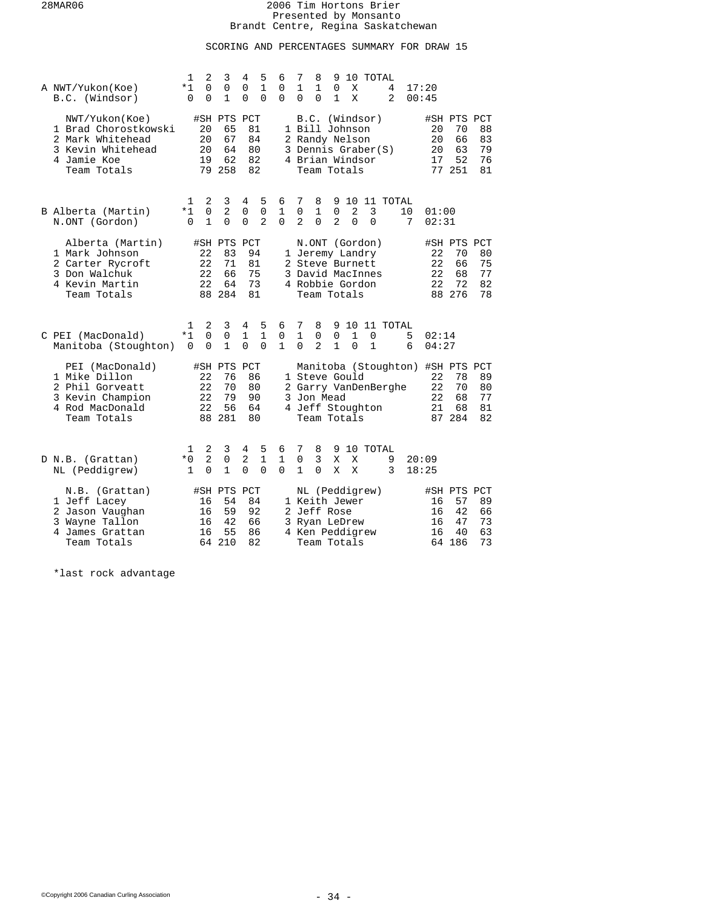2006 Tim Hortons Brier
Presented by Monsanto
Brandt Centre, Regina Saskatchewan

## SCORING AND PERCENTAGES SUMMARY FOR DRAW 15

### A

| | 1 | 2 | 3 | 4 | 5 | 6 | 7 | 8 | 9 | 10 | TOTAL | |
|---|---|---|---|---|---|---|---|---|---|---|---|---|
| NWT/Yukon(Koe) | *1 | 0 | 0 | 0 | 1 | 0 | 1 | 1 | 0 | X | 4 | 17:20 |
| B.C. (Windsor) | 0 | 0 | 1 | 0 | 0 | 0 | 0 | 0 | 1 | X | 2 | 00:45 |

| NWT/Yukon(Koe) | #SH | PTS | PCT | B.C. (Windsor) | #SH | PTS | PCT |
|---|---|---|---|---|---|---|---|
| 1 Brad Chorostkowski | 20 | 65 | 81 | 1 Bill Johnson | 20 | 70 | 88 |
| 2 Mark Whitehead | 20 | 67 | 84 | 2 Randy Nelson | 20 | 66 | 83 |
| 3 Kevin Whitehead | 20 | 64 | 80 | 3 Dennis Graber(S) | 20 | 63 | 79 |
| 4 Jamie Koe | 19 | 62 | 82 | 4 Brian Windsor | 17 | 52 | 76 |
| Team Totals | 79 | 258 | 82 | Team Totals | 77 | 251 | 81 |

### B

| | 1 | 2 | 3 | 4 | 5 | 6 | 7 | 8 | 9 | 10 | 11 | TOTAL | |
|---|---|---|---|---|---|---|---|---|---|---|---|---|---|
| Alberta (Martin) | *1 | 0 | 2 | 0 | 0 | 1 | 0 | 1 | 0 | 2 | 3 | 10 | 01:00 |
| N.ONT (Gordon) | 0 | 1 | 0 | 0 | 2 | 0 | 2 | 0 | 2 | 0 | 0 | 7 | 02:31 |

| Alberta (Martin) | #SH | PTS | PCT | N.ONT (Gordon) | #SH | PTS | PCT |
|---|---|---|---|---|---|---|---|
| 1 Mark Johnson | 22 | 83 | 94 | 1 Jeremy Landry | 22 | 70 | 80 |
| 2 Carter Rycroft | 22 | 71 | 81 | 2 Steve Burnett | 22 | 66 | 75 |
| 3 Don Walchuk | 22 | 66 | 75 | 3 David MacInnes | 22 | 68 | 77 |
| 4 Kevin Martin | 22 | 64 | 73 | 4 Robbie Gordon | 22 | 72 | 82 |
| Team Totals | 88 | 284 | 81 | Team Totals | 88 | 276 | 78 |

### C

| | 1 | 2 | 3 | 4 | 5 | 6 | 7 | 8 | 9 | 10 | 11 | TOTAL | |
|---|---|---|---|---|---|---|---|---|---|---|---|---|---|
| PEI (MacDonald) | *1 | 0 | 0 | 1 | 1 | 0 | 1 | 0 | 0 | 1 | 0 | 5 | 02:14 |
| Manitoba (Stoughton) | 0 | 0 | 1 | 0 | 0 | 1 | 0 | 2 | 1 | 0 | 1 | 6 | 04:27 |

| PEI (MacDonald) | #SH | PTS | PCT | Manitoba (Stoughton) | #SH | PTS | PCT |
|---|---|---|---|---|---|---|---|
| 1 Mike Dillon | 22 | 76 | 86 | 1 Steve Gould | 22 | 78 | 89 |
| 2 Phil Gorveatt | 22 | 70 | 80 | 2 Garry VanDenBerghe | 22 | 70 | 80 |
| 3 Kevin Champion | 22 | 79 | 90 | 3 Jon Mead | 22 | 68 | 77 |
| 4 Rod MacDonald | 22 | 56 | 64 | 4 Jeff Stoughton | 21 | 68 | 81 |
| Team Totals | 88 | 281 | 80 | Team Totals | 87 | 284 | 82 |

### D

| | 1 | 2 | 3 | 4 | 5 | 6 | 7 | 8 | 9 | 10 | TOTAL | |
|---|---|---|---|---|---|---|---|---|---|---|---|---|
| N.B. (Grattan) | *0 | 2 | 0 | 2 | 1 | 1 | 0 | 3 | X | X | 9 | 20:09 |
| NL (Peddigrew) | 1 | 0 | 1 | 0 | 0 | 0 | 1 | 0 | X | X | 3 | 18:25 |

| N.B. (Grattan) | #SH | PTS | PCT | NL (Peddigrew) | #SH | PTS | PCT |
|---|---|---|---|---|---|---|---|
| 1 Jeff Lacey | 16 | 54 | 84 | 1 Keith Jewer | 16 | 57 | 89 |
| 2 Jason Vaughan | 16 | 59 | 92 | 2 Jeff Rose | 16 | 42 | 66 |
| 3 Wayne Tallon | 16 | 42 | 66 | 3 Ryan LeDrew | 16 | 47 | 73 |
| 4 James Grattan | 16 | 55 | 86 | 4 Ken Peddigrew | 16 | 40 | 63 |
| Team Totals | 64 | 210 | 82 | Team Totals | 64 | 186 | 73 |

*last rock advantage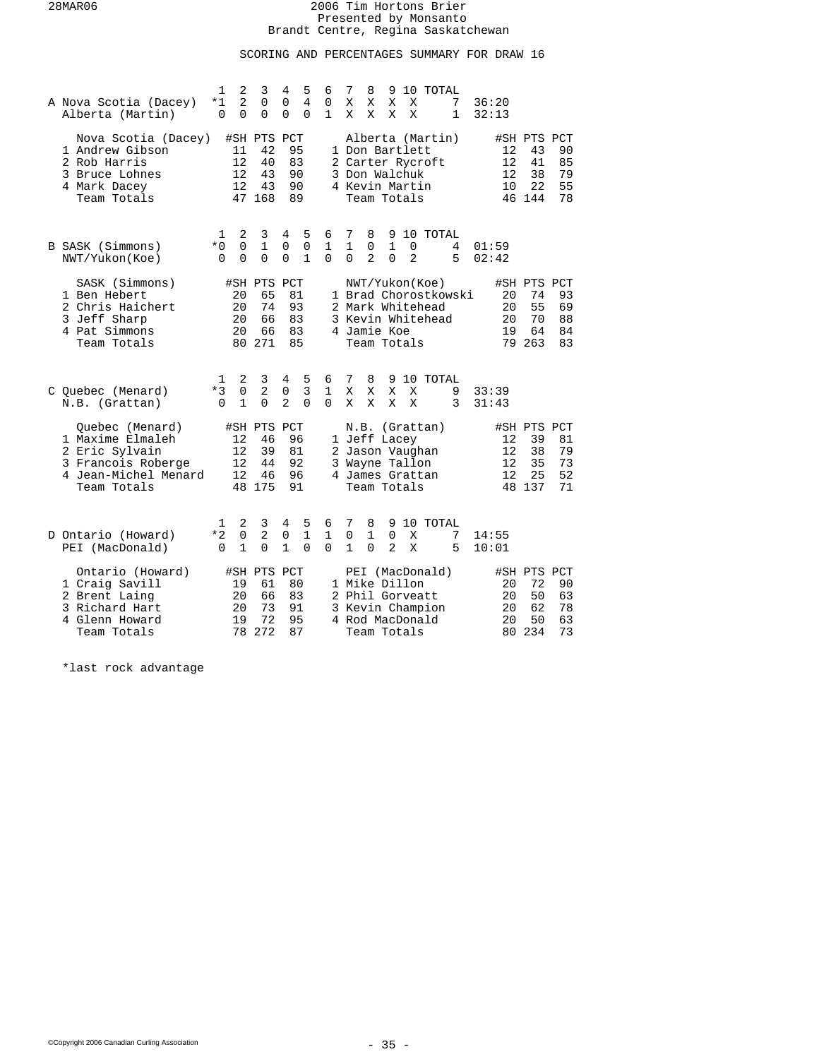# 2006 Tim Hortons Brier
## Presented by Monsanto
### Brandt Centre, Regina Saskatchewan

## SCORING AND PERCENTAGES SUMMARY FOR DRAW 16

| | | 1 | 2 | 3 | 4 | 5 | 6 | 7 | 8 | 9 | 10 | TOTAL | |
|---|---|---|---|---|---|---|---|---|---|---|---|---|---|
| A | Nova Scotia (Dacey) | *1 | 2 | 0 | 0 | 4 | 0 | X | X | X | X | 7 | 36:20 |
| | Alberta (Martin) | 0 | 0 | 0 | 0 | 0 | 1 | X | X | X | X | 1 | 32:13 |

| Nova Scotia (Dacey) | #SH | PTS | PCT | Alberta (Martin) | #SH | PTS | PCT |
|---|---|---|---|---|---|---|---|
| 1 Andrew Gibson | 11 | 42 | 95 | 1 Don Bartlett | 12 | 43 | 90 |
| 2 Rob Harris | 12 | 40 | 83 | 2 Carter Rycroft | 12 | 41 | 85 |
| 3 Bruce Lohnes | 12 | 43 | 90 | 3 Don Walchuk | 12 | 38 | 79 |
| 4 Mark Dacey | 12 | 43 | 90 | 4 Kevin Martin | 10 | 22 | 55 |
| Team Totals | 47 | 168 | 89 | Team Totals | 46 | 144 | 78 |

| | | 1 | 2 | 3 | 4 | 5 | 6 | 7 | 8 | 9 | 10 | TOTAL | |
|---|---|---|---|---|---|---|---|---|---|---|---|---|---|
| B | SASK (Simmons) | *0 | 0 | 1 | 0 | 0 | 1 | 1 | 0 | 1 | 0 | 4 | 01:59 |
| | NWT/Yukon(Koe) | 0 | 0 | 0 | 0 | 1 | 0 | 0 | 2 | 0 | 2 | 5 | 02:42 |

| SASK (Simmons) | #SH | PTS | PCT | NWT/Yukon(Koe) | #SH | PTS | PCT |
|---|---|---|---|---|---|---|---|
| 1 Ben Hebert | 20 | 65 | 81 | 1 Brad Chorostkowski | 20 | 74 | 93 |
| 2 Chris Haichert | 20 | 74 | 93 | 2 Mark Whitehead | 20 | 55 | 69 |
| 3 Jeff Sharp | 20 | 66 | 83 | 3 Kevin Whitehead | 20 | 70 | 88 |
| 4 Pat Simmons | 20 | 66 | 83 | 4 Jamie Koe | 19 | 64 | 84 |
| Team Totals | 80 | 271 | 85 | Team Totals | 79 | 263 | 83 |

| | | 1 | 2 | 3 | 4 | 5 | 6 | 7 | 8 | 9 | 10 | TOTAL | |
|---|---|---|---|---|---|---|---|---|---|---|---|---|---|
| C | Quebec (Menard) | *3 | 0 | 2 | 0 | 3 | 1 | X | X | X | X | 9 | 33:39 |
| | N.B. (Grattan) | 0 | 1 | 0 | 2 | 0 | 0 | X | X | X | X | 3 | 31:43 |

| Quebec (Menard) | #SH | PTS | PCT | N.B. (Grattan) | #SH | PTS | PCT |
|---|---|---|---|---|---|---|---|
| 1 Maxime Elmaleh | 12 | 46 | 96 | 1 Jeff Lacey | 12 | 39 | 81 |
| 2 Eric Sylvain | 12 | 39 | 81 | 2 Jason Vaughan | 12 | 38 | 79 |
| 3 Francois Roberge | 12 | 44 | 92 | 3 Wayne Tallon | 12 | 35 | 73 |
| 4 Jean-Michel Menard | 12 | 46 | 96 | 4 James Grattan | 12 | 25 | 52 |
| Team Totals | 48 | 175 | 91 | Team Totals | 48 | 137 | 71 |

| | | 1 | 2 | 3 | 4 | 5 | 6 | 7 | 8 | 9 | 10 | TOTAL | |
|---|---|---|---|---|---|---|---|---|---|---|---|---|---|
| D | Ontario (Howard) | *2 | 0 | 2 | 0 | 1 | 1 | 0 | 1 | 0 | X | 7 | 14:55 |
| | PEI (MacDonald) | 0 | 1 | 0 | 1 | 0 | 0 | 1 | 0 | 2 | X | 5 | 10:01 |

| Ontario (Howard) | #SH | PTS | PCT | PEI (MacDonald) | #SH | PTS | PCT |
|---|---|---|---|---|---|---|---|
| 1 Craig Savill | 19 | 61 | 80 | 1 Mike Dillon | 20 | 72 | 90 |
| 2 Brent Laing | 20 | 66 | 83 | 2 Phil Gorveatt | 20 | 50 | 63 |
| 3 Richard Hart | 20 | 73 | 91 | 3 Kevin Champion | 20 | 62 | 78 |
| 4 Glenn Howard | 19 | 72 | 95 | 4 Rod MacDonald | 20 | 50 | 63 |
| Team Totals | 78 | 272 | 87 | Team Totals | 80 | 234 | 73 |

*last rock advantage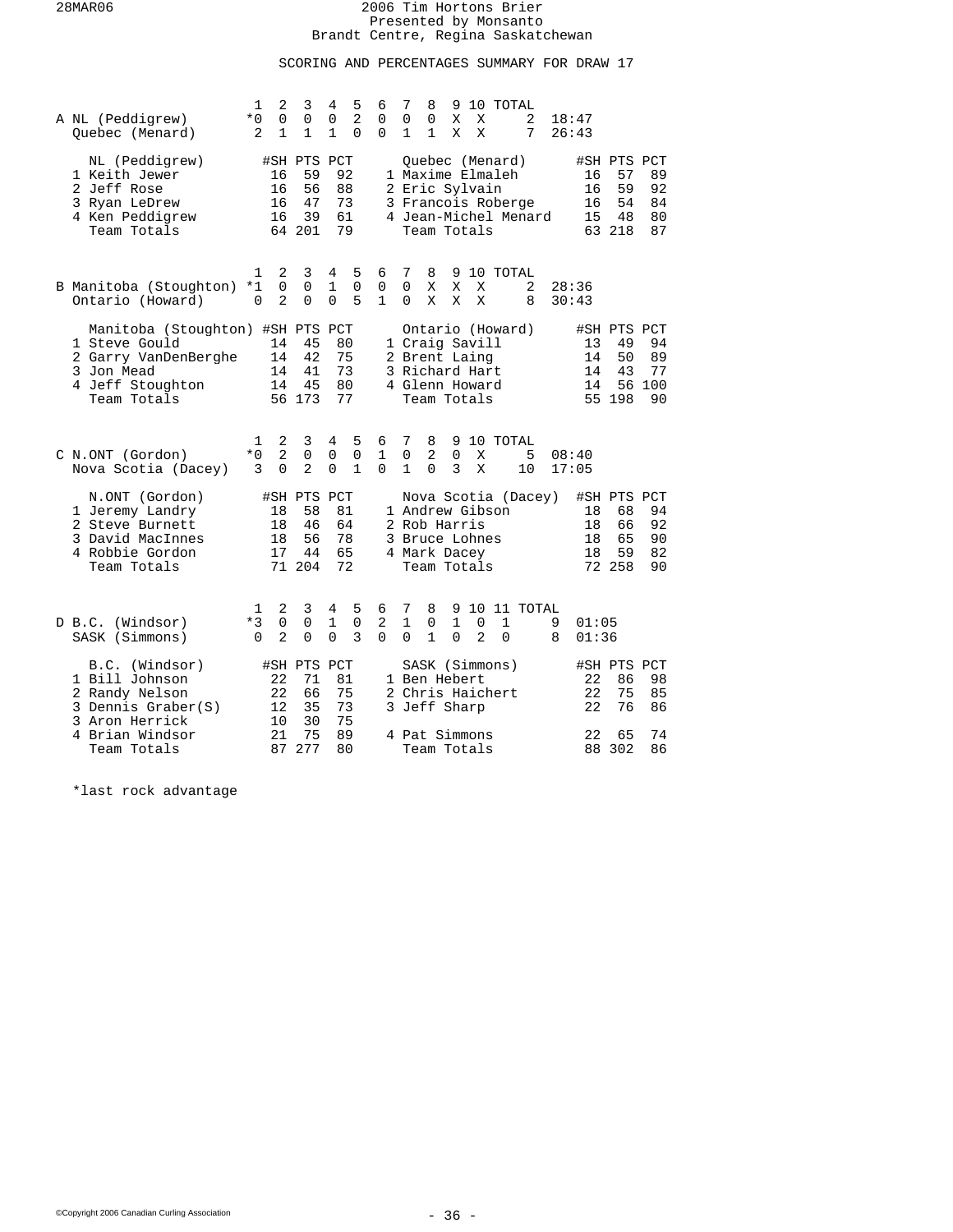28MAR06

# 2006 Tim Hortons Brier
Presented by Monsanto
Brandt Centre, Regina Saskatchewan

## SCORING AND PERCENTAGES SUMMARY FOR DRAW 17

### A

| | 1 | 2 | 3 | 4 | 5 | 6 | 7 | 8 | 9 | 10 | TOTAL | |
|---|---|---|---|---|---|---|---|---|---|---|---|---|
| NL (Peddigrew) | *0 | 0 | 0 | 0 | 2 | 0 | 0 | 0 | X | X | 2 | 18:47 |
| Quebec (Menard) | 2 | 1 | 1 | 1 | 0 | 0 | 1 | 1 | X | X | 7 | 26:43 |

| NL (Peddigrew) | #SH | PTS | PCT | Quebec (Menard) | #SH | PTS | PCT |
|---|---|---|---|---|---|---|---|
| 1 Keith Jewer | 16 | 59 | 92 | 1 Maxime Elmaleh | 16 | 57 | 89 |
| 2 Jeff Rose | 16 | 56 | 88 | 2 Eric Sylvain | 16 | 59 | 92 |
| 3 Ryan LeDrew | 16 | 47 | 73 | 3 Francois Roberge | 16 | 54 | 84 |
| 4 Ken Peddigrew | 16 | 39 | 61 | 4 Jean-Michel Menard | 15 | 48 | 80 |
| Team Totals | 64 | 201 | 79 | Team Totals | 63 | 218 | 87 |

### B

| | 1 | 2 | 3 | 4 | 5 | 6 | 7 | 8 | 9 | 10 | TOTAL | |
|---|---|---|---|---|---|---|---|---|---|---|---|---|
| Manitoba (Stoughton) | *1 | 0 | 0 | 1 | 0 | 0 | 0 | X | X | X | 2 | 28:36 |
| Ontario (Howard) | 0 | 2 | 0 | 0 | 5 | 1 | 0 | X | X | X | 8 | 30:43 |

| Manitoba (Stoughton) | #SH | PTS | PCT | Ontario (Howard) | #SH | PTS | PCT |
|---|---|---|---|---|---|---|---|
| 1 Steve Gould | 14 | 45 | 80 | 1 Craig Savill | 13 | 49 | 94 |
| 2 Garry VanDenBerghe | 14 | 42 | 75 | 2 Brent Laing | 14 | 50 | 89 |
| 3 Jon Mead | 14 | 41 | 73 | 3 Richard Hart | 14 | 43 | 77 |
| 4 Jeff Stoughton | 14 | 45 | 80 | 4 Glenn Howard | 14 | 56 | 100 |
| Team Totals | 56 | 173 | 77 | Team Totals | 55 | 198 | 90 |

### C

| | 1 | 2 | 3 | 4 | 5 | 6 | 7 | 8 | 9 | 10 | TOTAL | |
|---|---|---|---|---|---|---|---|---|---|---|---|---|
| N.ONT (Gordon) | *0 | 2 | 0 | 0 | 0 | 1 | 0 | 2 | 0 | X | 5 | 08:40 |
| Nova Scotia (Dacey) | 3 | 0 | 2 | 0 | 1 | 0 | 1 | 0 | 3 | X | 10 | 17:05 |

| N.ONT (Gordon) | #SH | PTS | PCT | Nova Scotia (Dacey) | #SH | PTS | PCT |
|---|---|---|---|---|---|---|---|
| 1 Jeremy Landry | 18 | 58 | 81 | 1 Andrew Gibson | 18 | 68 | 94 |
| 2 Steve Burnett | 18 | 46 | 64 | 2 Rob Harris | 18 | 66 | 92 |
| 3 David MacInnes | 18 | 56 | 78 | 3 Bruce Lohnes | 18 | 65 | 90 |
| 4 Robbie Gordon | 17 | 44 | 65 | 4 Mark Dacey | 18 | 59 | 82 |
| Team Totals | 71 | 204 | 72 | Team Totals | 72 | 258 | 90 |

### D

| | 1 | 2 | 3 | 4 | 5 | 6 | 7 | 8 | 9 | 10 | 11 | TOTAL | |
|---|---|---|---|---|---|---|---|---|---|---|---|---|---|
| B.C. (Windsor) | *3 | 0 | 0 | 1 | 0 | 2 | 1 | 0 | 1 | 0 | 1 | 9 | 01:05 |
| SASK (Simmons) | 0 | 2 | 0 | 0 | 3 | 0 | 0 | 1 | 0 | 2 | 0 | 8 | 01:36 |

| B.C. (Windsor) | #SH | PTS | PCT | SASK (Simmons) | #SH | PTS | PCT |
|---|---|---|---|---|---|---|---|
| 1 Bill Johnson | 22 | 71 | 81 | 1 Ben Hebert | 22 | 86 | 98 |
| 2 Randy Nelson | 22 | 66 | 75 | 2 Chris Haichert | 22 | 75 | 85 |
| 3 Dennis Graber(S) | 12 | 35 | 73 | 3 Jeff Sharp | 22 | 76 | 86 |
| 3 Aron Herrick | 10 | 30 | 75 | | | | |
| 4 Brian Windsor | 21 | 75 | 89 | 4 Pat Simmons | 22 | 65 | 74 |
| Team Totals | 87 | 277 | 80 | Team Totals | 88 | 302 | 86 |

*last rock advantage

©Copyright 2006 Canadian Curling Association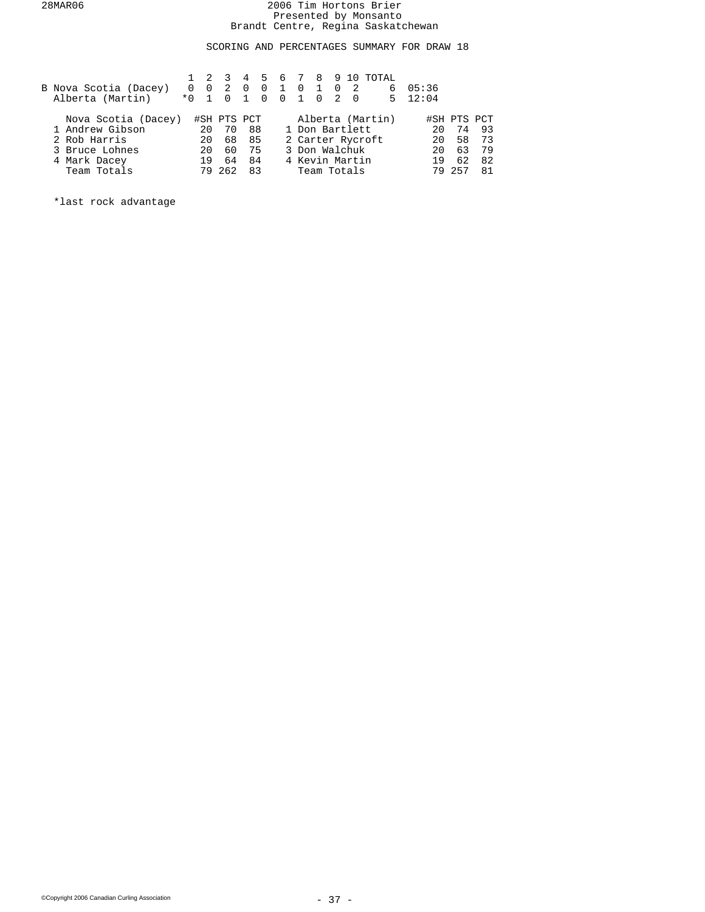28MAR06

# 2006 Tim Hortons Brier

Presented by Monsanto

Brandt Centre, Regina Saskatchewan

## SCORING AND PERCENTAGES SUMMARY FOR DRAW 18

| | | 1 | 2 | 3 | 4 | 5 | 6 | 7 | 8 | 9 | 10 | TOTAL | |
|---|---|---|---|---|---|---|---|---|---|---|---|---|---|
| B | Nova Scotia (Dacey) | 0 | 0 | 2 | 0 | 0 | 1 | 0 | 1 | 0 | 2 | 6 | 05:36 |
| | Alberta (Martin) | *0 | 1 | 0 | 1 | 0 | 0 | 1 | 0 | 2 | 0 | 5 | 12:04 |

| Nova Scotia (Dacey) | #SH | PTS | PCT | Alberta (Martin) | #SH | PTS | PCT |
|---|---|---|---|---|---|---|---|
| 1 Andrew Gibson | 20 | 70 | 88 | 1 Don Bartlett | 20 | 74 | 93 |
| 2 Rob Harris | 20 | 68 | 85 | 2 Carter Rycroft | 20 | 58 | 73 |
| 3 Bruce Lohnes | 20 | 60 | 75 | 3 Don Walchuk | 20 | 63 | 79 |
| 4 Mark Dacey | 19 | 64 | 84 | 4 Kevin Martin | 19 | 62 | 82 |
| Team Totals | 79 | 262 | 83 | Team Totals | 79 | 257 | 81 |

*last rock advantage

©Copyright 2006 Canadian Curling Association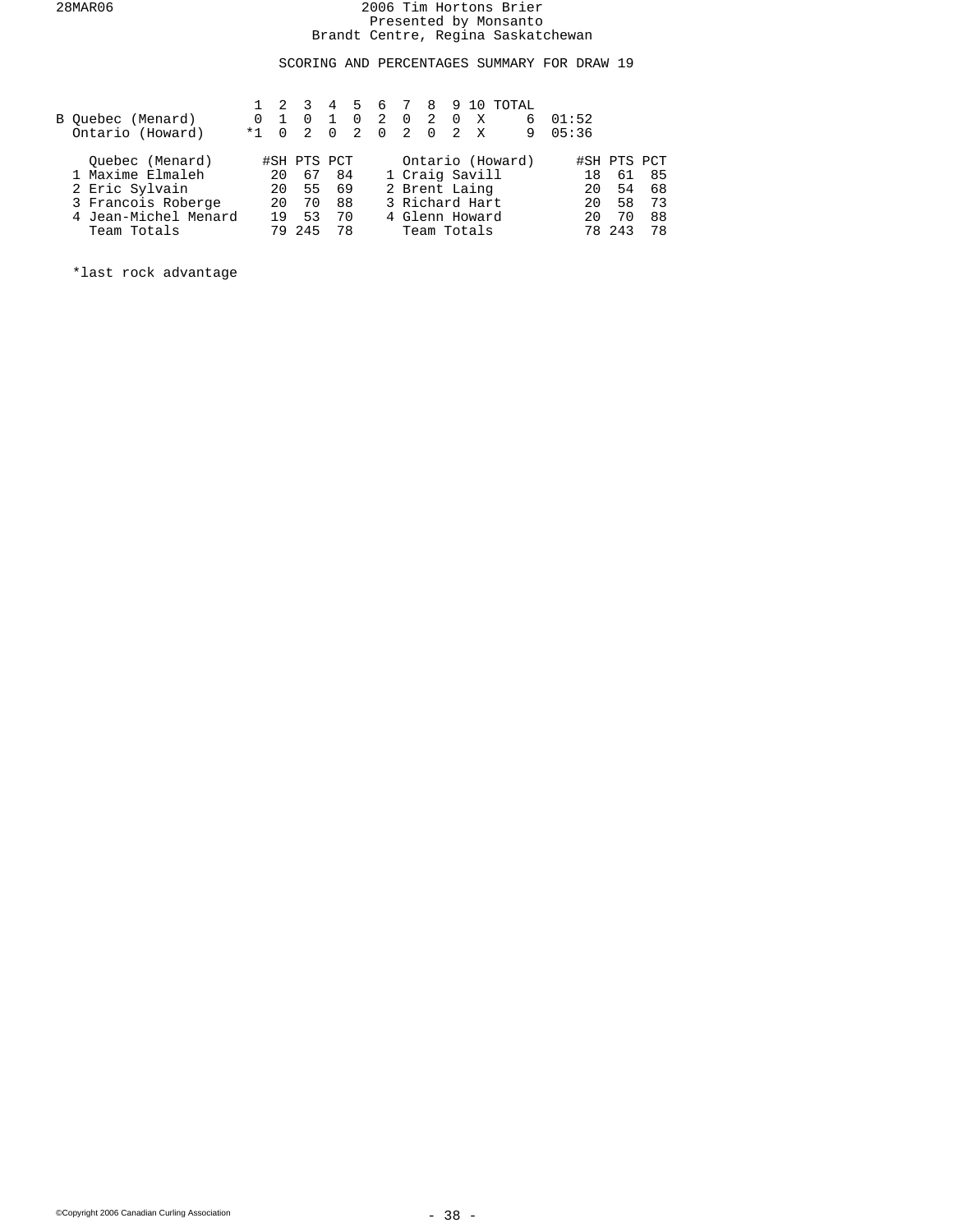2006 Tim Hortons Brier
Presented by Monsanto
Brandt Centre, Regina Saskatchewan

## SCORING AND PERCENTAGES SUMMARY FOR DRAW 19

| | 1 | 2 | 3 | 4 | 5 | 6 | 7 | 8 | 9 | 10 | TOTAL | |
|---|---|---|---|---|---|---|---|---|---|---|---|---|
| B Quebec (Menard) | 0 | 1 | 0 | 1 | 0 | 2 | 0 | 2 | 0 | X | 6 | 01:52 |
| Ontario (Howard) | *1 | 0 | 2 | 0 | 2 | 0 | 2 | 0 | 2 | X | 9 | 05:36 |

| Quebec (Menard) | #SH | PTS | PCT | Ontario (Howard) | #SH | PTS | PCT |
|---|---|---|---|---|---|---|---|
| 1 Maxime Elmaleh | 20 | 67 | 84 | 1 Craig Savill | 18 | 61 | 85 |
| 2 Eric Sylvain | 20 | 55 | 69 | 2 Brent Laing | 20 | 54 | 68 |
| 3 Francois Roberge | 20 | 70 | 88 | 3 Richard Hart | 20 | 58 | 73 |
| 4 Jean-Michel Menard | 19 | 53 | 70 | 4 Glenn Howard | 20 | 70 | 88 |
| Team Totals | 79 | 245 | 78 | Team Totals | 78 | 243 | 78 |

*last rock advantage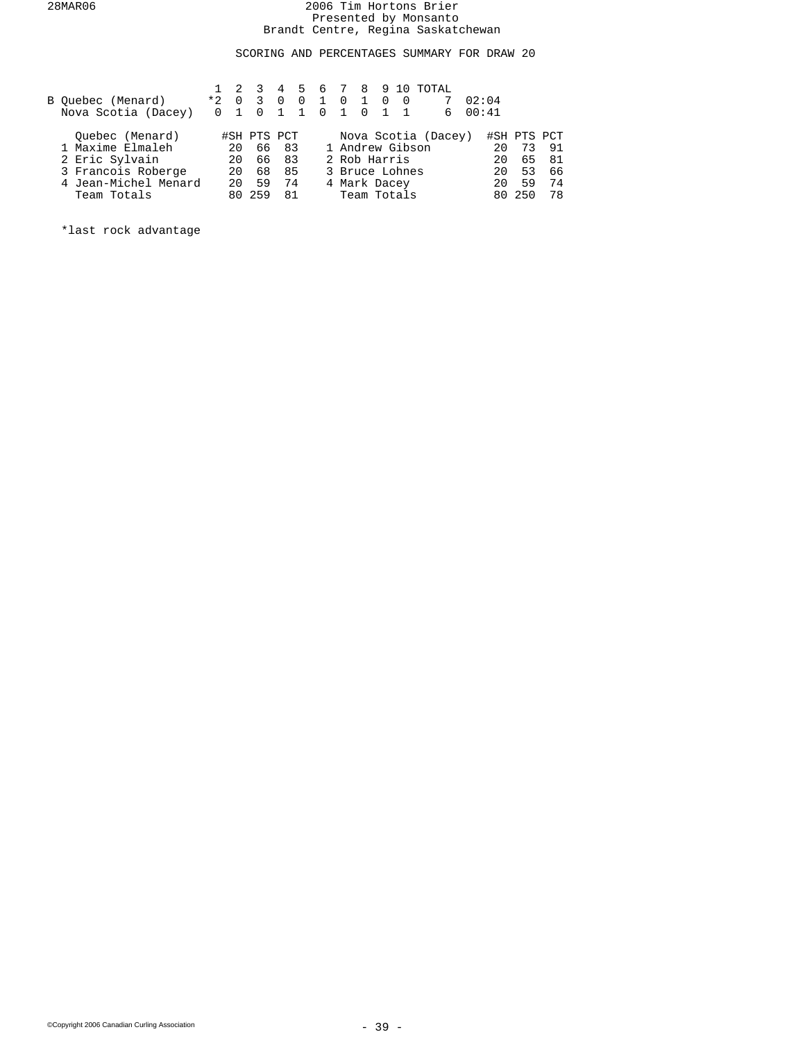2006 Tim Hortons Brier
Presented by Monsanto
Brandt Centre, Regina Saskatchewan

28MAR06

SCORING AND PERCENTAGES SUMMARY FOR DRAW 20

| | 1 | 2 | 3 | 4 | 5 | 6 | 7 | 8 | 9 | 10 | TOTAL | |
|---|---|---|---|---|---|---|---|---|---|---|---|---|
| B Quebec (Menard) | *2 | 0 | 3 | 0 | 0 | 1 | 0 | 1 | 0 | 0 | 7 | 02:04 |
| Nova Scotia (Dacey) | 0 | 1 | 0 | 1 | 1 | 0 | 1 | 0 | 1 | 1 | 6 | 00:41 |

| Quebec (Menard) | #SH | PTS | PCT | Nova Scotia (Dacey) | #SH | PTS | PCT |
|---|---|---|---|---|---|---|---|
| 1 Maxime Elmaleh | 20 | 66 | 83 | 1 Andrew Gibson | 20 | 73 | 91 |
| 2 Eric Sylvain | 20 | 66 | 83 | 2 Rob Harris | 20 | 65 | 81 |
| 3 Francois Roberge | 20 | 68 | 85 | 3 Bruce Lohnes | 20 | 53 | 66 |
| 4 Jean-Michel Menard | 20 | 59 | 74 | 4 Mark Dacey | 20 | 59 | 74 |
| Team Totals | 80 | 259 | 81 | Team Totals | 80 | 250 | 78 |

*last rock advantage

©Copyright 2006 Canadian Curling Association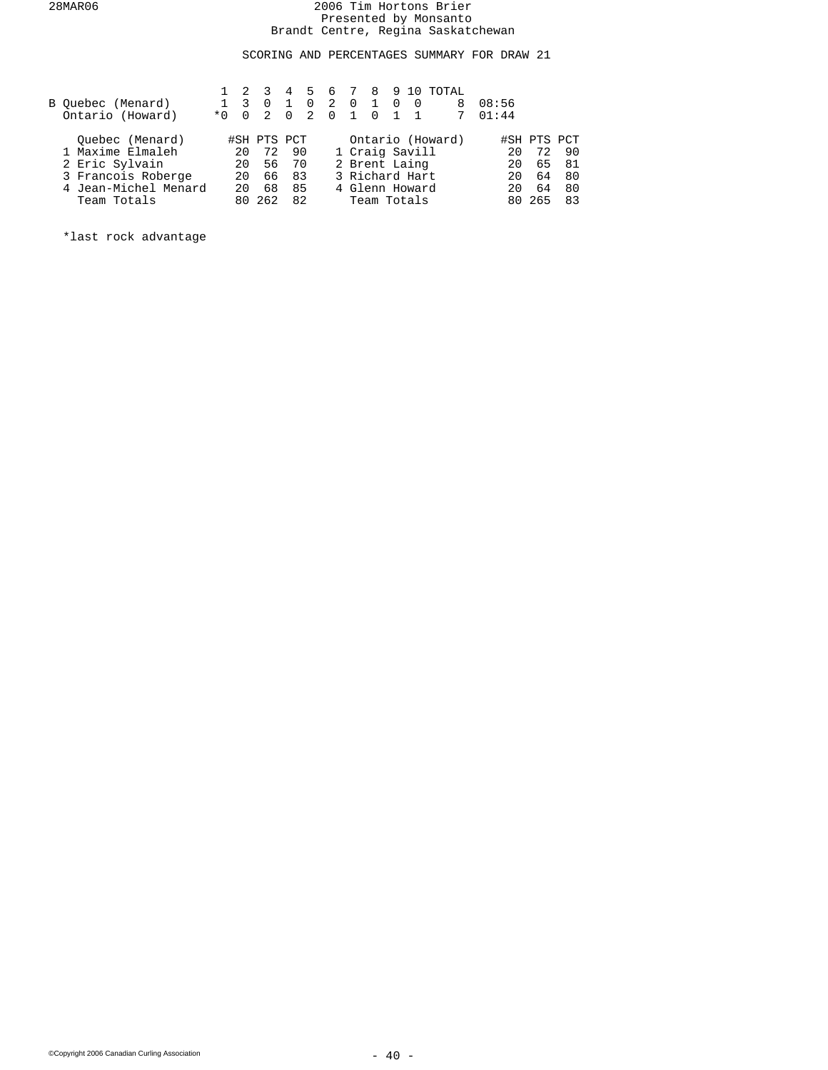28MAR06

# 2006 Tim Hortons Brier
Presented by Monsanto
Brandt Centre, Regina Saskatchewan

## SCORING AND PERCENTAGES SUMMARY FOR DRAW 21

| | 1 | 2 | 3 | 4 | 5 | 6 | 7 | 8 | 9 | 10 | TOTAL | |
|---|---|---|---|---|---|---|---|---|---|---|---|---|
| B Quebec (Menard) | 1 | 3 | 0 | 1 | 0 | 2 | 0 | 1 | 0 | 0 | 8 | 08:56 |
| Ontario (Howard) | *0 | 0 | 2 | 0 | 2 | 0 | 1 | 0 | 1 | 1 | 7 | 01:44 |

| Quebec (Menard) | #SH | PTS | PCT | Ontario (Howard) | #SH | PTS | PCT |
|---|---|---|---|---|---|---|---|
| 1 Maxime Elmaleh | 20 | 72 | 90 | 1 Craig Savill | 20 | 72 | 90 |
| 2 Eric Sylvain | 20 | 56 | 70 | 2 Brent Laing | 20 | 65 | 81 |
| 3 Francois Roberge | 20 | 66 | 83 | 3 Richard Hart | 20 | 64 | 80 |
| 4 Jean-Michel Menard | 20 | 68 | 85 | 4 Glenn Howard | 20 | 64 | 80 |
| Team Totals | 80 | 262 | 82 | Team Totals | 80 | 265 | 83 |

*last rock advantage

©Copyright 2006 Canadian Curling Association